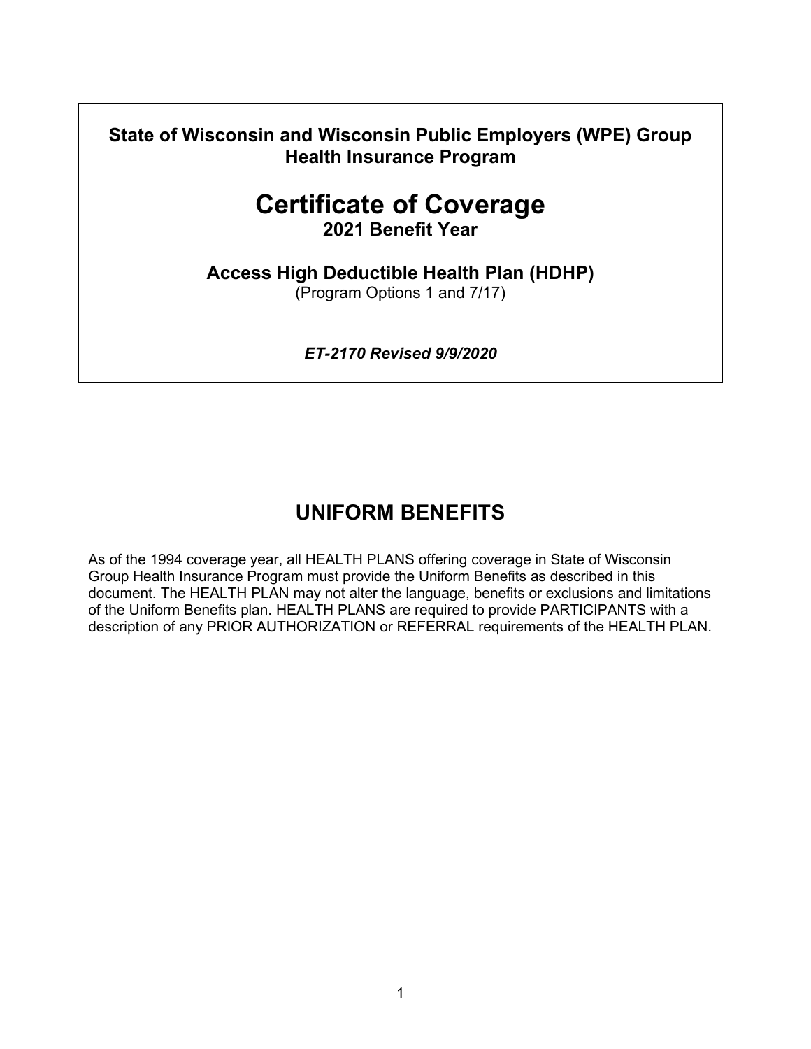**State of Wisconsin and Wisconsin Public Employers (WPE) Group Health Insurance Program**

# Certificate of Coverage

**2021 Benefit Year**

**Access High Deductible Health Plan (HDHP)**

(Program Options 1 and 7/17)

***ET-2170 Revised 9/9/2020***

## UNIFORM BENEFITS

As of the 1994 coverage year, all HEALTH PLANS offering coverage in State of Wisconsin Group Health Insurance Program must provide the Uniform Benefits as described in this document. The HEALTH PLAN may not alter the language, benefits or exclusions and limitations of the Uniform Benefits plan. HEALTH PLANS are required to provide PARTICIPANTS with a description of any PRIOR AUTHORIZATION or REFERRAL requirements of the HEALTH PLAN.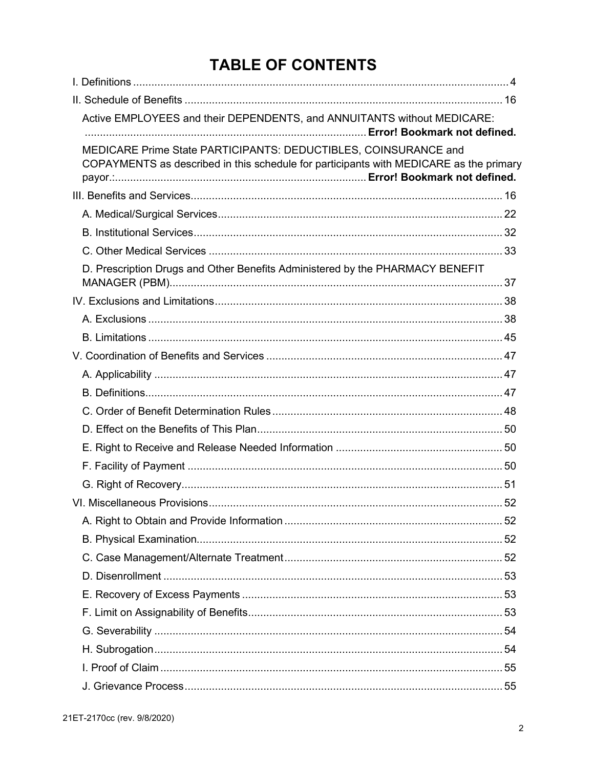# TABLE OF CONTENTS

I. Definitions ............................................................ 4

II. Schedule of Benefits ............................................................ 16

- Active EMPLOYEES and their DEPENDENTS, and ANNUITANTS without MEDICARE: ............................................................ **Error! Bookmark not defined.**
- MEDICARE Prime State PARTICIPANTS: DEDUCTIBLES, COINSURANCE and COPAYMENTS as described in this schedule for participants with MEDICARE as the primary payor.: ............................................................ **Error! Bookmark not defined.**

III. Benefits and Services ............................................................ 16

- A. Medical/Surgical Services ............................................................ 22
- B. Institutional Services ............................................................ 32
- C. Other Medical Services ............................................................ 33
- D. Prescription Drugs and Other Benefits Administered by the PHARMACY BENEFIT MANAGER (PBM) ............................................................ 37

IV. Exclusions and Limitations ............................................................ 38

- A. Exclusions ............................................................ 38
- B. Limitations ............................................................ 45

V. Coordination of Benefits and Services ............................................................ 47

- A. Applicability ............................................................ 47
- B. Definitions ............................................................ 47
- C. Order of Benefit Determination Rules ............................................................ 48
- D. Effect on the Benefits of This Plan ............................................................ 50
- E. Right to Receive and Release Needed Information ............................................................ 50
- F. Facility of Payment ............................................................ 50
- G. Right of Recovery ............................................................ 51

VI. Miscellaneous Provisions ............................................................ 52

- A. Right to Obtain and Provide Information ............................................................ 52
- B. Physical Examination ............................................................ 52
- C. Case Management/Alternate Treatment ............................................................ 52
- D. Disenrollment ............................................................ 53
- E. Recovery of Excess Payments ............................................................ 53
- F. Limit on Assignability of Benefits ............................................................ 53
- G. Severability ............................................................ 54
- H. Subrogation ............................................................ 54
- I. Proof of Claim ............................................................ 55
- J. Grievance Process ............................................................ 55

21ET-2170cc (rev. 9/8/2020)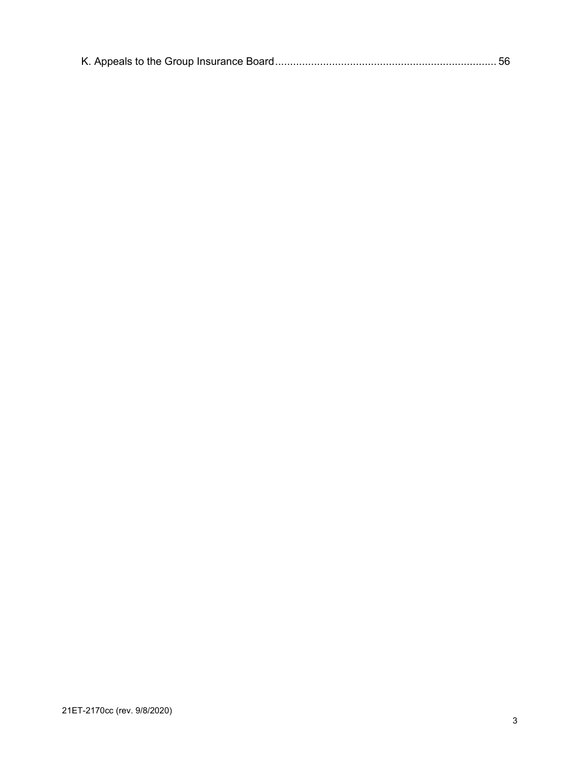K. Appeals to the Group Insurance Board ........................................................................ 56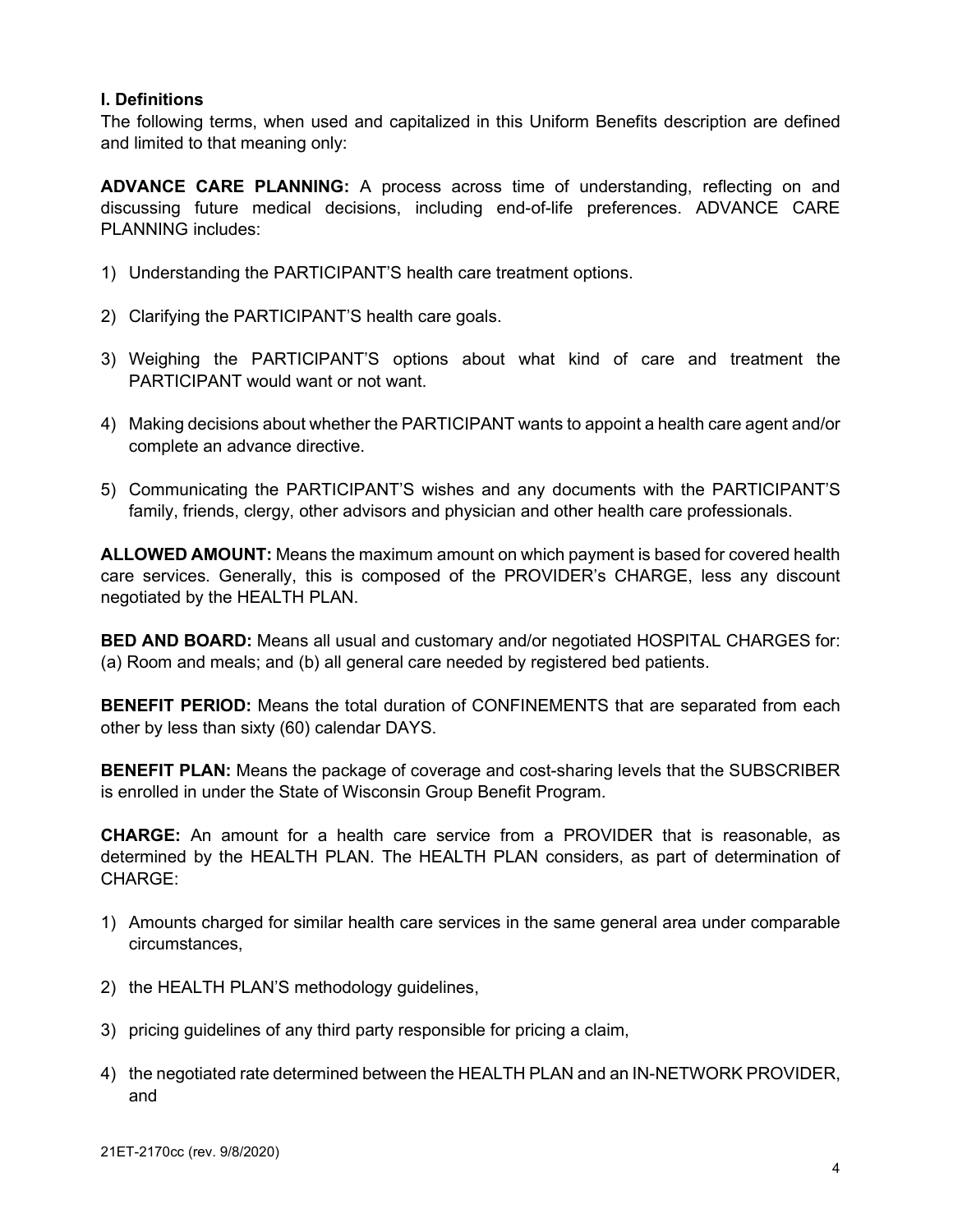### I. Definitions

The following terms, when used and capitalized in this Uniform Benefits description are defined and limited to that meaning only:

**ADVANCE CARE PLANNING:** A process across time of understanding, reflecting on and discussing future medical decisions, including end-of-life preferences. ADVANCE CARE PLANNING includes:

1) Understanding the PARTICIPANT'S health care treatment options.
2) Clarifying the PARTICIPANT'S health care goals.
3) Weighing the PARTICIPANT'S options about what kind of care and treatment the PARTICIPANT would want or not want.
4) Making decisions about whether the PARTICIPANT wants to appoint a health care agent and/or complete an advance directive.
5) Communicating the PARTICIPANT'S wishes and any documents with the PARTICIPANT'S family, friends, clergy, other advisors and physician and other health care professionals.

**ALLOWED AMOUNT:** Means the maximum amount on which payment is based for covered health care services. Generally, this is composed of the PROVIDER's CHARGE, less any discount negotiated by the HEALTH PLAN.

**BED AND BOARD:** Means all usual and customary and/or negotiated HOSPITAL CHARGES for: (a) Room and meals; and (b) all general care needed by registered bed patients.

**BENEFIT PERIOD:** Means the total duration of CONFINEMENTS that are separated from each other by less than sixty (60) calendar DAYS.

**BENEFIT PLAN:** Means the package of coverage and cost-sharing levels that the SUBSCRIBER is enrolled in under the State of Wisconsin Group Benefit Program.

**CHARGE:** An amount for a health care service from a PROVIDER that is reasonable, as determined by the HEALTH PLAN. The HEALTH PLAN considers, as part of determination of CHARGE:

1) Amounts charged for similar health care services in the same general area under comparable circumstances,
2) the HEALTH PLAN'S methodology guidelines,
3) pricing guidelines of any third party responsible for pricing a claim,
4) the negotiated rate determined between the HEALTH PLAN and an IN-NETWORK PROVIDER, and

21ET-2170cc (rev. 9/8/2020)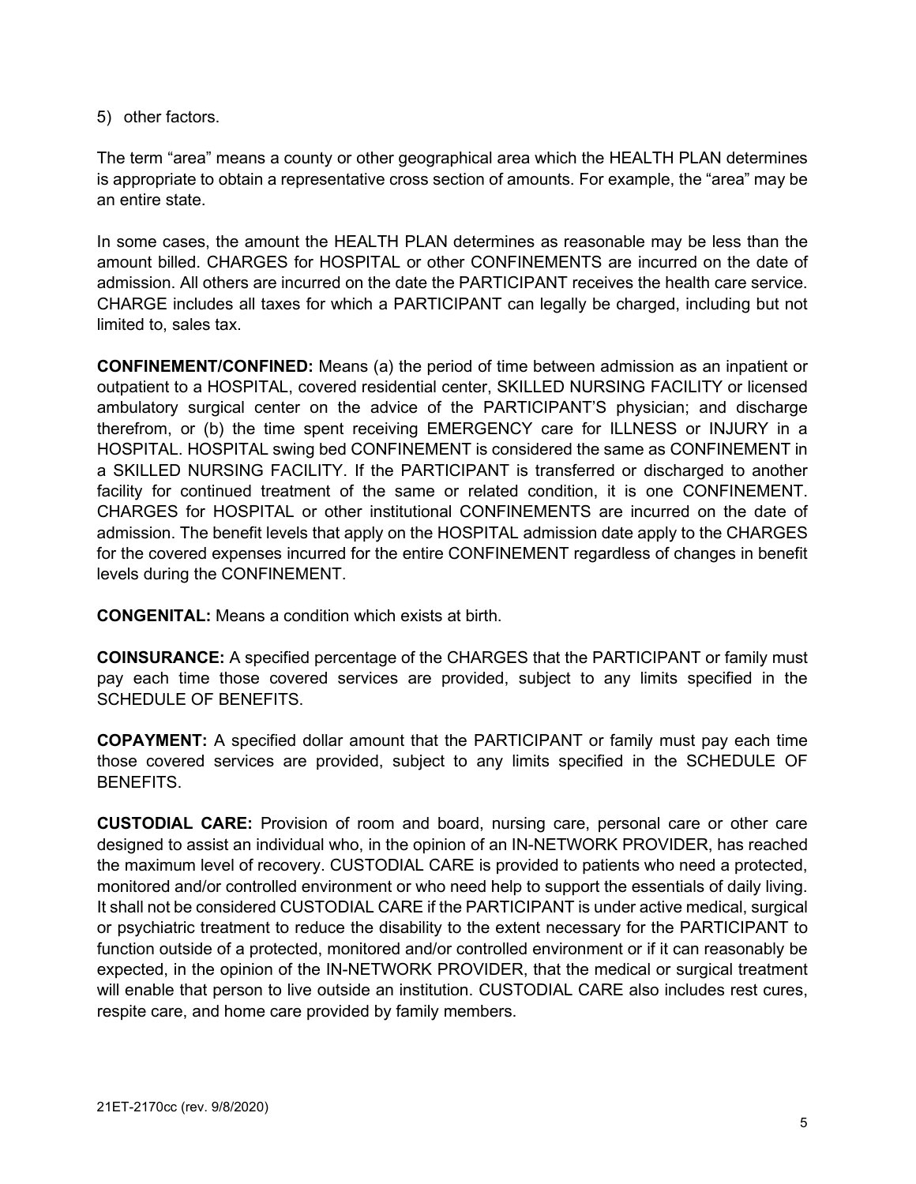5) other factors.

The term “area” means a county or other geographical area which the HEALTH PLAN determines is appropriate to obtain a representative cross section of amounts. For example, the “area” may be an entire state.

In some cases, the amount the HEALTH PLAN determines as reasonable may be less than the amount billed. CHARGES for HOSPITAL or other CONFINEMENTS are incurred on the date of admission. All others are incurred on the date the PARTICIPANT receives the health care service. CHARGE includes all taxes for which a PARTICIPANT can legally be charged, including but not limited to, sales tax.

**CONFINEMENT/CONFINED:** Means (a) the period of time between admission as an inpatient or outpatient to a HOSPITAL, covered residential center, SKILLED NURSING FACILITY or licensed ambulatory surgical center on the advice of the PARTICIPANT’S physician; and discharge therefrom, or (b) the time spent receiving EMERGENCY care for ILLNESS or INJURY in a HOSPITAL. HOSPITAL swing bed CONFINEMENT is considered the same as CONFINEMENT in a SKILLED NURSING FACILITY. If the PARTICIPANT is transferred or discharged to another facility for continued treatment of the same or related condition, it is one CONFINEMENT. CHARGES for HOSPITAL or other institutional CONFINEMENTS are incurred on the date of admission. The benefit levels that apply on the HOSPITAL admission date apply to the CHARGES for the covered expenses incurred for the entire CONFINEMENT regardless of changes in benefit levels during the CONFINEMENT.

**CONGENITAL:** Means a condition which exists at birth.

**COINSURANCE:** A specified percentage of the CHARGES that the PARTICIPANT or family must pay each time those covered services are provided, subject to any limits specified in the SCHEDULE OF BENEFITS.

**COPAYMENT:** A specified dollar amount that the PARTICIPANT or family must pay each time those covered services are provided, subject to any limits specified in the SCHEDULE OF BENEFITS.

**CUSTODIAL CARE:** Provision of room and board, nursing care, personal care or other care designed to assist an individual who, in the opinion of an IN-NETWORK PROVIDER, has reached the maximum level of recovery. CUSTODIAL CARE is provided to patients who need a protected, monitored and/or controlled environment or who need help to support the essentials of daily living. It shall not be considered CUSTODIAL CARE if the PARTICIPANT is under active medical, surgical or psychiatric treatment to reduce the disability to the extent necessary for the PARTICIPANT to function outside of a protected, monitored and/or controlled environment or if it can reasonably be expected, in the opinion of the IN-NETWORK PROVIDER, that the medical or surgical treatment will enable that person to live outside an institution. CUSTODIAL CARE also includes rest cures, respite care, and home care provided by family members.

21ET-2170cc (rev. 9/8/2020)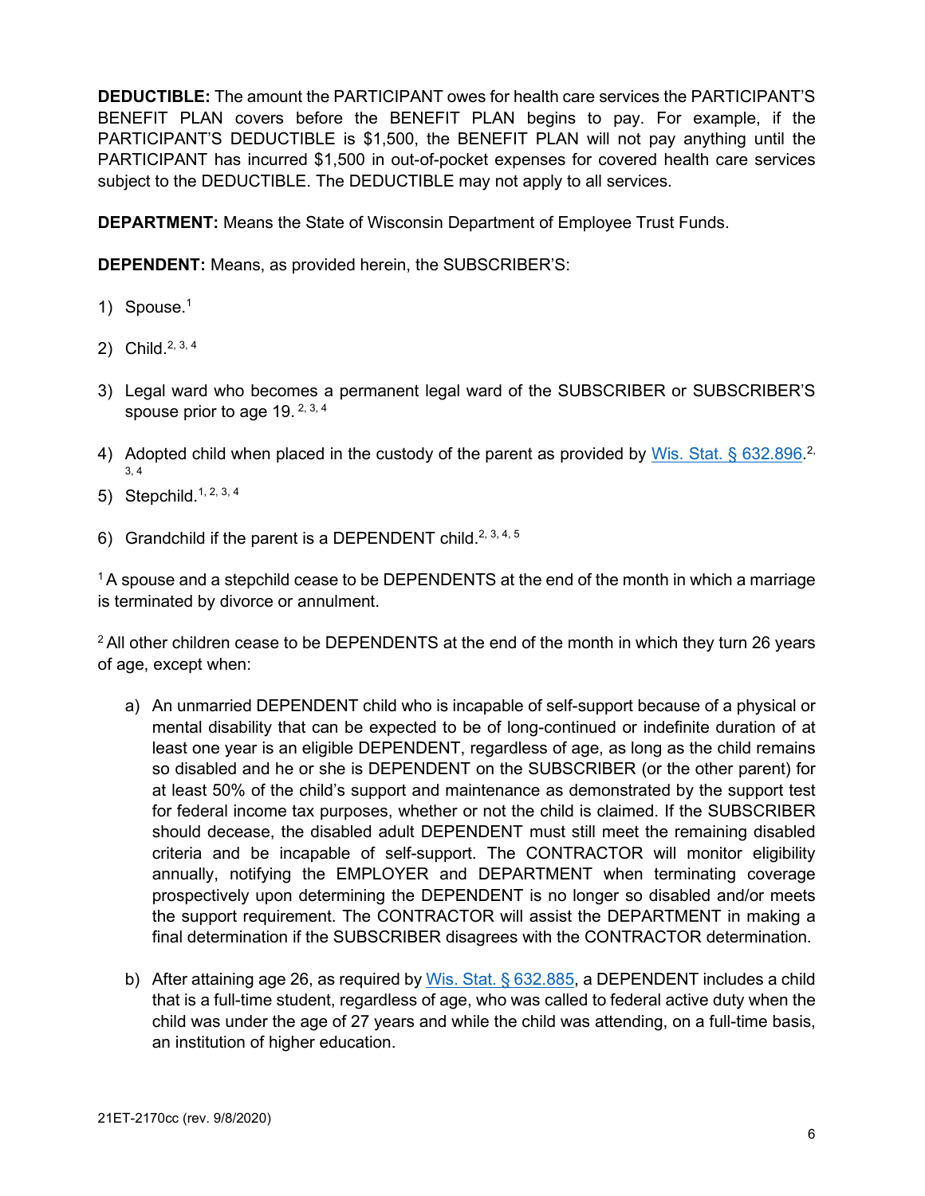**DEDUCTIBLE:** The amount the PARTICIPANT owes for health care services the PARTICIPANT'S BENEFIT PLAN covers before the BENEFIT PLAN begins to pay. For example, if the PARTICIPANT'S DEDUCTIBLE is $1,500, the BENEFIT PLAN will not pay anything until the PARTICIPANT has incurred $1,500 in out-of-pocket expenses for covered health care services subject to the DEDUCTIBLE. The DEDUCTIBLE may not apply to all services.

**DEPARTMENT:** Means the State of Wisconsin Department of Employee Trust Funds.

**DEPENDENT:** Means, as provided herein, the SUBSCRIBER'S:

1) Spouse.[1]

2) Child.[2, 3, 4]

3) Legal ward who becomes a permanent legal ward of the SUBSCRIBER or SUBSCRIBER'S spouse prior to age 19.[2, 3, 4]

4) Adopted child when placed in the custody of the parent as provided by Wis. Stat. § 632.896.[2, 3, 4]

5) Stepchild.[1, 2, 3, 4]

6) Grandchild if the parent is a DEPENDENT child.[2, 3, 4, 5]

[1] A spouse and a stepchild cease to be DEPENDENTS at the end of the month in which a marriage is terminated by divorce or annulment.

[2] All other children cease to be DEPENDENTS at the end of the month in which they turn 26 years of age, except when:

a) An unmarried DEPENDENT child who is incapable of self-support because of a physical or mental disability that can be expected to be of long-continued or indefinite duration of at least one year is an eligible DEPENDENT, regardless of age, as long as the child remains so disabled and he or she is DEPENDENT on the SUBSCRIBER (or the other parent) for at least 50% of the child's support and maintenance as demonstrated by the support test for federal income tax purposes, whether or not the child is claimed. If the SUBSCRIBER should decease, the disabled adult DEPENDENT must still meet the remaining disabled criteria and be incapable of self-support. The CONTRACTOR will monitor eligibility annually, notifying the EMPLOYER and DEPARTMENT when terminating coverage prospectively upon determining the DEPENDENT is no longer so disabled and/or meets the support requirement. The CONTRACTOR will assist the DEPARTMENT in making a final determination if the SUBSCRIBER disagrees with the CONTRACTOR determination.

b) After attaining age 26, as required by Wis. Stat. § 632.885, a DEPENDENT includes a child that is a full-time student, regardless of age, who was called to federal active duty when the child was under the age of 27 years and while the child was attending, on a full-time basis, an institution of higher education.

21ET-2170cc (rev. 9/8/2020)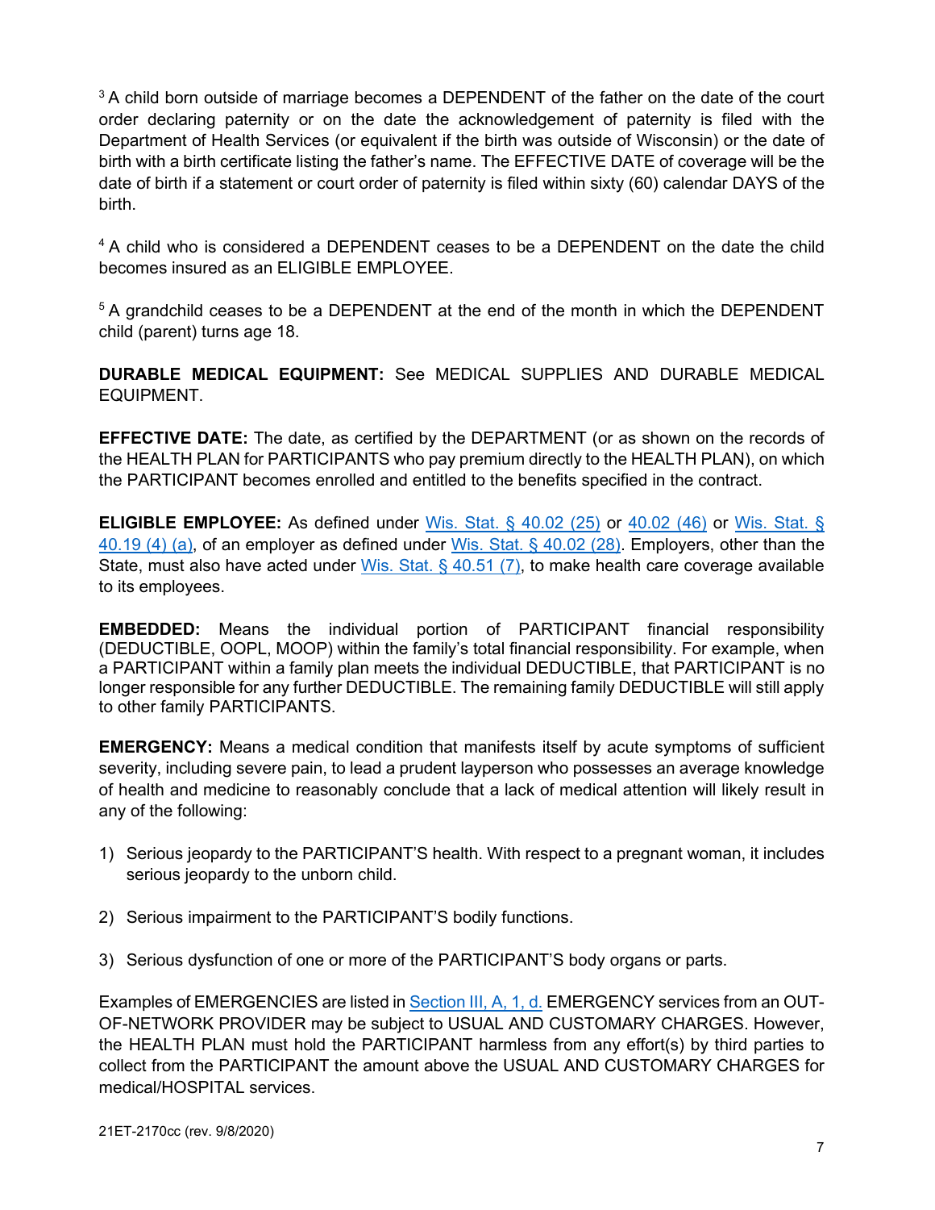[3] A child born outside of marriage becomes a DEPENDENT of the father on the date of the court order declaring paternity or on the date the acknowledgement of paternity is filed with the Department of Health Services (or equivalent if the birth was outside of Wisconsin) or the date of birth with a birth certificate listing the father's name. The EFFECTIVE DATE of coverage will be the date of birth if a statement or court order of paternity is filed within sixty (60) calendar DAYS of the birth.

[4] A child who is considered a DEPENDENT ceases to be a DEPENDENT on the date the child becomes insured as an ELIGIBLE EMPLOYEE.

[5] A grandchild ceases to be a DEPENDENT at the end of the month in which the DEPENDENT child (parent) turns age 18.

**DURABLE MEDICAL EQUIPMENT:** See MEDICAL SUPPLIES AND DURABLE MEDICAL EQUIPMENT.

**EFFECTIVE DATE:** The date, as certified by the DEPARTMENT (or as shown on the records of the HEALTH PLAN for PARTICIPANTS who pay premium directly to the HEALTH PLAN), on which the PARTICIPANT becomes enrolled and entitled to the benefits specified in the contract.

**ELIGIBLE EMPLOYEE:** As defined under Wis. Stat. § 40.02 (25) or 40.02 (46) or Wis. Stat. § 40.19 (4) (a), of an employer as defined under Wis. Stat. § 40.02 (28). Employers, other than the State, must also have acted under Wis. Stat. § 40.51 (7), to make health care coverage available to its employees.

**EMBEDDED:** Means the individual portion of PARTICIPANT financial responsibility (DEDUCTIBLE, OOPL, MOOP) within the family's total financial responsibility. For example, when a PARTICIPANT within a family plan meets the individual DEDUCTIBLE, that PARTICIPANT is no longer responsible for any further DEDUCTIBLE. The remaining family DEDUCTIBLE will still apply to other family PARTICIPANTS.

**EMERGENCY:** Means a medical condition that manifests itself by acute symptoms of sufficient severity, including severe pain, to lead a prudent layperson who possesses an average knowledge of health and medicine to reasonably conclude that a lack of medical attention will likely result in any of the following:

1) Serious jeopardy to the PARTICIPANT'S health. With respect to a pregnant woman, it includes serious jeopardy to the unborn child.
2) Serious impairment to the PARTICIPANT'S bodily functions.
3) Serious dysfunction of one or more of the PARTICIPANT'S body organs or parts.

Examples of EMERGENCIES are listed in Section III, A, 1, d. EMERGENCY services from an OUT-OF-NETWORK PROVIDER may be subject to USUAL AND CUSTOMARY CHARGES. However, the HEALTH PLAN must hold the PARTICIPANT harmless from any effort(s) by third parties to collect from the PARTICIPANT the amount above the USUAL AND CUSTOMARY CHARGES for medical/HOSPITAL services.

21ET-2170cc (rev. 9/8/2020)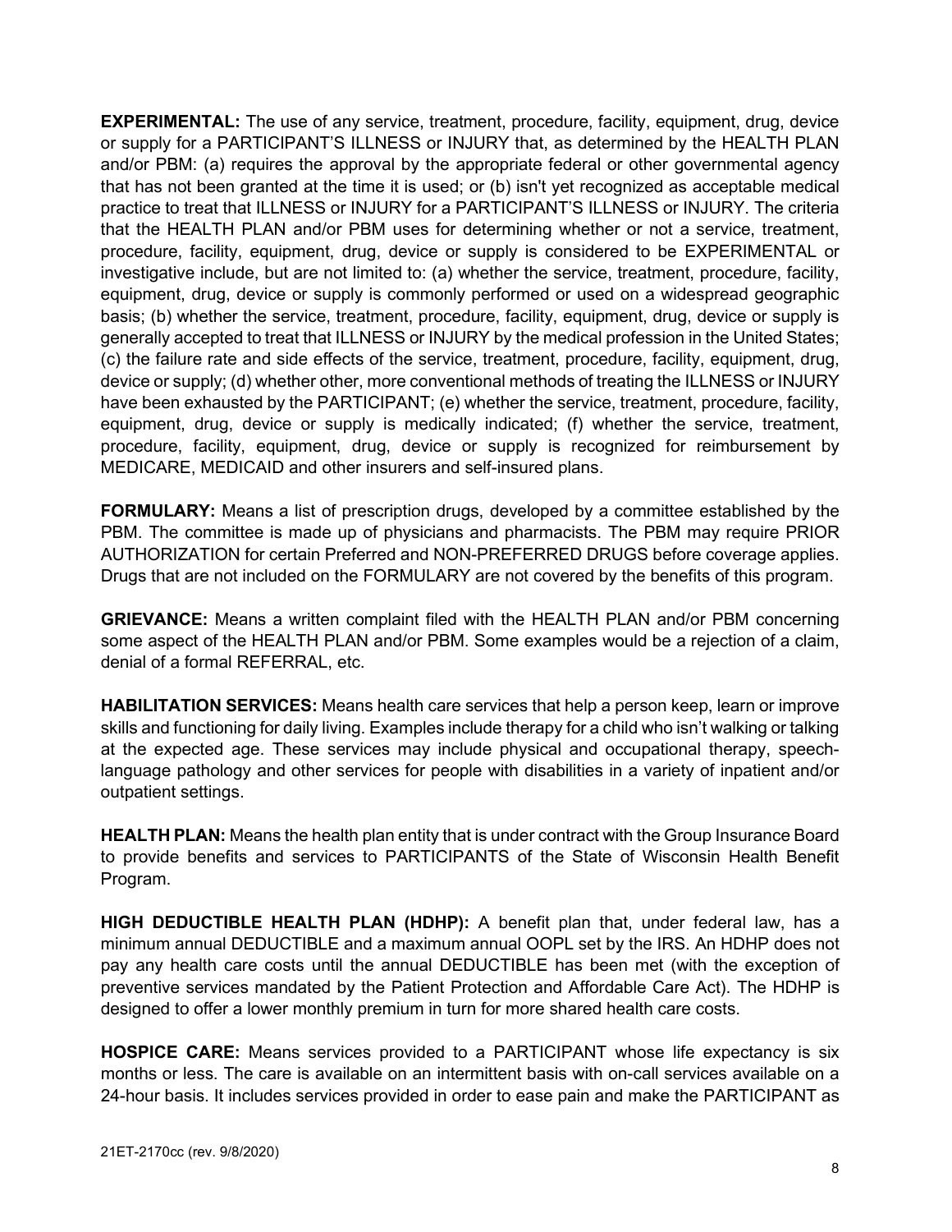**EXPERIMENTAL:** The use of any service, treatment, procedure, facility, equipment, drug, device or supply for a PARTICIPANT'S ILLNESS or INJURY that, as determined by the HEALTH PLAN and/or PBM: (a) requires the approval by the appropriate federal or other governmental agency that has not been granted at the time it is used; or (b) isn't yet recognized as acceptable medical practice to treat that ILLNESS or INJURY for a PARTICIPANT'S ILLNESS or INJURY. The criteria that the HEALTH PLAN and/or PBM uses for determining whether or not a service, treatment, procedure, facility, equipment, drug, device or supply is considered to be EXPERIMENTAL or investigative include, but are not limited to: (a) whether the service, treatment, procedure, facility, equipment, drug, device or supply is commonly performed or used on a widespread geographic basis; (b) whether the service, treatment, procedure, facility, equipment, drug, device or supply is generally accepted to treat that ILLNESS or INJURY by the medical profession in the United States; (c) the failure rate and side effects of the service, treatment, procedure, facility, equipment, drug, device or supply; (d) whether other, more conventional methods of treating the ILLNESS or INJURY have been exhausted by the PARTICIPANT; (e) whether the service, treatment, procedure, facility, equipment, drug, device or supply is medically indicated; (f) whether the service, treatment, procedure, facility, equipment, drug, device or supply is recognized for reimbursement by MEDICARE, MEDICAID and other insurers and self-insured plans.

**FORMULARY:** Means a list of prescription drugs, developed by a committee established by the PBM. The committee is made up of physicians and pharmacists. The PBM may require PRIOR AUTHORIZATION for certain Preferred and NON-PREFERRED DRUGS before coverage applies. Drugs that are not included on the FORMULARY are not covered by the benefits of this program.

**GRIEVANCE:** Means a written complaint filed with the HEALTH PLAN and/or PBM concerning some aspect of the HEALTH PLAN and/or PBM. Some examples would be a rejection of a claim, denial of a formal REFERRAL, etc.

**HABILITATION SERVICES:** Means health care services that help a person keep, learn or improve skills and functioning for daily living. Examples include therapy for a child who isn't walking or talking at the expected age. These services may include physical and occupational therapy, speech-language pathology and other services for people with disabilities in a variety of inpatient and/or outpatient settings.

**HEALTH PLAN:** Means the health plan entity that is under contract with the Group Insurance Board to provide benefits and services to PARTICIPANTS of the State of Wisconsin Health Benefit Program.

**HIGH DEDUCTIBLE HEALTH PLAN (HDHP):** A benefit plan that, under federal law, has a minimum annual DEDUCTIBLE and a maximum annual OOPL set by the IRS. An HDHP does not pay any health care costs until the annual DEDUCTIBLE has been met (with the exception of preventive services mandated by the Patient Protection and Affordable Care Act). The HDHP is designed to offer a lower monthly premium in turn for more shared health care costs.

**HOSPICE CARE:** Means services provided to a PARTICIPANT whose life expectancy is six months or less. The care is available on an intermittent basis with on-call services available on a 24-hour basis. It includes services provided in order to ease pain and make the PARTICIPANT as

21ET-2170cc (rev. 9/8/2020)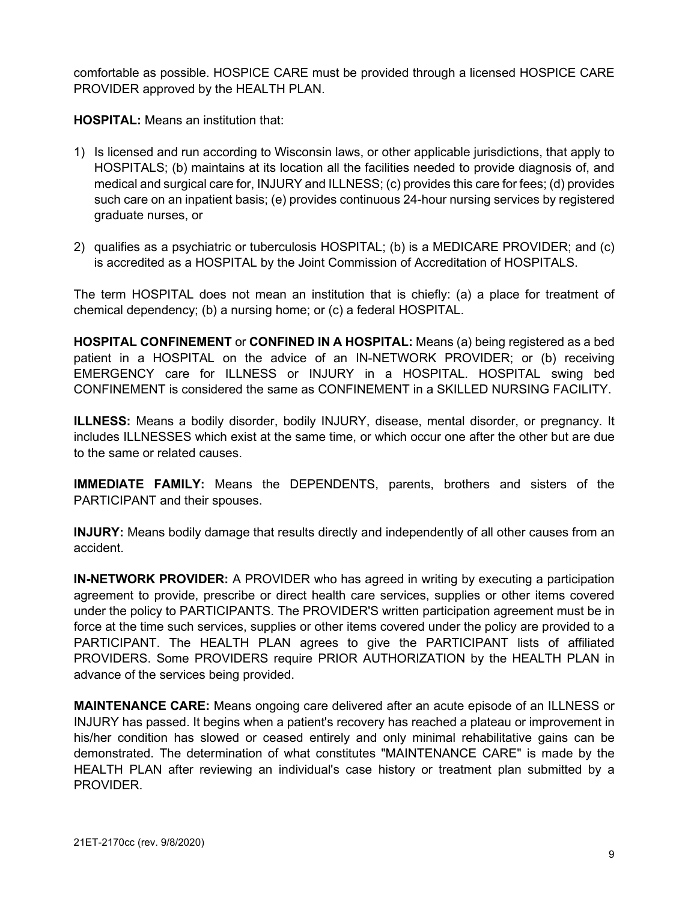comfortable as possible. HOSPICE CARE must be provided through a licensed HOSPICE CARE PROVIDER approved by the HEALTH PLAN.

**HOSPITAL:** Means an institution that:

1) Is licensed and run according to Wisconsin laws, or other applicable jurisdictions, that apply to HOSPITALS; (b) maintains at its location all the facilities needed to provide diagnosis of, and medical and surgical care for, INJURY and ILLNESS; (c) provides this care for fees; (d) provides such care on an inpatient basis; (e) provides continuous 24-hour nursing services by registered graduate nurses, or

2) qualifies as a psychiatric or tuberculosis HOSPITAL; (b) is a MEDICARE PROVIDER; and (c) is accredited as a HOSPITAL by the Joint Commission of Accreditation of HOSPITALS.

The term HOSPITAL does not mean an institution that is chiefly: (a) a place for treatment of chemical dependency; (b) a nursing home; or (c) a federal HOSPITAL.

**HOSPITAL CONFINEMENT** or **CONFINED IN A HOSPITAL:** Means (a) being registered as a bed patient in a HOSPITAL on the advice of an IN-NETWORK PROVIDER; or (b) receiving EMERGENCY care for ILLNESS or INJURY in a HOSPITAL. HOSPITAL swing bed CONFINEMENT is considered the same as CONFINEMENT in a SKILLED NURSING FACILITY.

**ILLNESS:** Means a bodily disorder, bodily INJURY, disease, mental disorder, or pregnancy. It includes ILLNESSES which exist at the same time, or which occur one after the other but are due to the same or related causes.

**IMMEDIATE FAMILY:** Means the DEPENDENTS, parents, brothers and sisters of the PARTICIPANT and their spouses.

**INJURY:** Means bodily damage that results directly and independently of all other causes from an accident.

**IN-NETWORK PROVIDER:** A PROVIDER who has agreed in writing by executing a participation agreement to provide, prescribe or direct health care services, supplies or other items covered under the policy to PARTICIPANTS. The PROVIDER'S written participation agreement must be in force at the time such services, supplies or other items covered under the policy are provided to a PARTICIPANT. The HEALTH PLAN agrees to give the PARTICIPANT lists of affiliated PROVIDERS. Some PROVIDERS require PRIOR AUTHORIZATION by the HEALTH PLAN in advance of the services being provided.

**MAINTENANCE CARE:** Means ongoing care delivered after an acute episode of an ILLNESS or INJURY has passed. It begins when a patient's recovery has reached a plateau or improvement in his/her condition has slowed or ceased entirely and only minimal rehabilitative gains can be demonstrated. The determination of what constitutes "MAINTENANCE CARE" is made by the HEALTH PLAN after reviewing an individual's case history or treatment plan submitted by a PROVIDER.

21ET-2170cc (rev. 9/8/2020)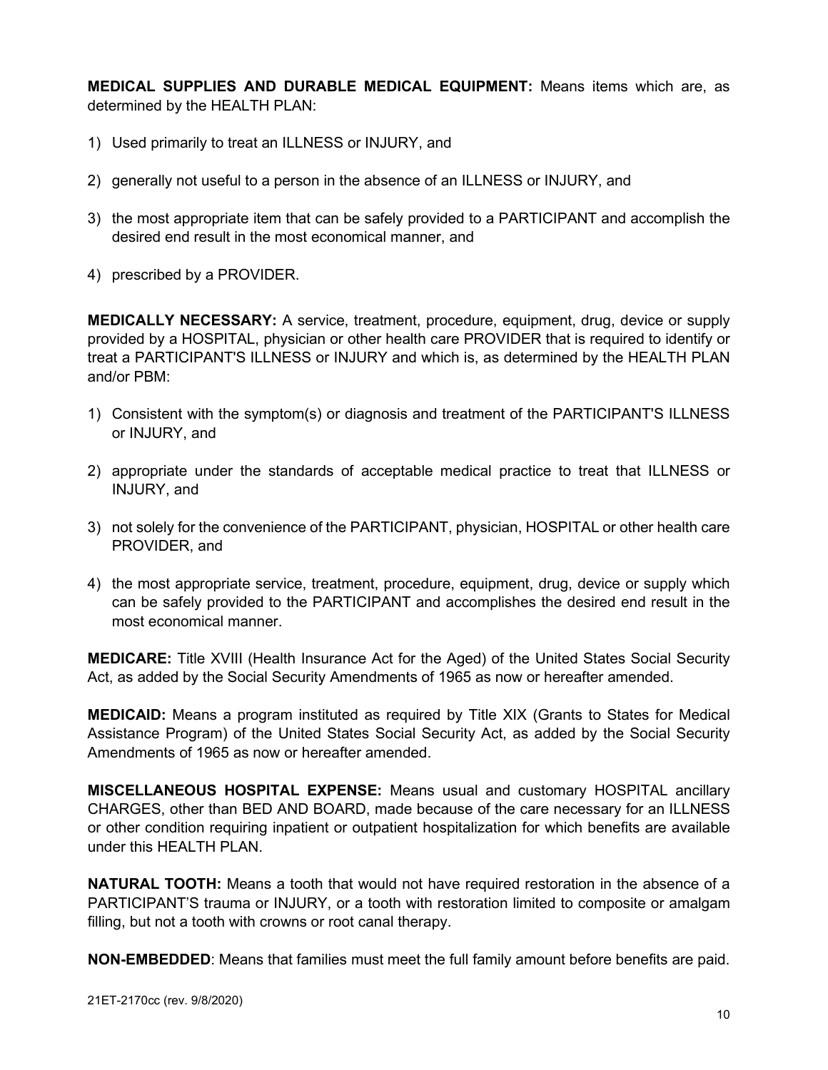**MEDICAL SUPPLIES AND DURABLE MEDICAL EQUIPMENT:** Means items which are, as determined by the HEALTH PLAN:

1) Used primarily to treat an ILLNESS or INJURY, and
2) generally not useful to a person in the absence of an ILLNESS or INJURY, and
3) the most appropriate item that can be safely provided to a PARTICIPANT and accomplish the desired end result in the most economical manner, and
4) prescribed by a PROVIDER.

**MEDICALLY NECESSARY:** A service, treatment, procedure, equipment, drug, device or supply provided by a HOSPITAL, physician or other health care PROVIDER that is required to identify or treat a PARTICIPANT'S ILLNESS or INJURY and which is, as determined by the HEALTH PLAN and/or PBM:

1) Consistent with the symptom(s) or diagnosis and treatment of the PARTICIPANT'S ILLNESS or INJURY, and
2) appropriate under the standards of acceptable medical practice to treat that ILLNESS or INJURY, and
3) not solely for the convenience of the PARTICIPANT, physician, HOSPITAL or other health care PROVIDER, and
4) the most appropriate service, treatment, procedure, equipment, drug, device or supply which can be safely provided to the PARTICIPANT and accomplishes the desired end result in the most economical manner.

**MEDICARE:** Title XVIII (Health Insurance Act for the Aged) of the United States Social Security Act, as added by the Social Security Amendments of 1965 as now or hereafter amended.

**MEDICAID:** Means a program instituted as required by Title XIX (Grants to States for Medical Assistance Program) of the United States Social Security Act, as added by the Social Security Amendments of 1965 as now or hereafter amended.

**MISCELLANEOUS HOSPITAL EXPENSE:** Means usual and customary HOSPITAL ancillary CHARGES, other than BED AND BOARD, made because of the care necessary for an ILLNESS or other condition requiring inpatient or outpatient hospitalization for which benefits are available under this HEALTH PLAN.

**NATURAL TOOTH:** Means a tooth that would not have required restoration in the absence of a PARTICIPANT'S trauma or INJURY, or a tooth with restoration limited to composite or amalgam filling, but not a tooth with crowns or root canal therapy.

**NON-EMBEDDED**: Means that families must meet the full family amount before benefits are paid.

21ET-2170cc (rev. 9/8/2020)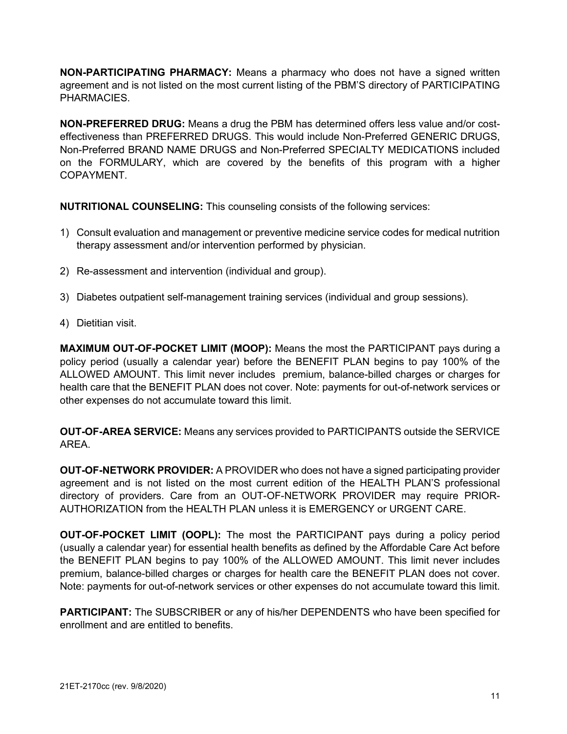**NON-PARTICIPATING PHARMACY:** Means a pharmacy who does not have a signed written agreement and is not listed on the most current listing of the PBM'S directory of PARTICIPATING PHARMACIES.

**NON-PREFERRED DRUG:** Means a drug the PBM has determined offers less value and/or cost-effectiveness than PREFERRED DRUGS. This would include Non-Preferred GENERIC DRUGS, Non-Preferred BRAND NAME DRUGS and Non-Preferred SPECIALTY MEDICATIONS included on the FORMULARY, which are covered by the benefits of this program with a higher COPAYMENT.

**NUTRITIONAL COUNSELING:** This counseling consists of the following services:

1) Consult evaluation and management or preventive medicine service codes for medical nutrition therapy assessment and/or intervention performed by physician.
2) Re-assessment and intervention (individual and group).
3) Diabetes outpatient self-management training services (individual and group sessions).
4) Dietitian visit.

**MAXIMUM OUT-OF-POCKET LIMIT (MOOP):** Means the most the PARTICIPANT pays during a policy period (usually a calendar year) before the BENEFIT PLAN begins to pay 100% of the ALLOWED AMOUNT. This limit never includes premium, balance-billed charges or charges for health care that the BENEFIT PLAN does not cover. Note: payments for out-of-network services or other expenses do not accumulate toward this limit.

**OUT-OF-AREA SERVICE:** Means any services provided to PARTICIPANTS outside the SERVICE AREA.

**OUT-OF-NETWORK PROVIDER:** A PROVIDER who does not have a signed participating provider agreement and is not listed on the most current edition of the HEALTH PLAN'S professional directory of providers. Care from an OUT-OF-NETWORK PROVIDER may require PRIOR-AUTHORIZATION from the HEALTH PLAN unless it is EMERGENCY or URGENT CARE.

**OUT-OF-POCKET LIMIT (OOPL):** The most the PARTICIPANT pays during a policy period (usually a calendar year) for essential health benefits as defined by the Affordable Care Act before the BENEFIT PLAN begins to pay 100% of the ALLOWED AMOUNT. This limit never includes premium, balance-billed charges or charges for health care the BENEFIT PLAN does not cover. Note: payments for out-of-network services or other expenses do not accumulate toward this limit.

**PARTICIPANT:** The SUBSCRIBER or any of his/her DEPENDENTS who have been specified for enrollment and are entitled to benefits.

21ET-2170cc (rev. 9/8/2020)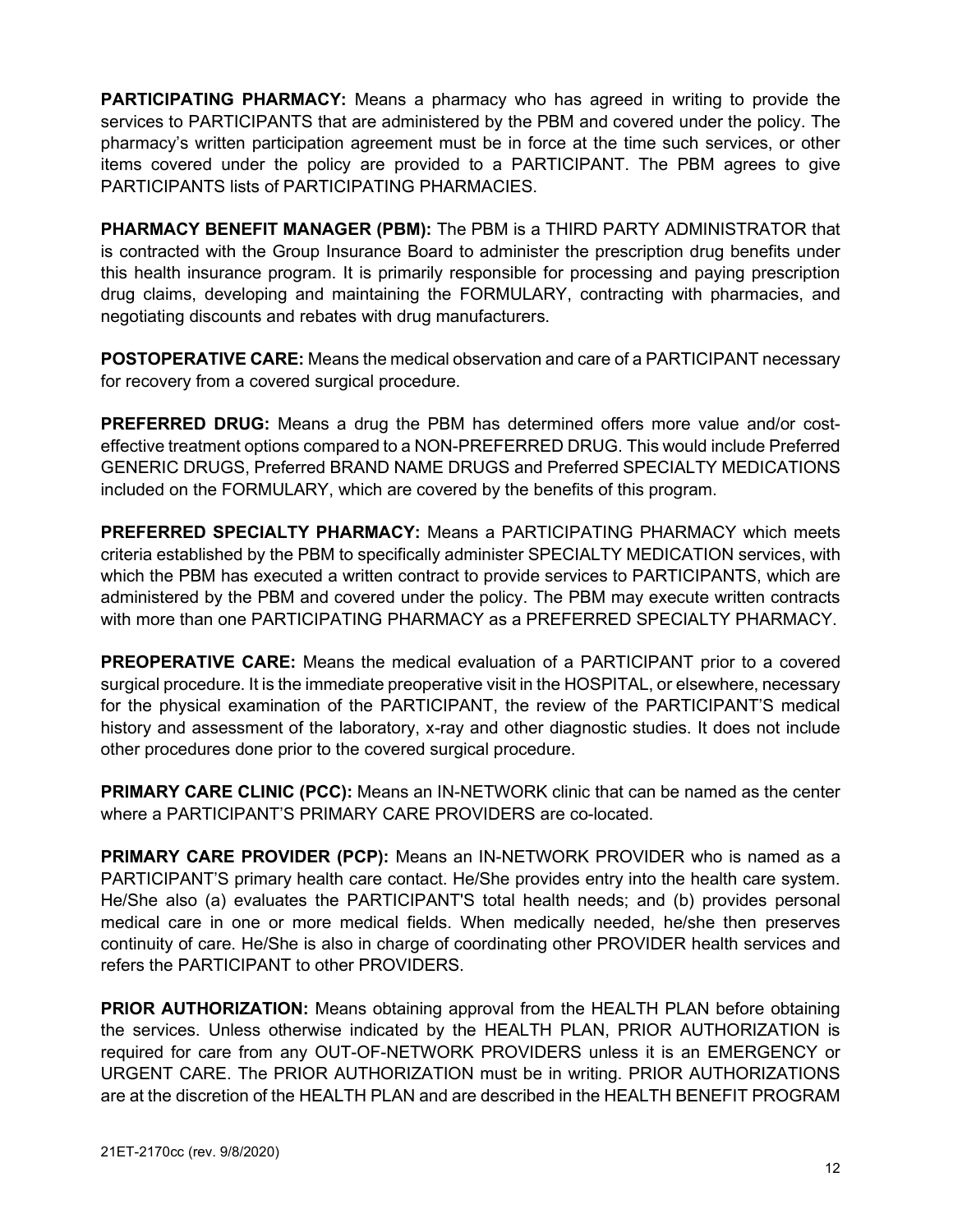**PARTICIPATING PHARMACY:** Means a pharmacy who has agreed in writing to provide the services to PARTICIPANTS that are administered by the PBM and covered under the policy. The pharmacy's written participation agreement must be in force at the time such services, or other items covered under the policy are provided to a PARTICIPANT. The PBM agrees to give PARTICIPANTS lists of PARTICIPATING PHARMACIES.

**PHARMACY BENEFIT MANAGER (PBM):** The PBM is a THIRD PARTY ADMINISTRATOR that is contracted with the Group Insurance Board to administer the prescription drug benefits under this health insurance program. It is primarily responsible for processing and paying prescription drug claims, developing and maintaining the FORMULARY, contracting with pharmacies, and negotiating discounts and rebates with drug manufacturers.

**POSTOPERATIVE CARE:** Means the medical observation and care of a PARTICIPANT necessary for recovery from a covered surgical procedure.

**PREFERRED DRUG:** Means a drug the PBM has determined offers more value and/or cost-effective treatment options compared to a NON-PREFERRED DRUG. This would include Preferred GENERIC DRUGS, Preferred BRAND NAME DRUGS and Preferred SPECIALTY MEDICATIONS included on the FORMULARY, which are covered by the benefits of this program.

**PREFERRED SPECIALTY PHARMACY:** Means a PARTICIPATING PHARMACY which meets criteria established by the PBM to specifically administer SPECIALTY MEDICATION services, with which the PBM has executed a written contract to provide services to PARTICIPANTS, which are administered by the PBM and covered under the policy. The PBM may execute written contracts with more than one PARTICIPATING PHARMACY as a PREFERRED SPECIALTY PHARMACY.

**PREOPERATIVE CARE:** Means the medical evaluation of a PARTICIPANT prior to a covered surgical procedure. It is the immediate preoperative visit in the HOSPITAL, or elsewhere, necessary for the physical examination of the PARTICIPANT, the review of the PARTICIPANT'S medical history and assessment of the laboratory, x-ray and other diagnostic studies. It does not include other procedures done prior to the covered surgical procedure.

**PRIMARY CARE CLINIC (PCC):** Means an IN-NETWORK clinic that can be named as the center where a PARTICIPANT'S PRIMARY CARE PROVIDERS are co-located.

**PRIMARY CARE PROVIDER (PCP):** Means an IN-NETWORK PROVIDER who is named as a PARTICIPANT'S primary health care contact. He/She provides entry into the health care system. He/She also (a) evaluates the PARTICIPANT'S total health needs; and (b) provides personal medical care in one or more medical fields. When medically needed, he/she then preserves continuity of care. He/She is also in charge of coordinating other PROVIDER health services and refers the PARTICIPANT to other PROVIDERS.

**PRIOR AUTHORIZATION:** Means obtaining approval from the HEALTH PLAN before obtaining the services. Unless otherwise indicated by the HEALTH PLAN, PRIOR AUTHORIZATION is required for care from any OUT-OF-NETWORK PROVIDERS unless it is an EMERGENCY or URGENT CARE. The PRIOR AUTHORIZATION must be in writing. PRIOR AUTHORIZATIONS are at the discretion of the HEALTH PLAN and are described in the HEALTH BENEFIT PROGRAM

21ET-2170cc (rev. 9/8/2020)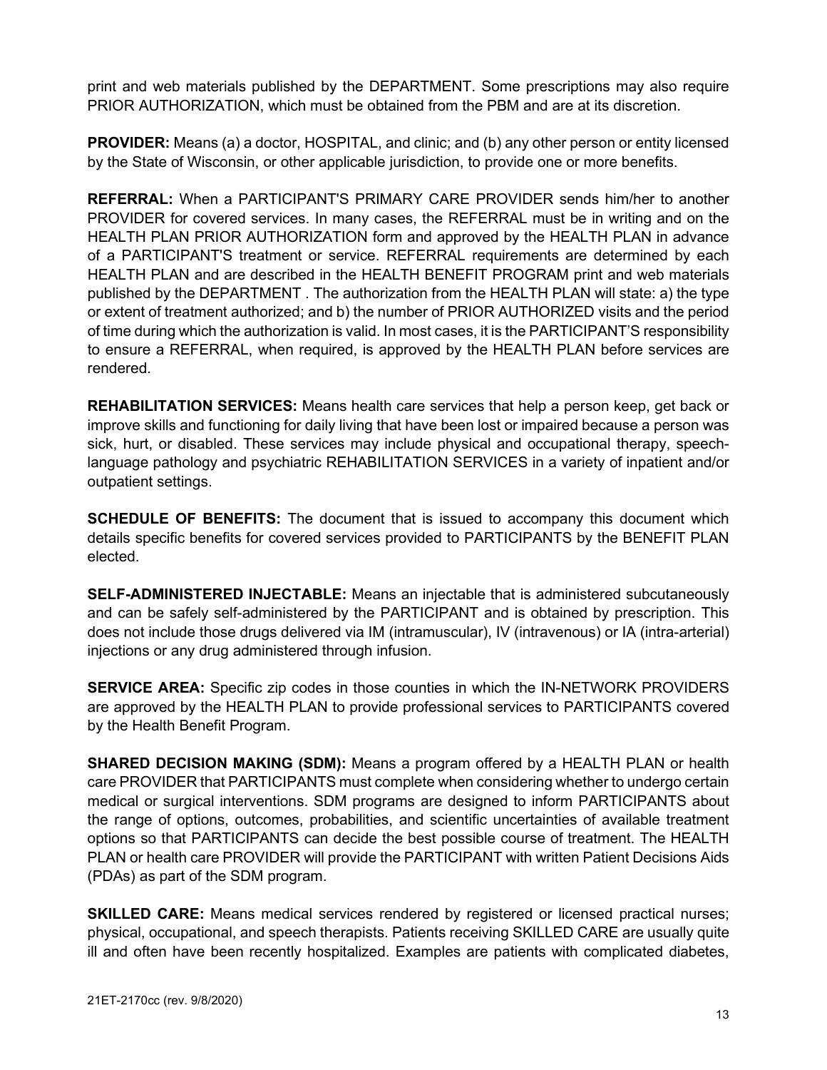print and web materials published by the DEPARTMENT. Some prescriptions may also require PRIOR AUTHORIZATION, which must be obtained from the PBM and are at its discretion.

**PROVIDER:** Means (a) a doctor, HOSPITAL, and clinic; and (b) any other person or entity licensed by the State of Wisconsin, or other applicable jurisdiction, to provide one or more benefits.

**REFERRAL:** When a PARTICIPANT'S PRIMARY CARE PROVIDER sends him/her to another PROVIDER for covered services. In many cases, the REFERRAL must be in writing and on the HEALTH PLAN PRIOR AUTHORIZATION form and approved by the HEALTH PLAN in advance of a PARTICIPANT'S treatment or service. REFERRAL requirements are determined by each HEALTH PLAN and are described in the HEALTH BENEFIT PROGRAM print and web materials published by the DEPARTMENT . The authorization from the HEALTH PLAN will state: a) the type or extent of treatment authorized; and b) the number of PRIOR AUTHORIZED visits and the period of time during which the authorization is valid. In most cases, it is the PARTICIPANT'S responsibility to ensure a REFERRAL, when required, is approved by the HEALTH PLAN before services are rendered.

**REHABILITATION SERVICES:** Means health care services that help a person keep, get back or improve skills and functioning for daily living that have been lost or impaired because a person was sick, hurt, or disabled. These services may include physical and occupational therapy, speech-language pathology and psychiatric REHABILITATION SERVICES in a variety of inpatient and/or outpatient settings.

**SCHEDULE OF BENEFITS:** The document that is issued to accompany this document which details specific benefits for covered services provided to PARTICIPANTS by the BENEFIT PLAN elected.

**SELF-ADMINISTERED INJECTABLE:** Means an injectable that is administered subcutaneously and can be safely self-administered by the PARTICIPANT and is obtained by prescription. This does not include those drugs delivered via IM (intramuscular), IV (intravenous) or IA (intra-arterial) injections or any drug administered through infusion.

**SERVICE AREA:** Specific zip codes in those counties in which the IN-NETWORK PROVIDERS are approved by the HEALTH PLAN to provide professional services to PARTICIPANTS covered by the Health Benefit Program.

**SHARED DECISION MAKING (SDM):** Means a program offered by a HEALTH PLAN or health care PROVIDER that PARTICIPANTS must complete when considering whether to undergo certain medical or surgical interventions. SDM programs are designed to inform PARTICIPANTS about the range of options, outcomes, probabilities, and scientific uncertainties of available treatment options so that PARTICIPANTS can decide the best possible course of treatment. The HEALTH PLAN or health care PROVIDER will provide the PARTICIPANT with written Patient Decisions Aids (PDAs) as part of the SDM program.

**SKILLED CARE:** Means medical services rendered by registered or licensed practical nurses; physical, occupational, and speech therapists. Patients receiving SKILLED CARE are usually quite ill and often have been recently hospitalized. Examples are patients with complicated diabetes,

21ET-2170cc (rev. 9/8/2020)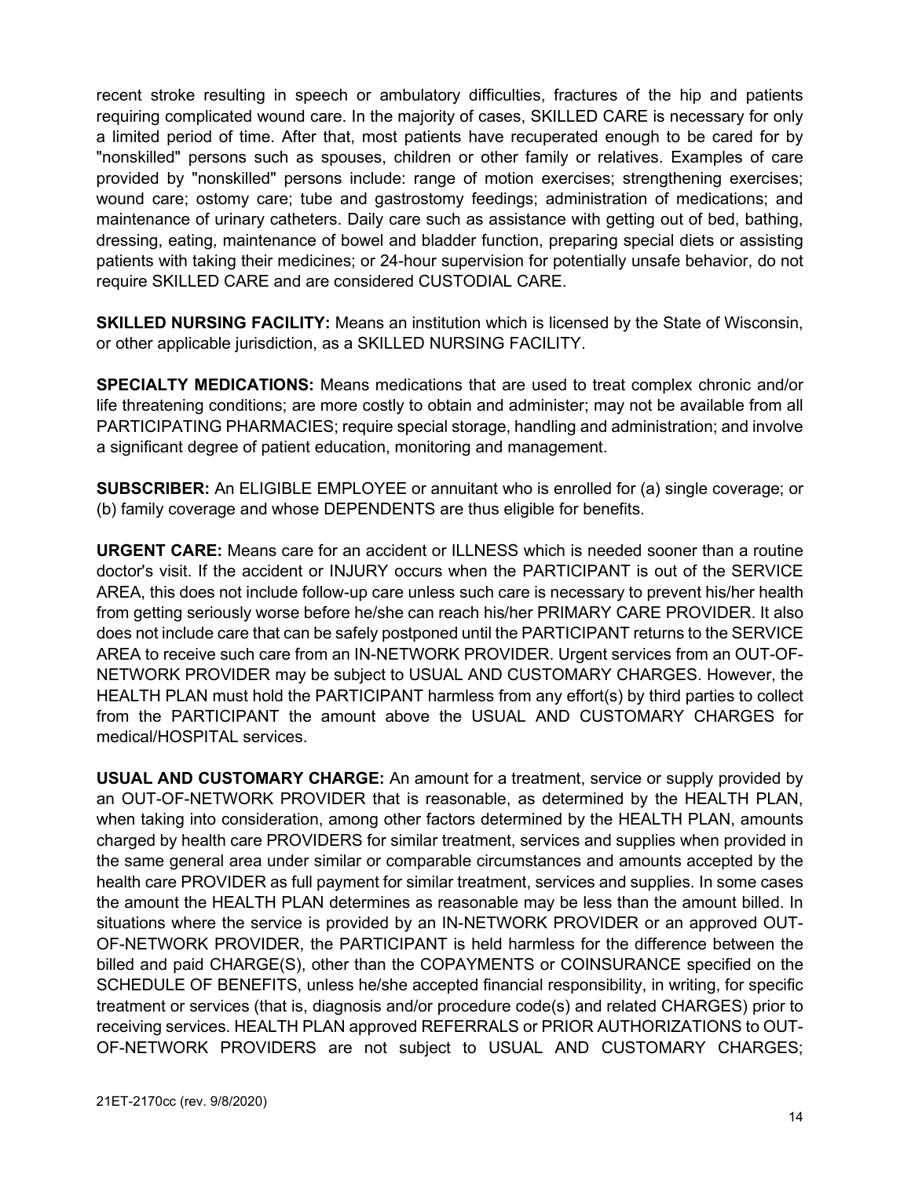recent stroke resulting in speech or ambulatory difficulties, fractures of the hip and patients requiring complicated wound care. In the majority of cases, SKILLED CARE is necessary for only a limited period of time. After that, most patients have recuperated enough to be cared for by "nonskilled" persons such as spouses, children or other family or relatives. Examples of care provided by "nonskilled" persons include: range of motion exercises; strengthening exercises; wound care; ostomy care; tube and gastrostomy feedings; administration of medications; and maintenance of urinary catheters. Daily care such as assistance with getting out of bed, bathing, dressing, eating, maintenance of bowel and bladder function, preparing special diets or assisting patients with taking their medicines; or 24-hour supervision for potentially unsafe behavior, do not require SKILLED CARE and are considered CUSTODIAL CARE.

**SKILLED NURSING FACILITY:** Means an institution which is licensed by the State of Wisconsin, or other applicable jurisdiction, as a SKILLED NURSING FACILITY.

**SPECIALTY MEDICATIONS:** Means medications that are used to treat complex chronic and/or life threatening conditions; are more costly to obtain and administer; may not be available from all PARTICIPATING PHARMACIES; require special storage, handling and administration; and involve a significant degree of patient education, monitoring and management.

**SUBSCRIBER:** An ELIGIBLE EMPLOYEE or annuitant who is enrolled for (a) single coverage; or (b) family coverage and whose DEPENDENTS are thus eligible for benefits.

**URGENT CARE:** Means care for an accident or ILLNESS which is needed sooner than a routine doctor's visit. If the accident or INJURY occurs when the PARTICIPANT is out of the SERVICE AREA, this does not include follow-up care unless such care is necessary to prevent his/her health from getting seriously worse before he/she can reach his/her PRIMARY CARE PROVIDER. It also does not include care that can be safely postponed until the PARTICIPANT returns to the SERVICE AREA to receive such care from an IN-NETWORK PROVIDER. Urgent services from an OUT-OF-NETWORK PROVIDER may be subject to USUAL AND CUSTOMARY CHARGES. However, the HEALTH PLAN must hold the PARTICIPANT harmless from any effort(s) by third parties to collect from the PARTICIPANT the amount above the USUAL AND CUSTOMARY CHARGES for medical/HOSPITAL services.

**USUAL AND CUSTOMARY CHARGE:** An amount for a treatment, service or supply provided by an OUT-OF-NETWORK PROVIDER that is reasonable, as determined by the HEALTH PLAN, when taking into consideration, among other factors determined by the HEALTH PLAN, amounts charged by health care PROVIDERS for similar treatment, services and supplies when provided in the same general area under similar or comparable circumstances and amounts accepted by the health care PROVIDER as full payment for similar treatment, services and supplies. In some cases the amount the HEALTH PLAN determines as reasonable may be less than the amount billed. In situations where the service is provided by an IN-NETWORK PROVIDER or an approved OUT-OF-NETWORK PROVIDER, the PARTICIPANT is held harmless for the difference between the billed and paid CHARGE(S), other than the COPAYMENTS or COINSURANCE specified on the SCHEDULE OF BENEFITS, unless he/she accepted financial responsibility, in writing, for specific treatment or services (that is, diagnosis and/or procedure code(s) and related CHARGES) prior to receiving services. HEALTH PLAN approved REFERRALS or PRIOR AUTHORIZATIONS to OUT-OF-NETWORK PROVIDERS are not subject to USUAL AND CUSTOMARY CHARGES;

21ET-2170cc (rev. 9/8/2020)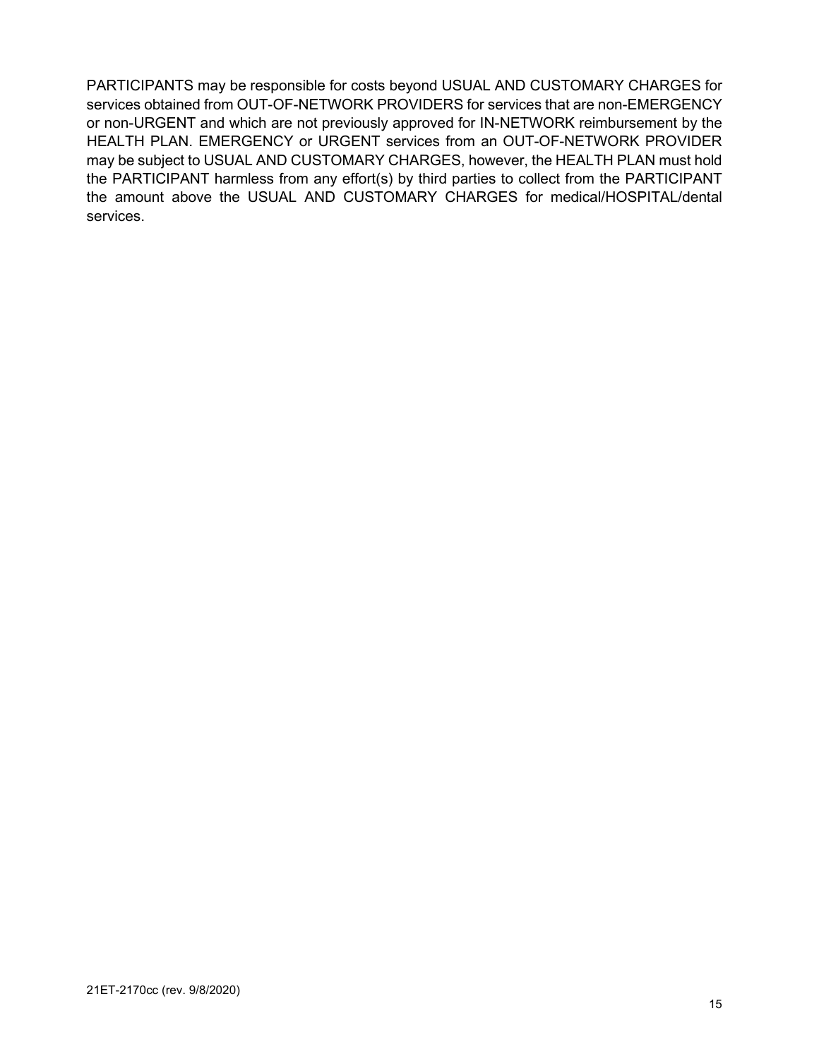PARTICIPANTS may be responsible for costs beyond USUAL AND CUSTOMARY CHARGES for services obtained from OUT-OF-NETWORK PROVIDERS for services that are non-EMERGENCY or non-URGENT and which are not previously approved for IN-NETWORK reimbursement by the HEALTH PLAN. EMERGENCY or URGENT services from an OUT-OF-NETWORK PROVIDER may be subject to USUAL AND CUSTOMARY CHARGES, however, the HEALTH PLAN must hold the PARTICIPANT harmless from any effort(s) by third parties to collect from the PARTICIPANT the amount above the USUAL AND CUSTOMARY CHARGES for medical/HOSPITAL/dental services.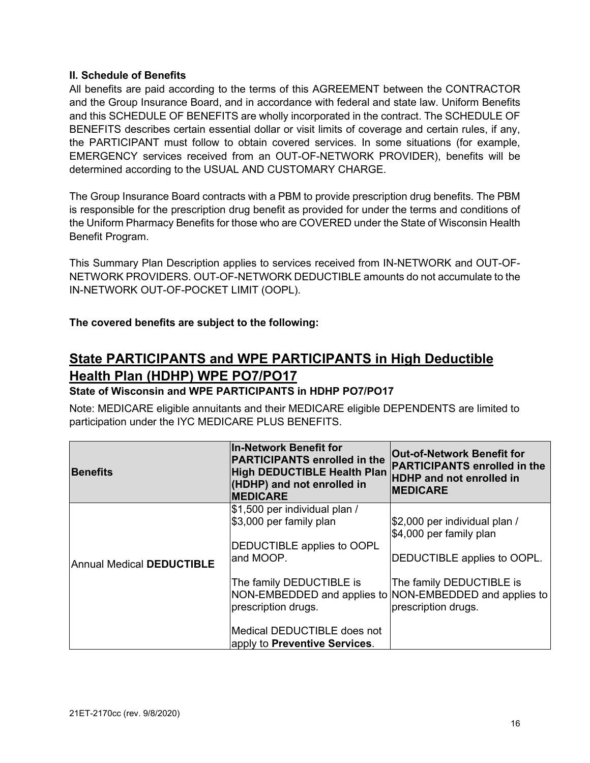### II. Schedule of Benefits

All benefits are paid according to the terms of this AGREEMENT between the CONTRACTOR and the Group Insurance Board, and in accordance with federal and state law. Uniform Benefits and this SCHEDULE OF BENEFITS are wholly incorporated in the contract. The SCHEDULE OF BENEFITS describes certain essential dollar or visit limits of coverage and certain rules, if any, the PARTICIPANT must follow to obtain covered services. In some situations (for example, EMERGENCY services received from an OUT-OF-NETWORK PROVIDER), benefits will be determined according to the USUAL AND CUSTOMARY CHARGE.

The Group Insurance Board contracts with a PBM to provide prescription drug benefits. The PBM is responsible for the prescription drug benefit as provided for under the terms and conditions of the Uniform Pharmacy Benefits for those who are COVERED under the State of Wisconsin Health Benefit Program.

This Summary Plan Description applies to services received from IN-NETWORK and OUT-OF-NETWORK PROVIDERS. OUT-OF-NETWORK DEDUCTIBLE amounts do not accumulate to the IN-NETWORK OUT-OF-POCKET LIMIT (OOPL).

**The covered benefits are subject to the following:**

## State PARTICIPANTS and WPE PARTICIPANTS in High Deductible Health Plan (HDHP) WPE PO7/PO17

**State of Wisconsin and WPE PARTICIPANTS in HDHP PO7/PO17**

Note: MEDICARE eligible annuitants and their MEDICARE eligible DEPENDENTS are limited to participation under the IYC MEDICARE PLUS BENEFITS.

| **Benefits** | **In-Network Benefit for PARTICIPANTS enrolled in the High DEDUCTIBLE Health Plan (HDHP) and not enrolled in MEDICARE** | **Out-of-Network Benefit for PARTICIPANTS enrolled in the HDHP and not enrolled in MEDICARE** |
|---|---|---|
| Annual Medical **DEDUCTIBLE** | $1,500 per individual plan / $3,000 per family plan<br><br>DEDUCTIBLE applies to OOPL and MOOP.<br><br>The family DEDUCTIBLE is NON-EMBEDDED and applies to prescription drugs.<br><br>Medical DEDUCTIBLE does not apply to **Preventive Services**. | $2,000 per individual plan / $4,000 per family plan<br><br>DEDUCTIBLE applies to OOPL.<br><br>The family DEDUCTIBLE is NON-EMBEDDED and applies to prescription drugs. |

21ET-2170cc (rev. 9/8/2020)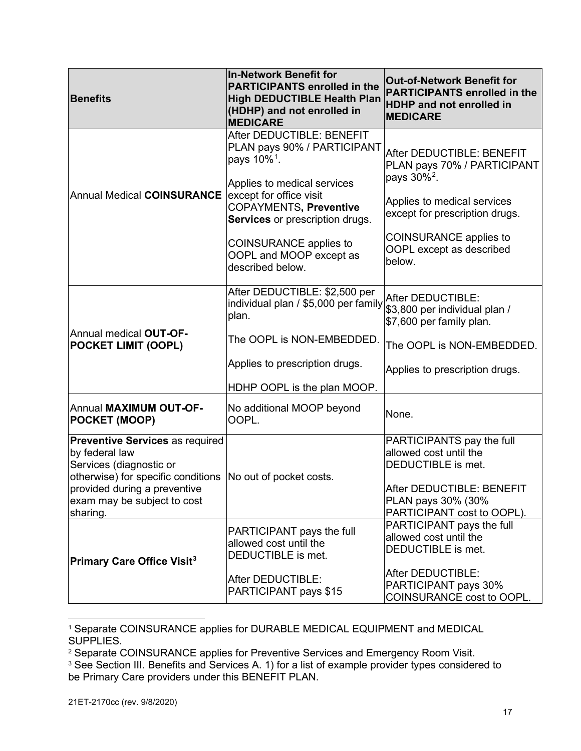| Benefits | In-Network Benefit for PARTICIPANTS enrolled in the High DEDUCTIBLE Health Plan (HDHP) and not enrolled in MEDICARE | Out-of-Network Benefit for PARTICIPANTS enrolled in the HDHP and not enrolled in MEDICARE |
|---|---|---|
| Annual Medical **COINSURANCE** | After DEDUCTIBLE: BENEFIT PLAN pays 90% / PARTICIPANT pays 10%[1].<br><br>Applies to medical services except for office visit COPAYMENTS**, Preventive Services** or prescription drugs.<br><br>COINSURANCE applies to OOPL and MOOP except as described below. | After DEDUCTIBLE: BENEFIT PLAN pays 70% / PARTICIPANT pays 30%[2].<br><br>Applies to medical services except for prescription drugs.<br><br>COINSURANCE applies to OOPL except as described below. |
| Annual medical **OUT-OF-POCKET LIMIT (OOPL)** | After DEDUCTIBLE: $2,500 per individual plan / $5,000 per family plan.<br><br>The OOPL is NON-EMBEDDED.<br><br>Applies to prescription drugs.<br><br>HDHP OOPL is the plan MOOP. | After DEDUCTIBLE: $3,800 per individual plan / $7,600 per family plan.<br><br>The OOPL is NON-EMBEDDED.<br><br>Applies to prescription drugs. |
| Annual **MAXIMUM OUT-OF-POCKET (MOOP)** | No additional MOOP beyond OOPL. | None. |
| **Preventive Services** as required by federal law Services (diagnostic or otherwise) for specific conditions provided during a preventive exam may be subject to cost sharing. | No out of pocket costs. | PARTICIPANTS pay the full allowed cost until the DEDUCTIBLE is met.<br><br>After DEDUCTIBLE: BENEFIT PLAN pays 30% (30% PARTICIPANT cost to OOPL). |
| **Primary Care Office Visit**[3] | PARTICIPANT pays the full allowed cost until the DEDUCTIBLE is met.<br><br>After DEDUCTIBLE: PARTICIPANT pays $15 | PARTICIPANT pays the full allowed cost until the DEDUCTIBLE is met.<br><br>After DEDUCTIBLE: PARTICIPANT pays 30% COINSURANCE cost to OOPL. |

[1] Separate COINSURANCE applies for DURABLE MEDICAL EQUIPMENT and MEDICAL SUPPLIES.

[2] Separate COINSURANCE applies for Preventive Services and Emergency Room Visit.

[3] See Section III. Benefits and Services A. 1) for a list of example provider types considered to be Primary Care providers under this BENEFIT PLAN.

21ET-2170cc (rev. 9/8/2020)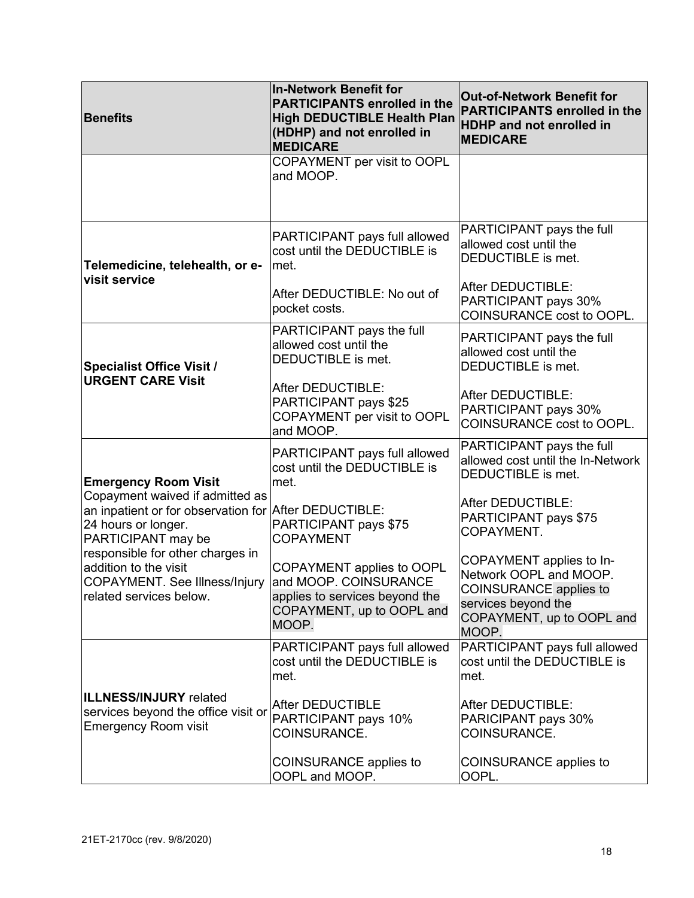| Benefits | In-Network Benefit for PARTICIPANTS enrolled in the High DEDUCTIBLE Health Plan (HDHP) and not enrolled in MEDICARE | Out-of-Network Benefit for PARTICIPANTS enrolled in the HDHP and not enrolled in MEDICARE |
|---|---|---|
| | COPAYMENT per visit to OOPL and MOOP. | |
| **Telemedicine, telehealth, or e-visit service** | PARTICIPANT pays full allowed cost until the DEDUCTIBLE is met.<br><br>After DEDUCTIBLE: No out of pocket costs. | PARTICIPANT pays the full allowed cost until the DEDUCTIBLE is met.<br><br>After DEDUCTIBLE: PARTICIPANT pays 30% COINSURANCE cost to OOPL. |
| **Specialist Office Visit / URGENT CARE Visit** | PARTICIPANT pays the full allowed cost until the DEDUCTIBLE is met.<br><br>After DEDUCTIBLE: PARTICIPANT pays $25 COPAYMENT per visit to OOPL and MOOP. | PARTICIPANT pays the full allowed cost until the DEDUCTIBLE is met.<br><br>After DEDUCTIBLE: PARTICIPANT pays 30% COINSURANCE cost to OOPL. |
| **Emergency Room Visit**<br>Copayment waived if admitted as an inpatient or for observation for 24 hours or longer. PARTICIPANT may be responsible for other charges in addition to the visit COPAYMENT. See Illness/Injury related services below. | PARTICIPANT pays full allowed cost until the DEDUCTIBLE is met.<br><br>After DEDUCTIBLE: PARTICIPANT pays $75 COPAYMENT<br><br>COPAYMENT applies to OOPL and MOOP. COINSURANCE applies to services beyond the COPAYMENT, up to OOPL and MOOP. | PARTICIPANT pays the full allowed cost until the In-Network DEDUCTIBLE is met.<br><br>After DEDUCTIBLE: PARTICIPANT pays $75 COPAYMENT.<br><br>COPAYMENT applies to In-Network OOPL and MOOP. COINSURANCE applies to services beyond the COPAYMENT, up to OOPL and MOOP. |
| **ILLNESS/INJURY** related services beyond the office visit or Emergency Room visit | PARTICIPANT pays full allowed cost until the DEDUCTIBLE is met.<br><br>After DEDUCTIBLE PARTICIPANT pays 10% COINSURANCE.<br><br>COINSURANCE applies to OOPL and MOOP. | PARTICIPANT pays full allowed cost until the DEDUCTIBLE is met.<br><br>After DEDUCTIBLE: PARICIPANT pays 30% COINSURANCE.<br><br>COINSURANCE applies to OOPL. |

21ET-2170cc (rev. 9/8/2020)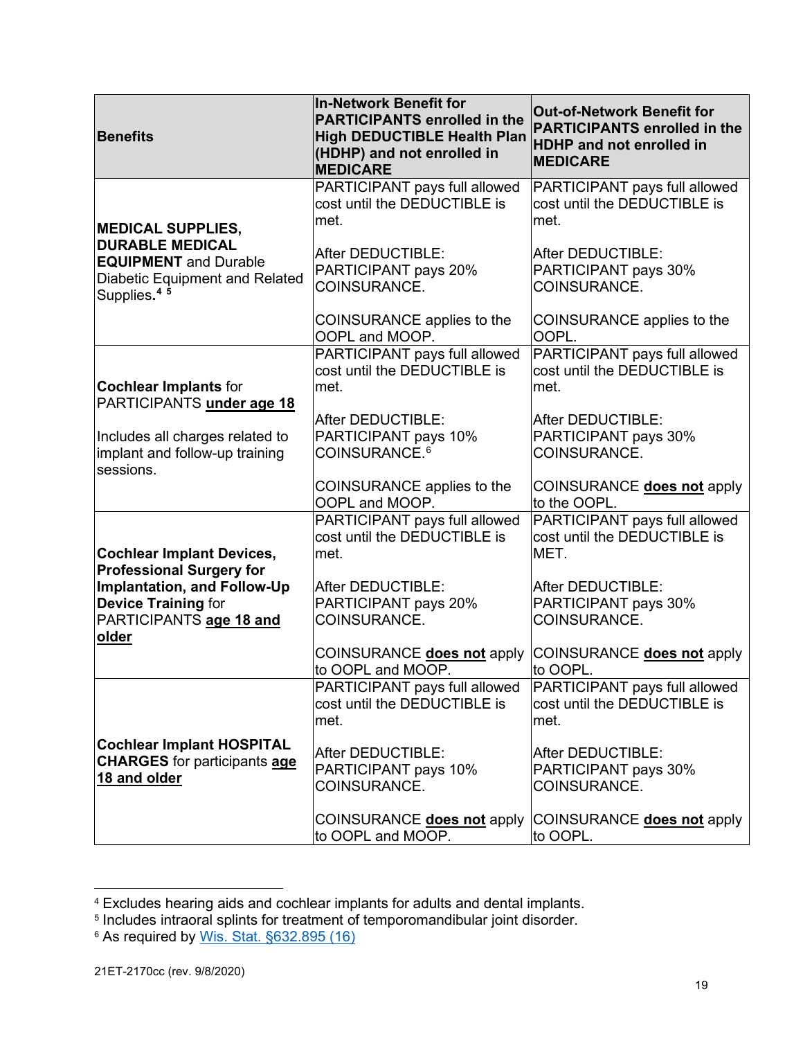| **Benefits** | **In-Network Benefit for PARTICIPANTS enrolled in the High DEDUCTIBLE Health Plan (HDHP) and not enrolled in MEDICARE** | **Out-of-Network Benefit for PARTICIPANTS enrolled in the HDHP and not enrolled in MEDICARE** |
|---|---|---|
| **MEDICAL SUPPLIES, DURABLE MEDICAL EQUIPMENT** and Durable Diabetic Equipment and Related Supplies.[4] [5] | PARTICIPANT pays full allowed cost until the DEDUCTIBLE is met.<br><br>After DEDUCTIBLE: PARTICIPANT pays 20% COINSURANCE.<br><br>COINSURANCE applies to the OOPL and MOOP. | PARTICIPANT pays full allowed cost until the DEDUCTIBLE is met.<br><br>After DEDUCTIBLE: PARTICIPANT pays 30% COINSURANCE.<br><br>COINSURANCE applies to the OOPL. |
| **Cochlear Implants** for PARTICIPANTS **<u>under age 18</u>**<br><br>Includes all charges related to implant and follow-up training sessions. | PARTICIPANT pays full allowed cost until the DEDUCTIBLE is met.<br><br>After DEDUCTIBLE: PARTICIPANT pays 10% COINSURANCE.[6]<br><br>COINSURANCE applies to the OOPL and MOOP. | PARTICIPANT pays full allowed cost until the DEDUCTIBLE is met.<br><br>After DEDUCTIBLE: PARTICIPANT pays 30% COINSURANCE.<br><br>COINSURANCE **<u>does not</u>** apply to the OOPL. |
| **Cochlear Implant Devices, Professional Surgery for Implantation, and Follow-Up Device Training** for PARTICIPANTS **<u>age 18 and older</u>** | PARTICIPANT pays full allowed cost until the DEDUCTIBLE is met.<br><br>After DEDUCTIBLE: PARTICIPANT pays 20% COINSURANCE.<br><br>COINSURANCE **<u>does not</u>** apply to OOPL and MOOP. | PARTICIPANT pays full allowed cost until the DEDUCTIBLE is MET.<br><br>After DEDUCTIBLE: PARTICIPANT pays 30% COINSURANCE.<br><br>COINSURANCE **<u>does not</u>** apply to OOPL. |
| **Cochlear Implant HOSPITAL CHARGES** for participants **<u>age 18 and older</u>** | PARTICIPANT pays full allowed cost until the DEDUCTIBLE is met.<br><br>After DEDUCTIBLE: PARTICIPANT pays 10% COINSURANCE.<br><br>COINSURANCE **<u>does not</u>** apply to OOPL and MOOP. | PARTICIPANT pays full allowed cost until the DEDUCTIBLE is met.<br><br>After DEDUCTIBLE: PARTICIPANT pays 30% COINSURANCE.<br><br>COINSURANCE **<u>does not</u>** apply to OOPL. |

[4] Excludes hearing aids and cochlear implants for adults and dental implants.
[5] Includes intraoral splints for treatment of temporomandibular joint disorder.
[6] As required by Wis. Stat. §632.895 (16)

21ET-2170cc (rev. 9/8/2020)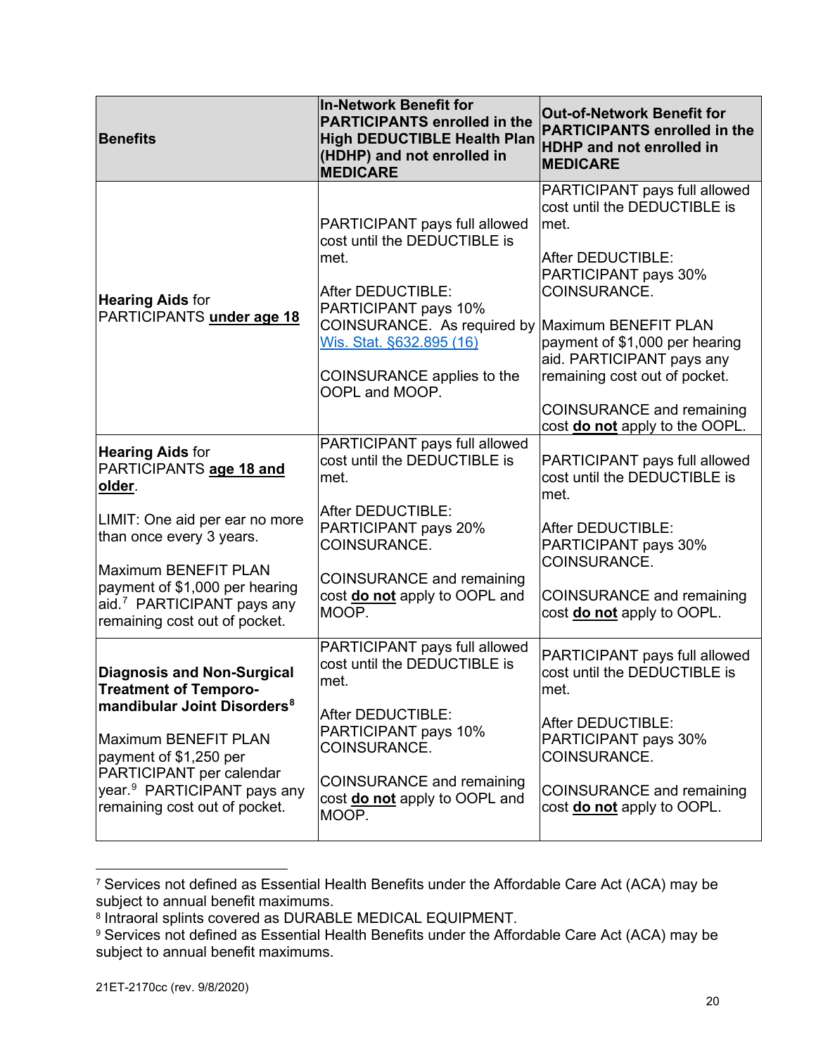| **Benefits** | **In-Network Benefit for PARTICIPANTS enrolled in the High DEDUCTIBLE Health Plan (HDHP) and not enrolled in MEDICARE** | **Out-of-Network Benefit for PARTICIPANTS enrolled in the HDHP and not enrolled in MEDICARE** |
|---|---|---|
| **Hearing Aids** for PARTICIPANTS **under age 18** | PARTICIPANT pays full allowed cost until the DEDUCTIBLE is met.<br><br>After DEDUCTIBLE: PARTICIPANT pays 10% COINSURANCE. As required by [Wis. Stat. §632.895 (16)](Wis. Stat. §632.895 (16))<br><br>COINSURANCE applies to the OOPL and MOOP. | PARTICIPANT pays full allowed cost until the DEDUCTIBLE is met.<br><br>After DEDUCTIBLE: PARTICIPANT pays 30% COINSURANCE.<br><br>Maximum BENEFIT PLAN payment of $1,000 per hearing aid. PARTICIPANT pays any remaining cost out of pocket.<br><br>COINSURANCE and remaining cost **do not** apply to the OOPL. |
| **Hearing Aids** for PARTICIPANTS **age 18 and older**.<br><br>LIMIT: One aid per ear no more than once every 3 years.<br><br>Maximum BENEFIT PLAN payment of $1,000 per hearing aid.[7] PARTICIPANT pays any remaining cost out of pocket. | PARTICIPANT pays full allowed cost until the DEDUCTIBLE is met.<br><br>After DEDUCTIBLE: PARTICIPANT pays 20% COINSURANCE.<br><br>COINSURANCE and remaining cost **do not** apply to OOPL and MOOP. | PARTICIPANT pays full allowed cost until the DEDUCTIBLE is met.<br><br>After DEDUCTIBLE: PARTICIPANT pays 30% COINSURANCE.<br><br>COINSURANCE and remaining cost **do not** apply to OOPL. |
| **Diagnosis and Non-Surgical Treatment of Temporo-mandibular Joint Disorders**[8]<br><br>Maximum BENEFIT PLAN payment of $1,250 per PARTICIPANT per calendar year.[9] PARTICIPANT pays any remaining cost out of pocket. | PARTICIPANT pays full allowed cost until the DEDUCTIBLE is met.<br><br>After DEDUCTIBLE: PARTICIPANT pays 10% COINSURANCE.<br><br>COINSURANCE and remaining cost **do not** apply to OOPL and MOOP. | PARTICIPANT pays full allowed cost until the DEDUCTIBLE is met.<br><br>After DEDUCTIBLE: PARTICIPANT pays 30% COINSURANCE.<br><br>COINSURANCE and remaining cost **do not** apply to OOPL. |

[7] Services not defined as Essential Health Benefits under the Affordable Care Act (ACA) may be subject to annual benefit maximums.
[8] Intraoral splints covered as DURABLE MEDICAL EQUIPMENT.
[9] Services not defined as Essential Health Benefits under the Affordable Care Act (ACA) may be subject to annual benefit maximums.

21ET-2170cc (rev. 9/8/2020)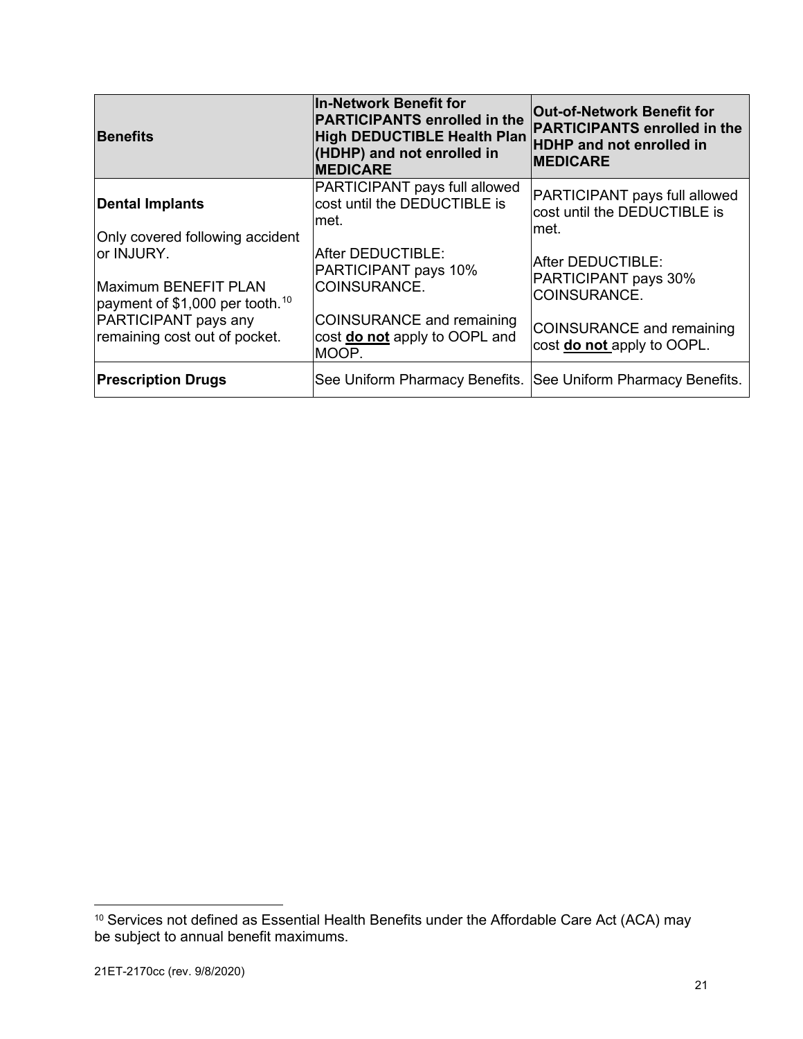| **Benefits** | **In-Network Benefit for PARTICIPANTS enrolled in the High DEDUCTIBLE Health Plan (HDHP) and not enrolled in MEDICARE** | **Out-of-Network Benefit for PARTICIPANTS enrolled in the HDHP and not enrolled in MEDICARE** |
|---|---|---|
| **Dental Implants**<br><br>Only covered following accident or INJURY.<br><br>Maximum BENEFIT PLAN payment of $1,000 per tooth.[10]<br>PARTICIPANT pays any remaining cost out of pocket. | PARTICIPANT pays full allowed cost until the DEDUCTIBLE is met.<br><br>After DEDUCTIBLE: PARTICIPANT pays 10% COINSURANCE.<br><br>COINSURANCE and remaining cost **do not** apply to OOPL and MOOP. | PARTICIPANT pays full allowed cost until the DEDUCTIBLE is met.<br><br>After DEDUCTIBLE: PARTICIPANT pays 30% COINSURANCE.<br><br>COINSURANCE and remaining cost **do not** apply to OOPL. |
| **Prescription Drugs** | See Uniform Pharmacy Benefits. | See Uniform Pharmacy Benefits. |

[10] Services not defined as Essential Health Benefits under the Affordable Care Act (ACA) may be subject to annual benefit maximums.

21ET-2170cc (rev. 9/8/2020)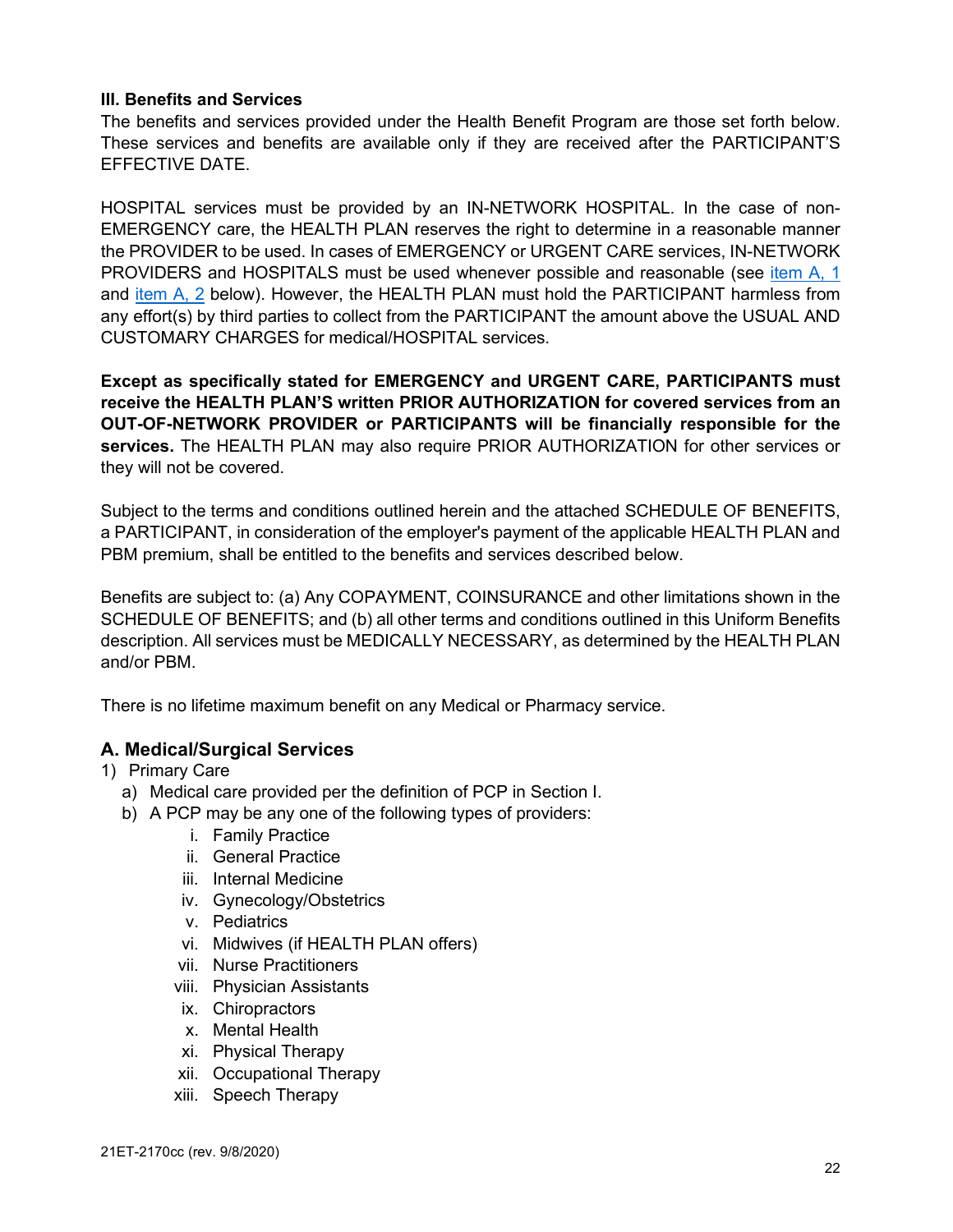### III. Benefits and Services

The benefits and services provided under the Health Benefit Program are those set forth below. These services and benefits are available only if they are received after the PARTICIPANT'S EFFECTIVE DATE.

HOSPITAL services must be provided by an IN-NETWORK HOSPITAL. In the case of non-EMERGENCY care, the HEALTH PLAN reserves the right to determine in a reasonable manner the PROVIDER to be used. In cases of EMERGENCY or URGENT CARE services, IN-NETWORK PROVIDERS and HOSPITALS must be used whenever possible and reasonable (see item A, 1 and item A, 2 below). However, the HEALTH PLAN must hold the PARTICIPANT harmless from any effort(s) by third parties to collect from the PARTICIPANT the amount above the USUAL AND CUSTOMARY CHARGES for medical/HOSPITAL services.

**Except as specifically stated for EMERGENCY and URGENT CARE, PARTICIPANTS must receive the HEALTH PLAN'S written PRIOR AUTHORIZATION for covered services from an OUT-OF-NETWORK PROVIDER or PARTICIPANTS will be financially responsible for the services.** The HEALTH PLAN may also require PRIOR AUTHORIZATION for other services or they will not be covered.

Subject to the terms and conditions outlined herein and the attached SCHEDULE OF BENEFITS, a PARTICIPANT, in consideration of the employer's payment of the applicable HEALTH PLAN and PBM premium, shall be entitled to the benefits and services described below.

Benefits are subject to: (a) Any COPAYMENT, COINSURANCE and other limitations shown in the SCHEDULE OF BENEFITS; and (b) all other terms and conditions outlined in this Uniform Benefits description. All services must be MEDICALLY NECESSARY, as determined by the HEALTH PLAN and/or PBM.

There is no lifetime maximum benefit on any Medical or Pharmacy service.

## A. Medical/Surgical Services

1) Primary Care
   a) Medical care provided per the definition of PCP in Section I.
   b) A PCP may be any one of the following types of providers:
      i. Family Practice
      ii. General Practice
      iii. Internal Medicine
      iv. Gynecology/Obstetrics
      v. Pediatrics
      vi. Midwives (if HEALTH PLAN offers)
      vii. Nurse Practitioners
      viii. Physician Assistants
      ix. Chiropractors
      x. Mental Health
      xi. Physical Therapy
      xii. Occupational Therapy
      xiii. Speech Therapy

21ET-2170cc (rev. 9/8/2020)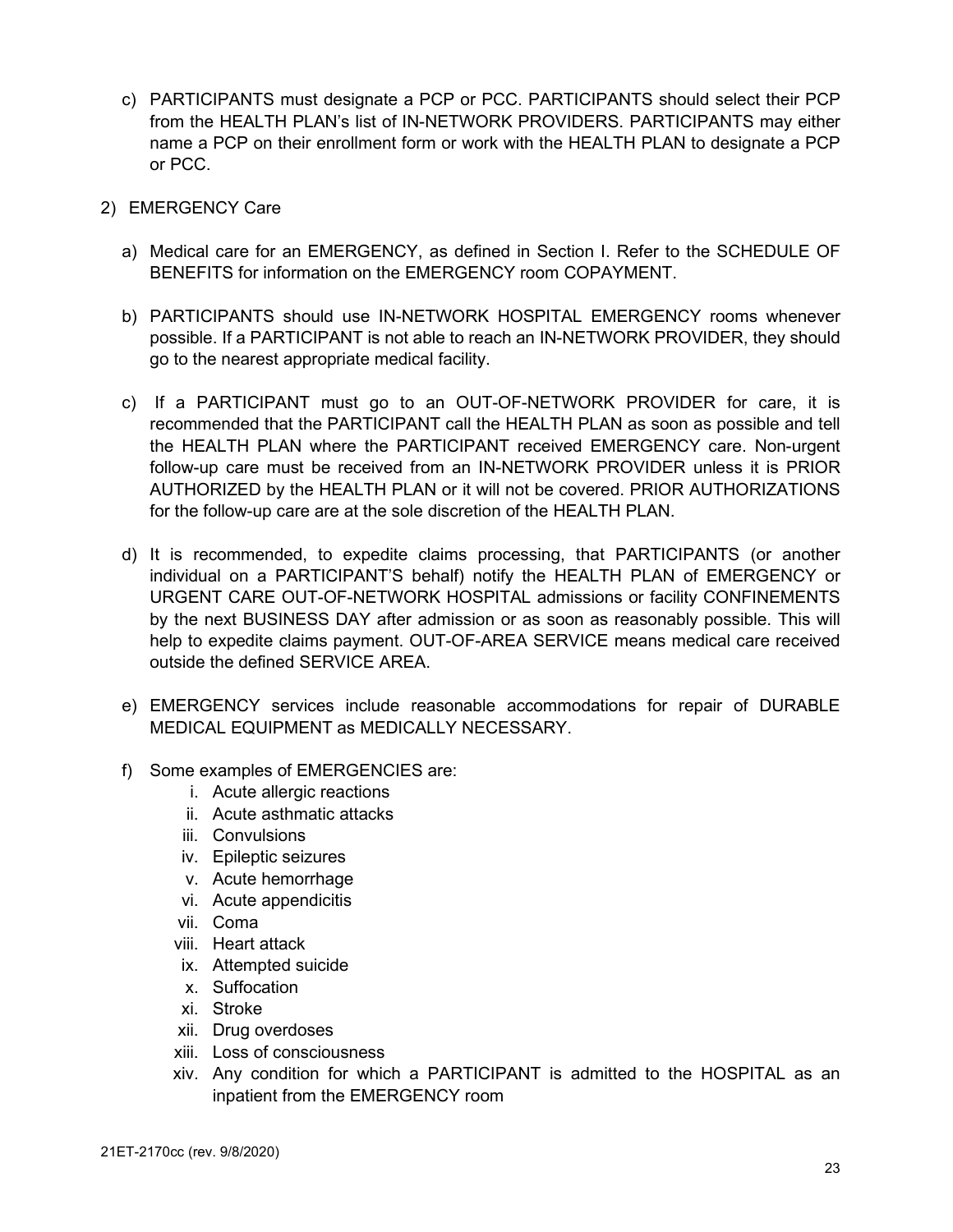c) PARTICIPANTS must designate a PCP or PCC. PARTICIPANTS should select their PCP from the HEALTH PLAN's list of IN-NETWORK PROVIDERS. PARTICIPANTS may either name a PCP on their enrollment form or work with the HEALTH PLAN to designate a PCP or PCC.

2) EMERGENCY Care

a) Medical care for an EMERGENCY, as defined in Section I. Refer to the SCHEDULE OF BENEFITS for information on the EMERGENCY room COPAYMENT.

b) PARTICIPANTS should use IN-NETWORK HOSPITAL EMERGENCY rooms whenever possible. If a PARTICIPANT is not able to reach an IN-NETWORK PROVIDER, they should go to the nearest appropriate medical facility.

c) If a PARTICIPANT must go to an OUT-OF-NETWORK PROVIDER for care, it is recommended that the PARTICIPANT call the HEALTH PLAN as soon as possible and tell the HEALTH PLAN where the PARTICIPANT received EMERGENCY care. Non-urgent follow-up care must be received from an IN-NETWORK PROVIDER unless it is PRIOR AUTHORIZED by the HEALTH PLAN or it will not be covered. PRIOR AUTHORIZATIONS for the follow-up care are at the sole discretion of the HEALTH PLAN.

d) It is recommended, to expedite claims processing, that PARTICIPANTS (or another individual on a PARTICIPANT'S behalf) notify the HEALTH PLAN of EMERGENCY or URGENT CARE OUT-OF-NETWORK HOSPITAL admissions or facility CONFINEMENTS by the next BUSINESS DAY after admission or as soon as reasonably possible. This will help to expedite claims payment. OUT-OF-AREA SERVICE means medical care received outside the defined SERVICE AREA.

e) EMERGENCY services include reasonable accommodations for repair of DURABLE MEDICAL EQUIPMENT as MEDICALLY NECESSARY.

f) Some examples of EMERGENCIES are:
   i. Acute allergic reactions
   ii. Acute asthmatic attacks
   iii. Convulsions
   iv. Epileptic seizures
   v. Acute hemorrhage
   vi. Acute appendicitis
   vii. Coma
   viii. Heart attack
   ix. Attempted suicide
   x. Suffocation
   xi. Stroke
   xii. Drug overdoses
   xiii. Loss of consciousness
   xiv. Any condition for which a PARTICIPANT is admitted to the HOSPITAL as an inpatient from the EMERGENCY room

21ET-2170cc (rev. 9/8/2020)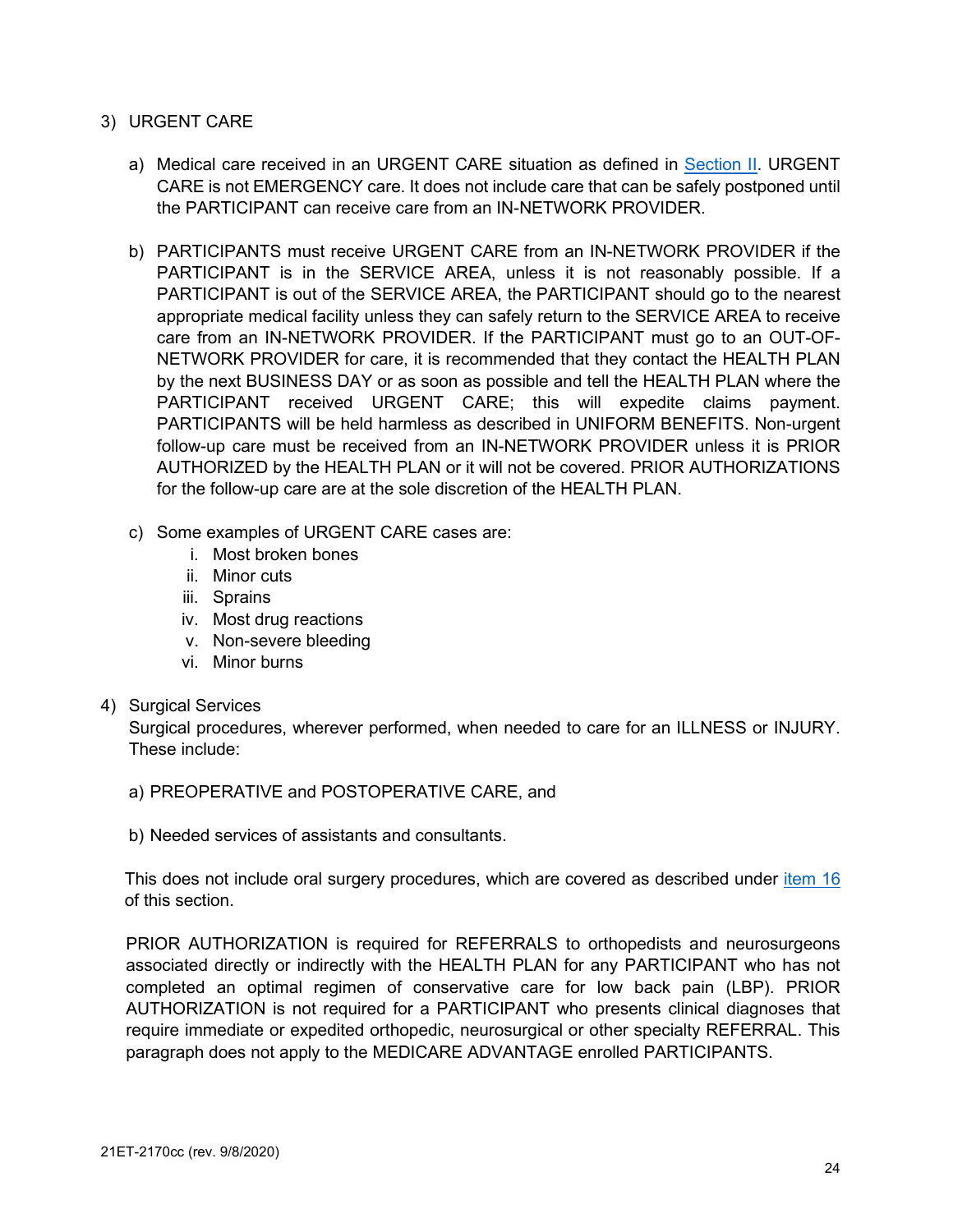3) URGENT CARE

   a) Medical care received in an URGENT CARE situation as defined in Section II. URGENT CARE is not EMERGENCY care. It does not include care that can be safely postponed until the PARTICIPANT can receive care from an IN-NETWORK PROVIDER.

   b) PARTICIPANTS must receive URGENT CARE from an IN-NETWORK PROVIDER if the PARTICIPANT is in the SERVICE AREA, unless it is not reasonably possible. If a PARTICIPANT is out of the SERVICE AREA, the PARTICIPANT should go to the nearest appropriate medical facility unless they can safely return to the SERVICE AREA to receive care from an IN-NETWORK PROVIDER. If the PARTICIPANT must go to an OUT-OF-NETWORK PROVIDER for care, it is recommended that they contact the HEALTH PLAN by the next BUSINESS DAY or as soon as possible and tell the HEALTH PLAN where the PARTICIPANT received URGENT CARE; this will expedite claims payment. PARTICIPANTS will be held harmless as described in UNIFORM BENEFITS. Non-urgent follow-up care must be received from an IN-NETWORK PROVIDER unless it is PRIOR AUTHORIZED by the HEALTH PLAN or it will not be covered. PRIOR AUTHORIZATIONS for the follow-up care are at the sole discretion of the HEALTH PLAN.

   c) Some examples of URGENT CARE cases are:
      i. Most broken bones
      ii. Minor cuts
      iii. Sprains
      iv. Most drug reactions
      v. Non-severe bleeding
      vi. Minor burns

4) Surgical Services
   Surgical procedures, wherever performed, when needed to care for an ILLNESS or INJURY. These include:

   a) PREOPERATIVE and POSTOPERATIVE CARE, and

   b) Needed services of assistants and consultants.

   This does not include oral surgery procedures, which are covered as described under item 16 of this section.

   PRIOR AUTHORIZATION is required for REFERRALS to orthopedists and neurosurgeons associated directly or indirectly with the HEALTH PLAN for any PARTICIPANT who has not completed an optimal regimen of conservative care for low back pain (LBP). PRIOR AUTHORIZATION is not required for a PARTICIPANT who presents clinical diagnoses that require immediate or expedited orthopedic, neurosurgical or other specialty REFERRAL. This paragraph does not apply to the MEDICARE ADVANTAGE enrolled PARTICIPANTS.

21ET-2170cc (rev. 9/8/2020)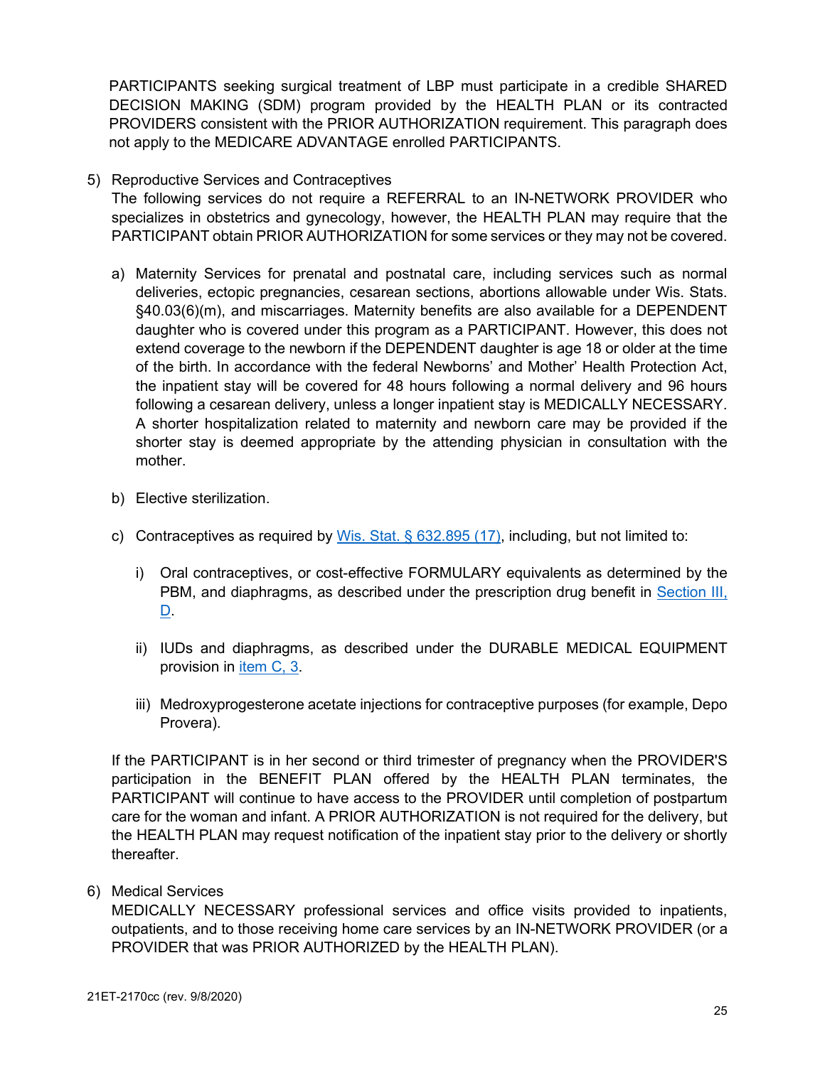PARTICIPANTS seeking surgical treatment of LBP must participate in a credible SHARED DECISION MAKING (SDM) program provided by the HEALTH PLAN or its contracted PROVIDERS consistent with the PRIOR AUTHORIZATION requirement. This paragraph does not apply to the MEDICARE ADVANTAGE enrolled PARTICIPANTS.

5) Reproductive Services and Contraceptives
The following services do not require a REFERRAL to an IN-NETWORK PROVIDER who specializes in obstetrics and gynecology, however, the HEALTH PLAN may require that the PARTICIPANT obtain PRIOR AUTHORIZATION for some services or they may not be covered.

   a) Maternity Services for prenatal and postnatal care, including services such as normal deliveries, ectopic pregnancies, cesarean sections, abortions allowable under Wis. Stats. §40.03(6)(m), and miscarriages. Maternity benefits are also available for a DEPENDENT daughter who is covered under this program as a PARTICIPANT. However, this does not extend coverage to the newborn if the DEPENDENT daughter is age 18 or older at the time of the birth. In accordance with the federal Newborns' and Mother' Health Protection Act, the inpatient stay will be covered for 48 hours following a normal delivery and 96 hours following a cesarean delivery, unless a longer inpatient stay is MEDICALLY NECESSARY. A shorter hospitalization related to maternity and newborn care may be provided if the shorter stay is deemed appropriate by the attending physician in consultation with the mother.

   b) Elective sterilization.

   c) Contraceptives as required by Wis. Stat. § 632.895 (17), including, but not limited to:

      i) Oral contraceptives, or cost-effective FORMULARY equivalents as determined by the PBM, and diaphragms, as described under the prescription drug benefit in Section III, D.

      ii) IUDs and diaphragms, as described under the DURABLE MEDICAL EQUIPMENT provision in item C, 3.

      iii) Medroxyprogesterone acetate injections for contraceptive purposes (for example, Depo Provera).

If the PARTICIPANT is in her second or third trimester of pregnancy when the PROVIDER'S participation in the BENEFIT PLAN offered by the HEALTH PLAN terminates, the PARTICIPANT will continue to have access to the PROVIDER until completion of postpartum care for the woman and infant. A PRIOR AUTHORIZATION is not required for the delivery, but the HEALTH PLAN may request notification of the inpatient stay prior to the delivery or shortly thereafter.

6) Medical Services
MEDICALLY NECESSARY professional services and office visits provided to inpatients, outpatients, and to those receiving home care services by an IN-NETWORK PROVIDER (or a PROVIDER that was PRIOR AUTHORIZED by the HEALTH PLAN).

21ET-2170cc (rev. 9/8/2020)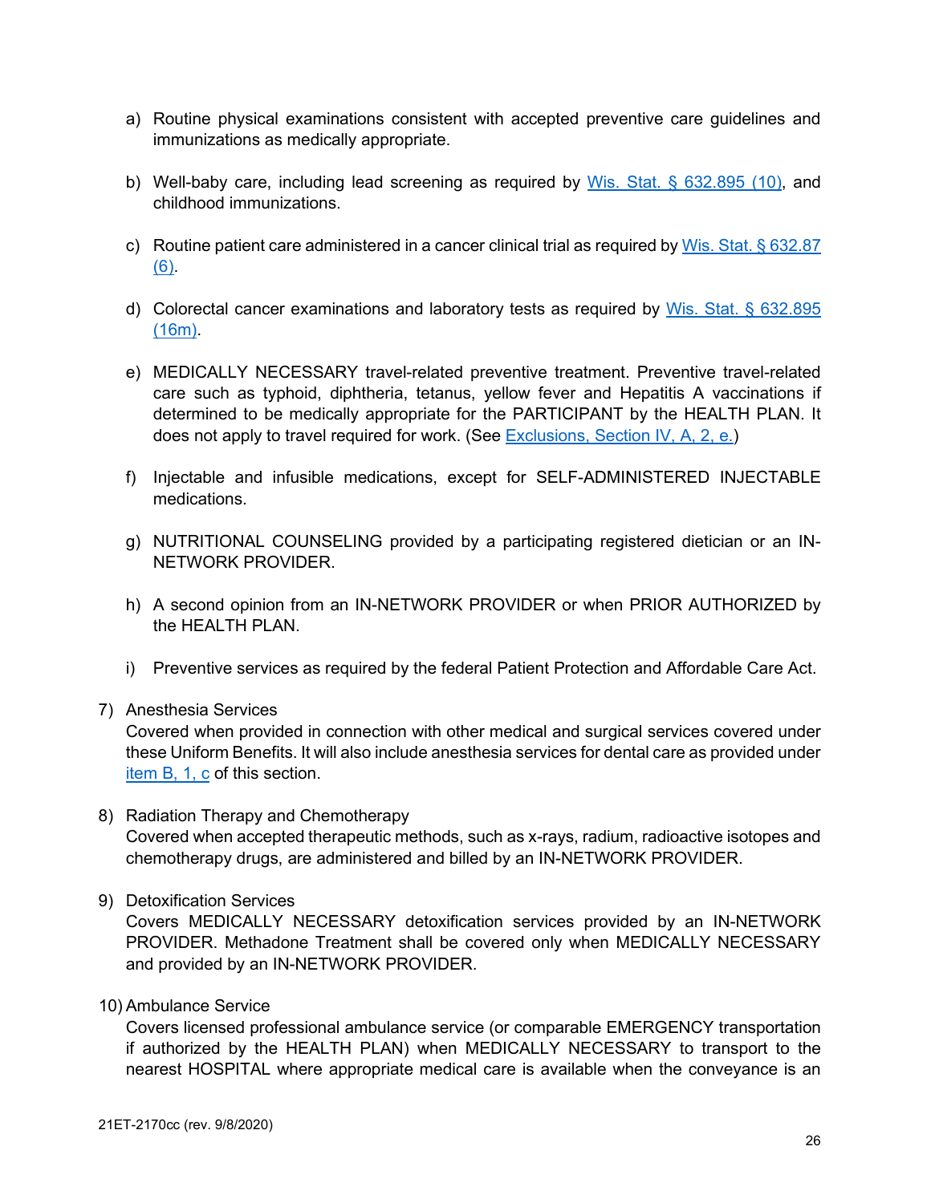a) Routine physical examinations consistent with accepted preventive care guidelines and immunizations as medically appropriate.

b) Well-baby care, including lead screening as required by Wis. Stat. § 632.895 (10), and childhood immunizations.

c) Routine patient care administered in a cancer clinical trial as required by Wis. Stat. § 632.87 (6).

d) Colorectal cancer examinations and laboratory tests as required by Wis. Stat. § 632.895 (16m).

e) MEDICALLY NECESSARY travel-related preventive treatment. Preventive travel-related care such as typhoid, diphtheria, tetanus, yellow fever and Hepatitis A vaccinations if determined to be medically appropriate for the PARTICIPANT by the HEALTH PLAN. It does not apply to travel required for work. (See Exclusions, Section IV, A, 2, e.)

f) Injectable and infusible medications, except for SELF-ADMINISTERED INJECTABLE medications.

g) NUTRITIONAL COUNSELING provided by a participating registered dietician or an IN-NETWORK PROVIDER.

h) A second opinion from an IN-NETWORK PROVIDER or when PRIOR AUTHORIZED by the HEALTH PLAN.

i) Preventive services as required by the federal Patient Protection and Affordable Care Act.

7) Anesthesia Services
Covered when provided in connection with other medical and surgical services covered under these Uniform Benefits. It will also include anesthesia services for dental care as provided under item B, 1, c of this section.

8) Radiation Therapy and Chemotherapy
Covered when accepted therapeutic methods, such as x-rays, radium, radioactive isotopes and chemotherapy drugs, are administered and billed by an IN-NETWORK PROVIDER.

9) Detoxification Services
Covers MEDICALLY NECESSARY detoxification services provided by an IN-NETWORK PROVIDER. Methadone Treatment shall be covered only when MEDICALLY NECESSARY and provided by an IN-NETWORK PROVIDER.

10) Ambulance Service
Covers licensed professional ambulance service (or comparable EMERGENCY transportation if authorized by the HEALTH PLAN) when MEDICALLY NECESSARY to transport to the nearest HOSPITAL where appropriate medical care is available when the conveyance is an

21ET-2170cc (rev. 9/8/2020)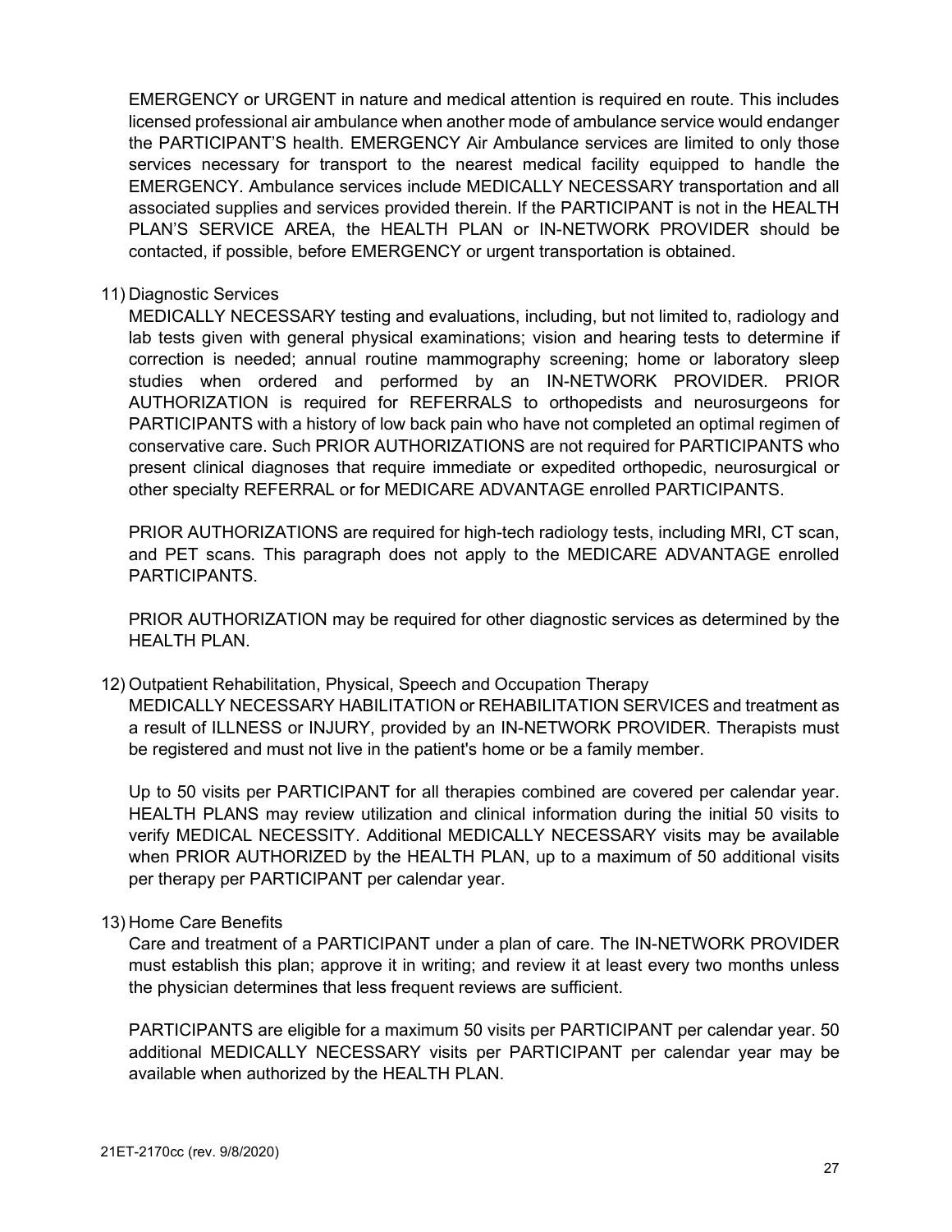EMERGENCY or URGENT in nature and medical attention is required en route. This includes licensed professional air ambulance when another mode of ambulance service would endanger the PARTICIPANT'S health. EMERGENCY Air Ambulance services are limited to only those services necessary for transport to the nearest medical facility equipped to handle the EMERGENCY. Ambulance services include MEDICALLY NECESSARY transportation and all associated supplies and services provided therein. If the PARTICIPANT is not in the HEALTH PLAN'S SERVICE AREA, the HEALTH PLAN or IN-NETWORK PROVIDER should be contacted, if possible, before EMERGENCY or urgent transportation is obtained.

11) Diagnostic Services

MEDICALLY NECESSARY testing and evaluations, including, but not limited to, radiology and lab tests given with general physical examinations; vision and hearing tests to determine if correction is needed; annual routine mammography screening; home or laboratory sleep studies when ordered and performed by an IN-NETWORK PROVIDER. PRIOR AUTHORIZATION is required for REFERRALS to orthopedists and neurosurgeons for PARTICIPANTS with a history of low back pain who have not completed an optimal regimen of conservative care. Such PRIOR AUTHORIZATIONS are not required for PARTICIPANTS who present clinical diagnoses that require immediate or expedited orthopedic, neurosurgical or other specialty REFERRAL or for MEDICARE ADVANTAGE enrolled PARTICIPANTS.

PRIOR AUTHORIZATIONS are required for high-tech radiology tests, including MRI, CT scan, and PET scans. This paragraph does not apply to the MEDICARE ADVANTAGE enrolled PARTICIPANTS.

PRIOR AUTHORIZATION may be required for other diagnostic services as determined by the HEALTH PLAN.

12) Outpatient Rehabilitation, Physical, Speech and Occupation Therapy

MEDICALLY NECESSARY HABILITATION or REHABILITATION SERVICES and treatment as a result of ILLNESS or INJURY, provided by an IN-NETWORK PROVIDER. Therapists must be registered and must not live in the patient's home or be a family member.

Up to 50 visits per PARTICIPANT for all therapies combined are covered per calendar year. HEALTH PLANS may review utilization and clinical information during the initial 50 visits to verify MEDICAL NECESSITY. Additional MEDICALLY NECESSARY visits may be available when PRIOR AUTHORIZED by the HEALTH PLAN, up to a maximum of 50 additional visits per therapy per PARTICIPANT per calendar year.

13) Home Care Benefits

Care and treatment of a PARTICIPANT under a plan of care. The IN-NETWORK PROVIDER must establish this plan; approve it in writing; and review it at least every two months unless the physician determines that less frequent reviews are sufficient.

PARTICIPANTS are eligible for a maximum 50 visits per PARTICIPANT per calendar year. 50 additional MEDICALLY NECESSARY visits per PARTICIPANT per calendar year may be available when authorized by the HEALTH PLAN.

21ET-2170cc (rev. 9/8/2020)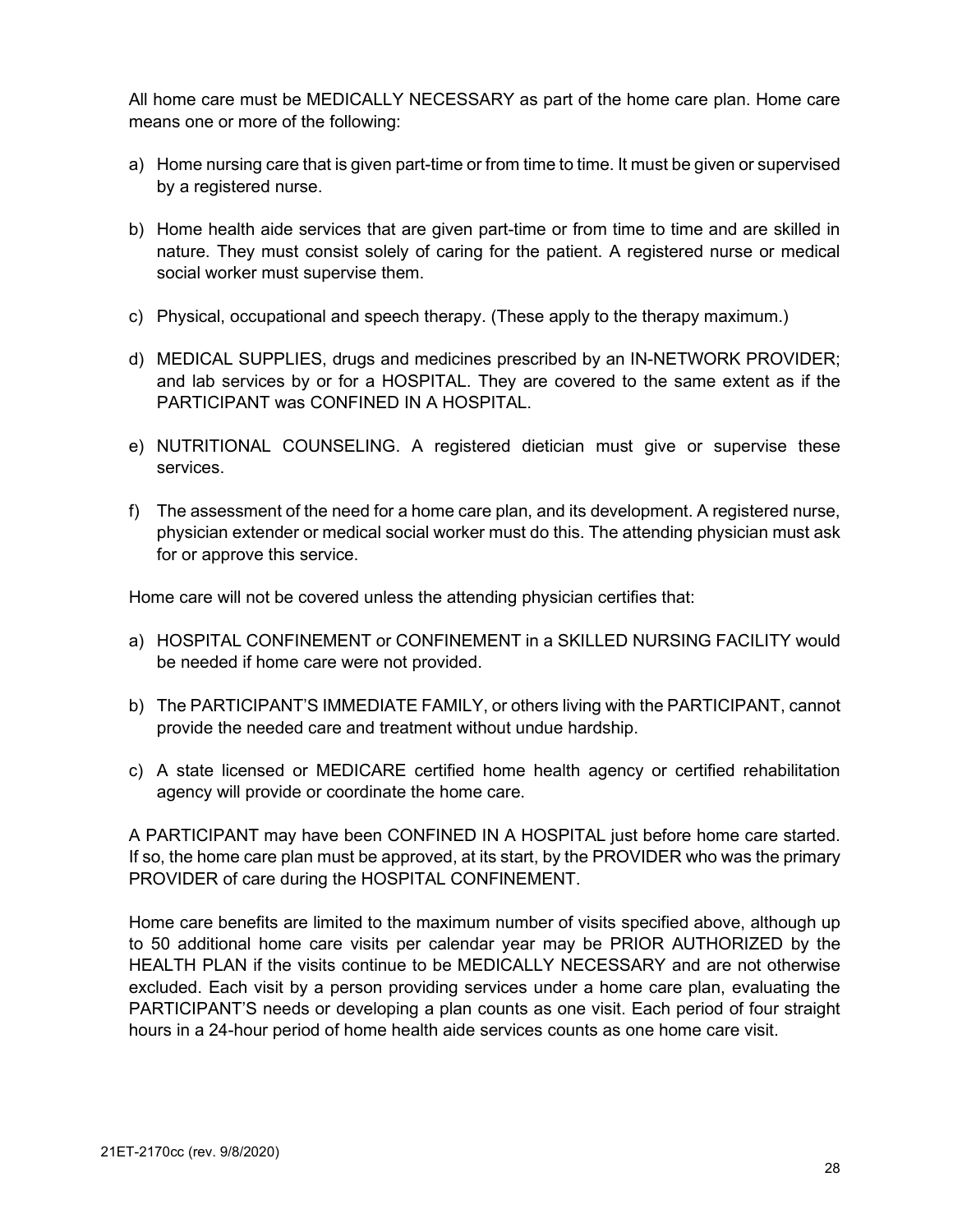All home care must be MEDICALLY NECESSARY as part of the home care plan. Home care means one or more of the following:

a) Home nursing care that is given part-time or from time to time. It must be given or supervised by a registered nurse.

b) Home health aide services that are given part-time or from time to time and are skilled in nature. They must consist solely of caring for the patient. A registered nurse or medical social worker must supervise them.

c) Physical, occupational and speech therapy. (These apply to the therapy maximum.)

d) MEDICAL SUPPLIES, drugs and medicines prescribed by an IN-NETWORK PROVIDER; and lab services by or for a HOSPITAL. They are covered to the same extent as if the PARTICIPANT was CONFINED IN A HOSPITAL.

e) NUTRITIONAL COUNSELING. A registered dietician must give or supervise these services.

f) The assessment of the need for a home care plan, and its development. A registered nurse, physician extender or medical social worker must do this. The attending physician must ask for or approve this service.

Home care will not be covered unless the attending physician certifies that:

a) HOSPITAL CONFINEMENT or CONFINEMENT in a SKILLED NURSING FACILITY would be needed if home care were not provided.

b) The PARTICIPANT'S IMMEDIATE FAMILY, or others living with the PARTICIPANT, cannot provide the needed care and treatment without undue hardship.

c) A state licensed or MEDICARE certified home health agency or certified rehabilitation agency will provide or coordinate the home care.

A PARTICIPANT may have been CONFINED IN A HOSPITAL just before home care started. If so, the home care plan must be approved, at its start, by the PROVIDER who was the primary PROVIDER of care during the HOSPITAL CONFINEMENT.

Home care benefits are limited to the maximum number of visits specified above, although up to 50 additional home care visits per calendar year may be PRIOR AUTHORIZED by the HEALTH PLAN if the visits continue to be MEDICALLY NECESSARY and are not otherwise excluded. Each visit by a person providing services under a home care plan, evaluating the PARTICIPANT'S needs or developing a plan counts as one visit. Each period of four straight hours in a 24-hour period of home health aide services counts as one home care visit.

21ET-2170cc (rev. 9/8/2020)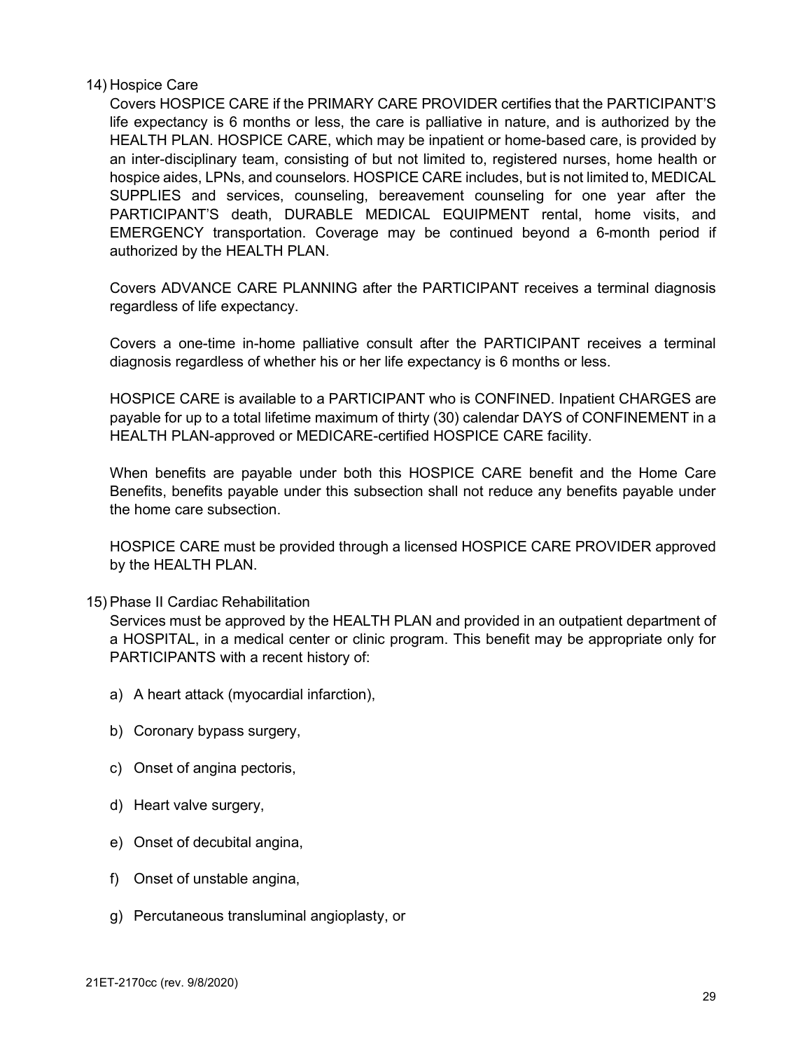14) Hospice Care

Covers HOSPICE CARE if the PRIMARY CARE PROVIDER certifies that the PARTICIPANT'S life expectancy is 6 months or less, the care is palliative in nature, and is authorized by the HEALTH PLAN. HOSPICE CARE, which may be inpatient or home-based care, is provided by an inter-disciplinary team, consisting of but not limited to, registered nurses, home health or hospice aides, LPNs, and counselors. HOSPICE CARE includes, but is not limited to, MEDICAL SUPPLIES and services, counseling, bereavement counseling for one year after the PARTICIPANT'S death, DURABLE MEDICAL EQUIPMENT rental, home visits, and EMERGENCY transportation. Coverage may be continued beyond a 6-month period if authorized by the HEALTH PLAN.

Covers ADVANCE CARE PLANNING after the PARTICIPANT receives a terminal diagnosis regardless of life expectancy.

Covers a one-time in-home palliative consult after the PARTICIPANT receives a terminal diagnosis regardless of whether his or her life expectancy is 6 months or less.

HOSPICE CARE is available to a PARTICIPANT who is CONFINED. Inpatient CHARGES are payable for up to a total lifetime maximum of thirty (30) calendar DAYS of CONFINEMENT in a HEALTH PLAN-approved or MEDICARE-certified HOSPICE CARE facility.

When benefits are payable under both this HOSPICE CARE benefit and the Home Care Benefits, benefits payable under this subsection shall not reduce any benefits payable under the home care subsection.

HOSPICE CARE must be provided through a licensed HOSPICE CARE PROVIDER approved by the HEALTH PLAN.

15) Phase II Cardiac Rehabilitation

Services must be approved by the HEALTH PLAN and provided in an outpatient department of a HOSPITAL, in a medical center or clinic program. This benefit may be appropriate only for PARTICIPANTS with a recent history of:

a) A heart attack (myocardial infarction),

b) Coronary bypass surgery,

c) Onset of angina pectoris,

d) Heart valve surgery,

e) Onset of decubital angina,

f) Onset of unstable angina,

g) Percutaneous transluminal angioplasty, or

21ET-2170cc (rev. 9/8/2020)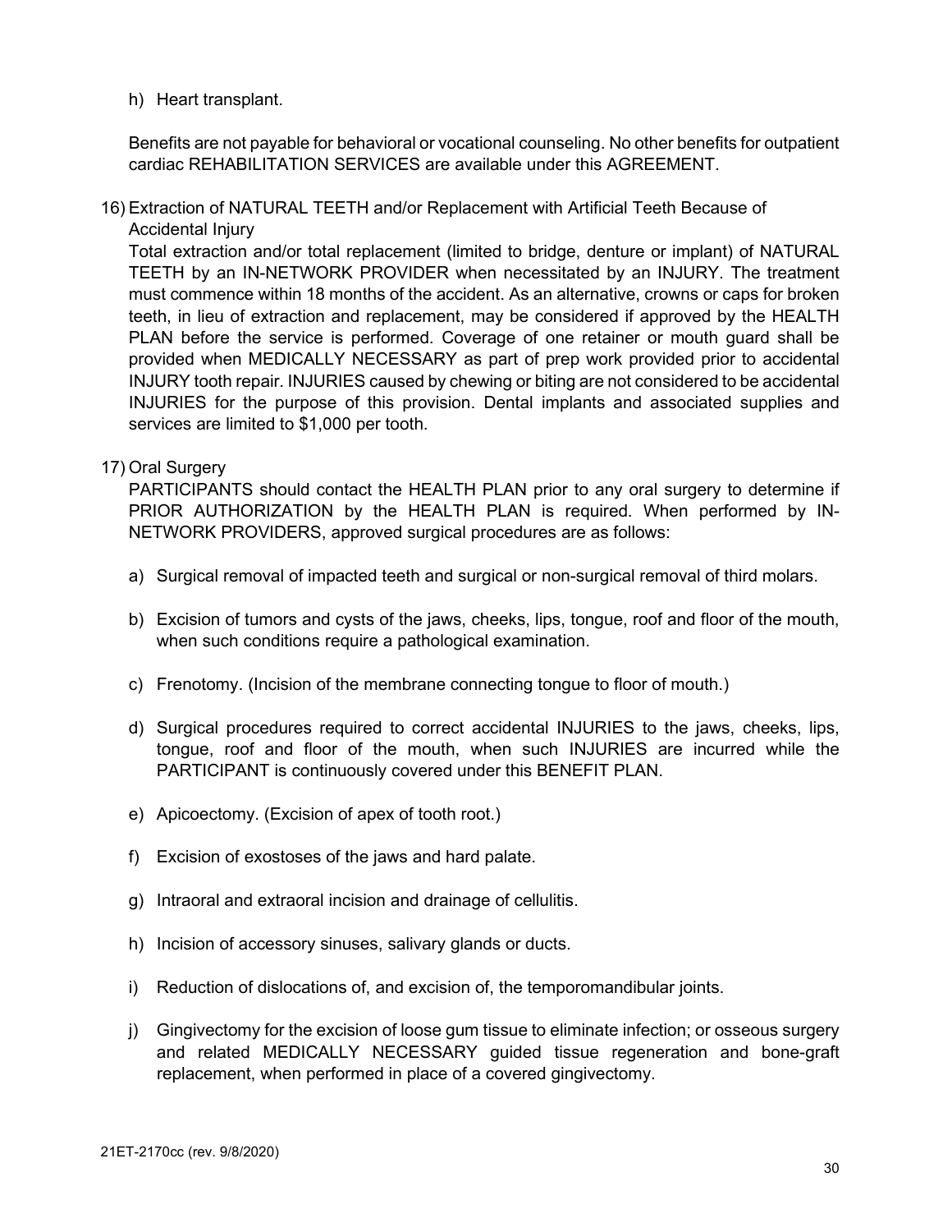h) Heart transplant.

Benefits are not payable for behavioral or vocational counseling. No other benefits for outpatient cardiac REHABILITATION SERVICES are available under this AGREEMENT.

16) Extraction of NATURAL TEETH and/or Replacement with Artificial Teeth Because of Accidental Injury

Total extraction and/or total replacement (limited to bridge, denture or implant) of NATURAL TEETH by an IN-NETWORK PROVIDER when necessitated by an INJURY. The treatment must commence within 18 months of the accident. As an alternative, crowns or caps for broken teeth, in lieu of extraction and replacement, may be considered if approved by the HEALTH PLAN before the service is performed. Coverage of one retainer or mouth guard shall be provided when MEDICALLY NECESSARY as part of prep work provided prior to accidental INJURY tooth repair. INJURIES caused by chewing or biting are not considered to be accidental INJURIES for the purpose of this provision. Dental implants and associated supplies and services are limited to $1,000 per tooth.

17) Oral Surgery

PARTICIPANTS should contact the HEALTH PLAN prior to any oral surgery to determine if PRIOR AUTHORIZATION by the HEALTH PLAN is required. When performed by IN-NETWORK PROVIDERS, approved surgical procedures are as follows:

a) Surgical removal of impacted teeth and surgical or non-surgical removal of third molars.

b) Excision of tumors and cysts of the jaws, cheeks, lips, tongue, roof and floor of the mouth, when such conditions require a pathological examination.

c) Frenotomy. (Incision of the membrane connecting tongue to floor of mouth.)

d) Surgical procedures required to correct accidental INJURIES to the jaws, cheeks, lips, tongue, roof and floor of the mouth, when such INJURIES are incurred while the PARTICIPANT is continuously covered under this BENEFIT PLAN.

e) Apicoectomy. (Excision of apex of tooth root.)

f) Excision of exostoses of the jaws and hard palate.

g) Intraoral and extraoral incision and drainage of cellulitis.

h) Incision of accessory sinuses, salivary glands or ducts.

i) Reduction of dislocations of, and excision of, the temporomandibular joints.

j) Gingivectomy for the excision of loose gum tissue to eliminate infection; or osseous surgery and related MEDICALLY NECESSARY guided tissue regeneration and bone-graft replacement, when performed in place of a covered gingivectomy.

21ET-2170cc (rev. 9/8/2020)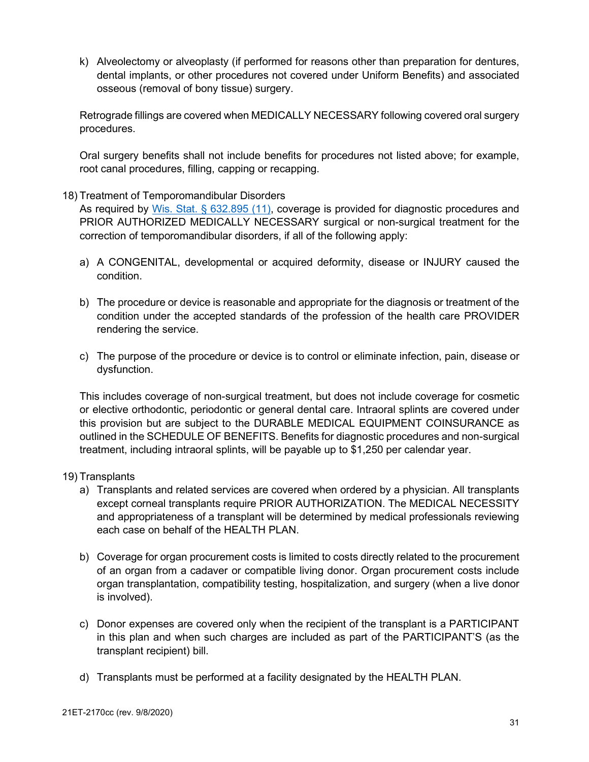k) Alveolectomy or alveoplasty (if performed for reasons other than preparation for dentures, dental implants, or other procedures not covered under Uniform Benefits) and associated osseous (removal of bony tissue) surgery.

Retrograde fillings are covered when MEDICALLY NECESSARY following covered oral surgery procedures.

Oral surgery benefits shall not include benefits for procedures not listed above; for example, root canal procedures, filling, capping or recapping.

18) Treatment of Temporomandibular Disorders

As required by [Wis. Stat. § 632.895 (11)](), coverage is provided for diagnostic procedures and PRIOR AUTHORIZED MEDICALLY NECESSARY surgical or non-surgical treatment for the correction of temporomandibular disorders, if all of the following apply:

a) A CONGENITAL, developmental or acquired deformity, disease or INJURY caused the condition.

b) The procedure or device is reasonable and appropriate for the diagnosis or treatment of the condition under the accepted standards of the profession of the health care PROVIDER rendering the service.

c) The purpose of the procedure or device is to control or eliminate infection, pain, disease or dysfunction.

This includes coverage of non-surgical treatment, but does not include coverage for cosmetic or elective orthodontic, periodontic or general dental care. Intraoral splints are covered under this provision but are subject to the DURABLE MEDICAL EQUIPMENT COINSURANCE as outlined in the SCHEDULE OF BENEFITS. Benefits for diagnostic procedures and non-surgical treatment, including intraoral splints, will be payable up to $1,250 per calendar year.

19) Transplants

a) Transplants and related services are covered when ordered by a physician. All transplants except corneal transplants require PRIOR AUTHORIZATION. The MEDICAL NECESSITY and appropriateness of a transplant will be determined by medical professionals reviewing each case on behalf of the HEALTH PLAN.

b) Coverage for organ procurement costs is limited to costs directly related to the procurement of an organ from a cadaver or compatible living donor. Organ procurement costs include organ transplantation, compatibility testing, hospitalization, and surgery (when a live donor is involved).

c) Donor expenses are covered only when the recipient of the transplant is a PARTICIPANT in this plan and when such charges are included as part of the PARTICIPANT'S (as the transplant recipient) bill.

d) Transplants must be performed at a facility designated by the HEALTH PLAN.

21ET-2170cc (rev. 9/8/2020)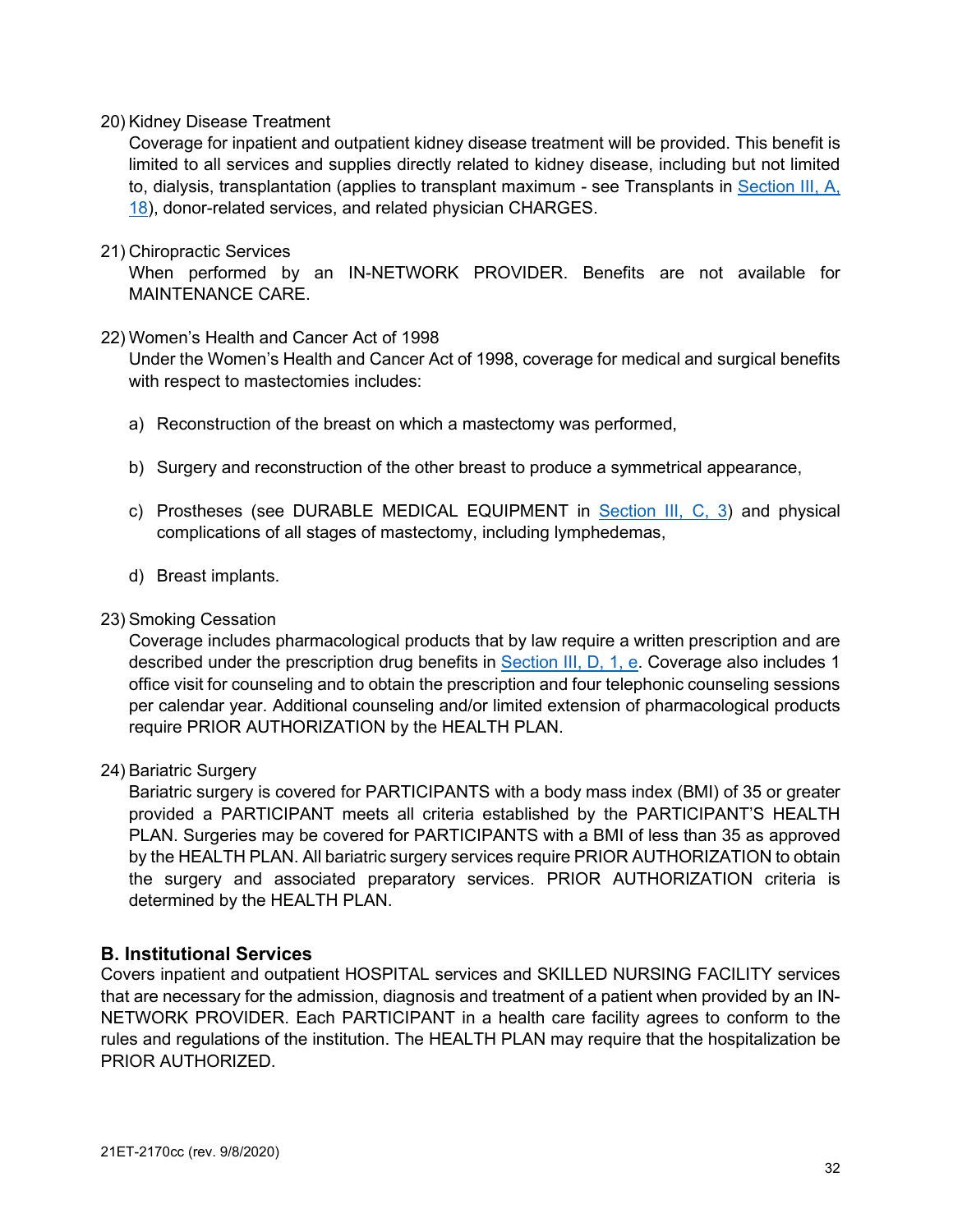20) Kidney Disease Treatment

    Coverage for inpatient and outpatient kidney disease treatment will be provided. This benefit is limited to all services and supplies directly related to kidney disease, including but not limited to, dialysis, transplantation (applies to transplant maximum - see Transplants in Section III, A, 18), donor-related services, and related physician CHARGES.

21) Chiropractic Services

    When performed by an IN-NETWORK PROVIDER. Benefits are not available for MAINTENANCE CARE.

22) Women's Health and Cancer Act of 1998

    Under the Women's Health and Cancer Act of 1998, coverage for medical and surgical benefits with respect to mastectomies includes:

    a) Reconstruction of the breast on which a mastectomy was performed,

    b) Surgery and reconstruction of the other breast to produce a symmetrical appearance,

    c) Prostheses (see DURABLE MEDICAL EQUIPMENT in Section III, C, 3) and physical complications of all stages of mastectomy, including lymphedemas,

    d) Breast implants.

23) Smoking Cessation

    Coverage includes pharmacological products that by law require a written prescription and are described under the prescription drug benefits in Section III, D, 1, e. Coverage also includes 1 office visit for counseling and to obtain the prescription and four telephonic counseling sessions per calendar year. Additional counseling and/or limited extension of pharmacological products require PRIOR AUTHORIZATION by the HEALTH PLAN.

24) Bariatric Surgery

    Bariatric surgery is covered for PARTICIPANTS with a body mass index (BMI) of 35 or greater provided a PARTICIPANT meets all criteria established by the PARTICIPANT'S HEALTH PLAN. Surgeries may be covered for PARTICIPANTS with a BMI of less than 35 as approved by the HEALTH PLAN. All bariatric surgery services require PRIOR AUTHORIZATION to obtain the surgery and associated preparatory services. PRIOR AUTHORIZATION criteria is determined by the HEALTH PLAN.

## B. Institutional Services

Covers inpatient and outpatient HOSPITAL services and SKILLED NURSING FACILITY services that are necessary for the admission, diagnosis and treatment of a patient when provided by an IN-NETWORK PROVIDER. Each PARTICIPANT in a health care facility agrees to conform to the rules and regulations of the institution. The HEALTH PLAN may require that the hospitalization be PRIOR AUTHORIZED.

21ET-2170cc (rev. 9/8/2020)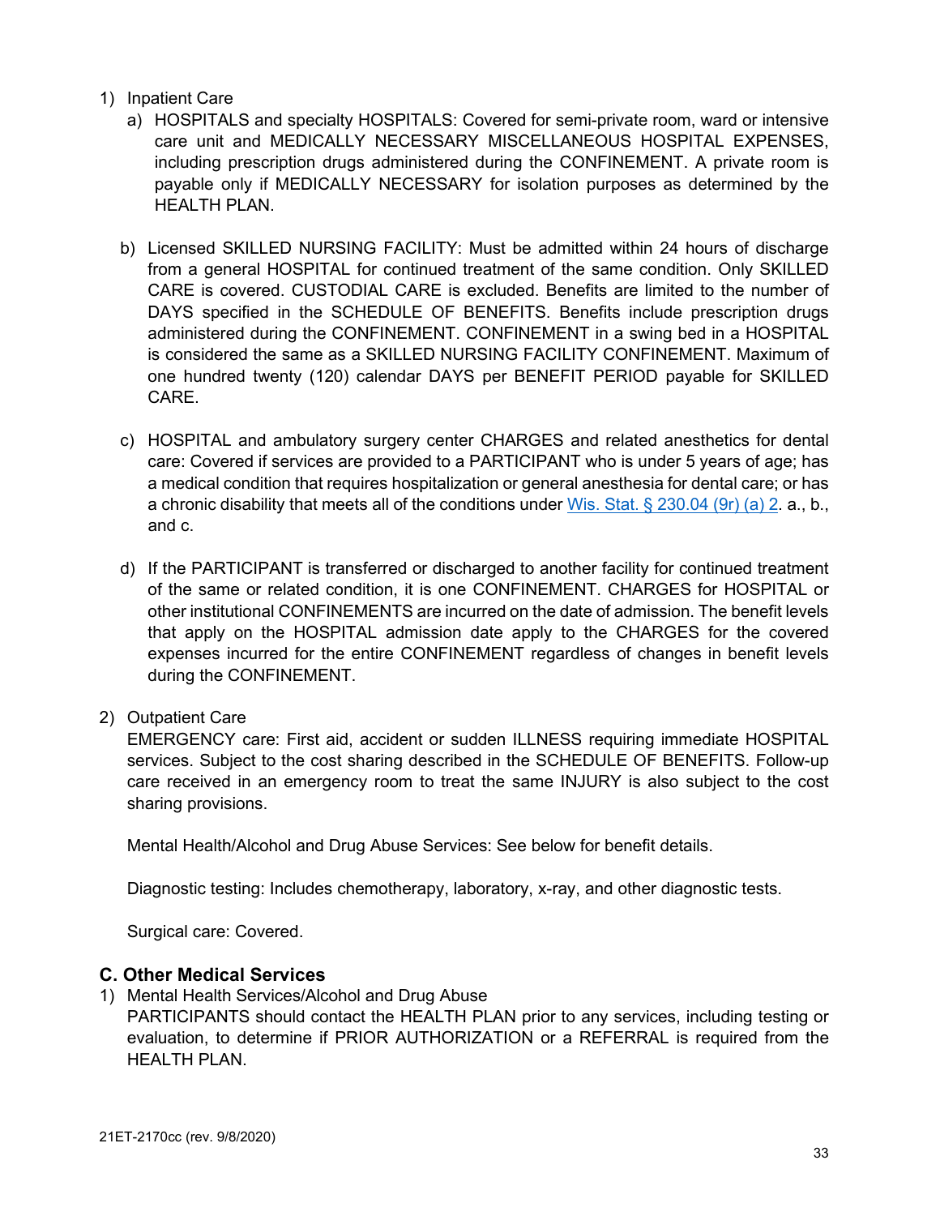1) Inpatient Care
   a) HOSPITALS and specialty HOSPITALS: Covered for semi-private room, ward or intensive care unit and MEDICALLY NECESSARY MISCELLANEOUS HOSPITAL EXPENSES, including prescription drugs administered during the CONFINEMENT. A private room is payable only if MEDICALLY NECESSARY for isolation purposes as determined by the HEALTH PLAN.

   b) Licensed SKILLED NURSING FACILITY: Must be admitted within 24 hours of discharge from a general HOSPITAL for continued treatment of the same condition. Only SKILLED CARE is covered. CUSTODIAL CARE is excluded. Benefits are limited to the number of DAYS specified in the SCHEDULE OF BENEFITS. Benefits include prescription drugs administered during the CONFINEMENT. CONFINEMENT in a swing bed in a HOSPITAL is considered the same as a SKILLED NURSING FACILITY CONFINEMENT. Maximum of one hundred twenty (120) calendar DAYS per BENEFIT PERIOD payable for SKILLED CARE.

   c) HOSPITAL and ambulatory surgery center CHARGES and related anesthetics for dental care: Covered if services are provided to a PARTICIPANT who is under 5 years of age; has a medical condition that requires hospitalization or general anesthesia for dental care; or has a chronic disability that meets all of the conditions under Wis. Stat. § 230.04 (9r) (a) 2. a., b., and c.

   d) If the PARTICIPANT is transferred or discharged to another facility for continued treatment of the same or related condition, it is one CONFINEMENT. CHARGES for HOSPITAL or other institutional CONFINEMENTS are incurred on the date of admission. The benefit levels that apply on the HOSPITAL admission date apply to the CHARGES for the covered expenses incurred for the entire CONFINEMENT regardless of changes in benefit levels during the CONFINEMENT.

2) Outpatient Care

   EMERGENCY care: First aid, accident or sudden ILLNESS requiring immediate HOSPITAL services. Subject to the cost sharing described in the SCHEDULE OF BENEFITS. Follow-up care received in an emergency room to treat the same INJURY is also subject to the cost sharing provisions.

   Mental Health/Alcohol and Drug Abuse Services: See below for benefit details.

   Diagnostic testing: Includes chemotherapy, laboratory, x-ray, and other diagnostic tests.

   Surgical care: Covered.

### C. Other Medical Services

1) Mental Health Services/Alcohol and Drug Abuse

   PARTICIPANTS should contact the HEALTH PLAN prior to any services, including testing or evaluation, to determine if PRIOR AUTHORIZATION or a REFERRAL is required from the HEALTH PLAN.

21ET-2170cc (rev. 9/8/2020)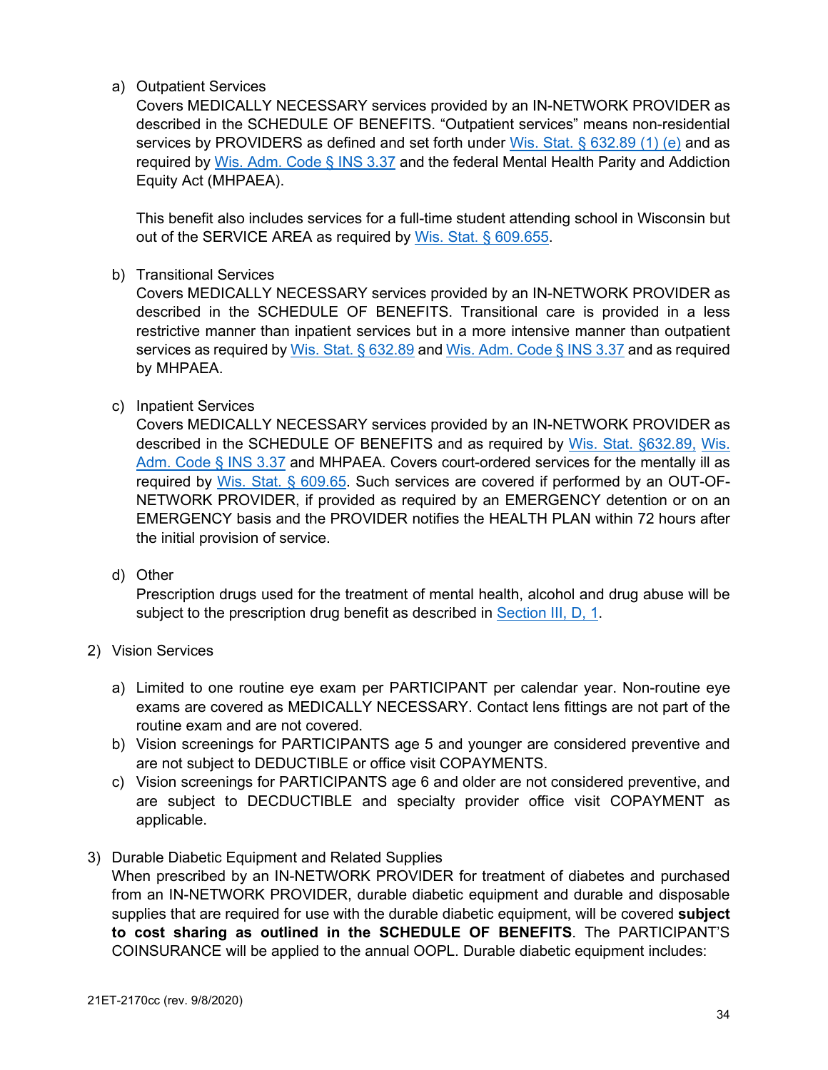a) Outpatient Services

   Covers MEDICALLY NECESSARY services provided by an IN-NETWORK PROVIDER as described in the SCHEDULE OF BENEFITS. “Outpatient services” means non-residential services by PROVIDERS as defined and set forth under Wis. Stat. § 632.89 (1) (e) and as required by Wis. Adm. Code § INS 3.37 and the federal Mental Health Parity and Addiction Equity Act (MHPAEA).

   This benefit also includes services for a full-time student attending school in Wisconsin but out of the SERVICE AREA as required by Wis. Stat. § 609.655.

b) Transitional Services

   Covers MEDICALLY NECESSARY services provided by an IN-NETWORK PROVIDER as described in the SCHEDULE OF BENEFITS. Transitional care is provided in a less restrictive manner than inpatient services but in a more intensive manner than outpatient services as required by Wis. Stat. § 632.89 and Wis. Adm. Code § INS 3.37 and as required by MHPAEA.

c) Inpatient Services

   Covers MEDICALLY NECESSARY services provided by an IN-NETWORK PROVIDER as described in the SCHEDULE OF BENEFITS and as required by Wis. Stat. §632.89, Wis. Adm. Code § INS 3.37 and MHPAEA. Covers court-ordered services for the mentally ill as required by Wis. Stat. § 609.65. Such services are covered if performed by an OUT-OF-NETWORK PROVIDER, if provided as required by an EMERGENCY detention or on an EMERGENCY basis and the PROVIDER notifies the HEALTH PLAN within 72 hours after the initial provision of service.

d) Other

   Prescription drugs used for the treatment of mental health, alcohol and drug abuse will be subject to the prescription drug benefit as described in Section III, D, 1.

2) Vision Services

   a) Limited to one routine eye exam per PARTICIPANT per calendar year. Non-routine eye exams are covered as MEDICALLY NECESSARY. Contact lens fittings are not part of the routine exam and are not covered.
   b) Vision screenings for PARTICIPANTS age 5 and younger are considered preventive and are not subject to DEDUCTIBLE or office visit COPAYMENTS.
   c) Vision screenings for PARTICIPANTS age 6 and older are not considered preventive, and are subject to DECDUCTIBLE and specialty provider office visit COPAYMENT as applicable.

3) Durable Diabetic Equipment and Related Supplies

   When prescribed by an IN-NETWORK PROVIDER for treatment of diabetes and purchased from an IN-NETWORK PROVIDER, durable diabetic equipment and durable and disposable supplies that are required for use with the durable diabetic equipment, will be covered **subject to cost sharing as outlined in the SCHEDULE OF BENEFITS**. The PARTICIPANT'S COINSURANCE will be applied to the annual OOPL. Durable diabetic equipment includes:

21ET-2170cc (rev. 9/8/2020)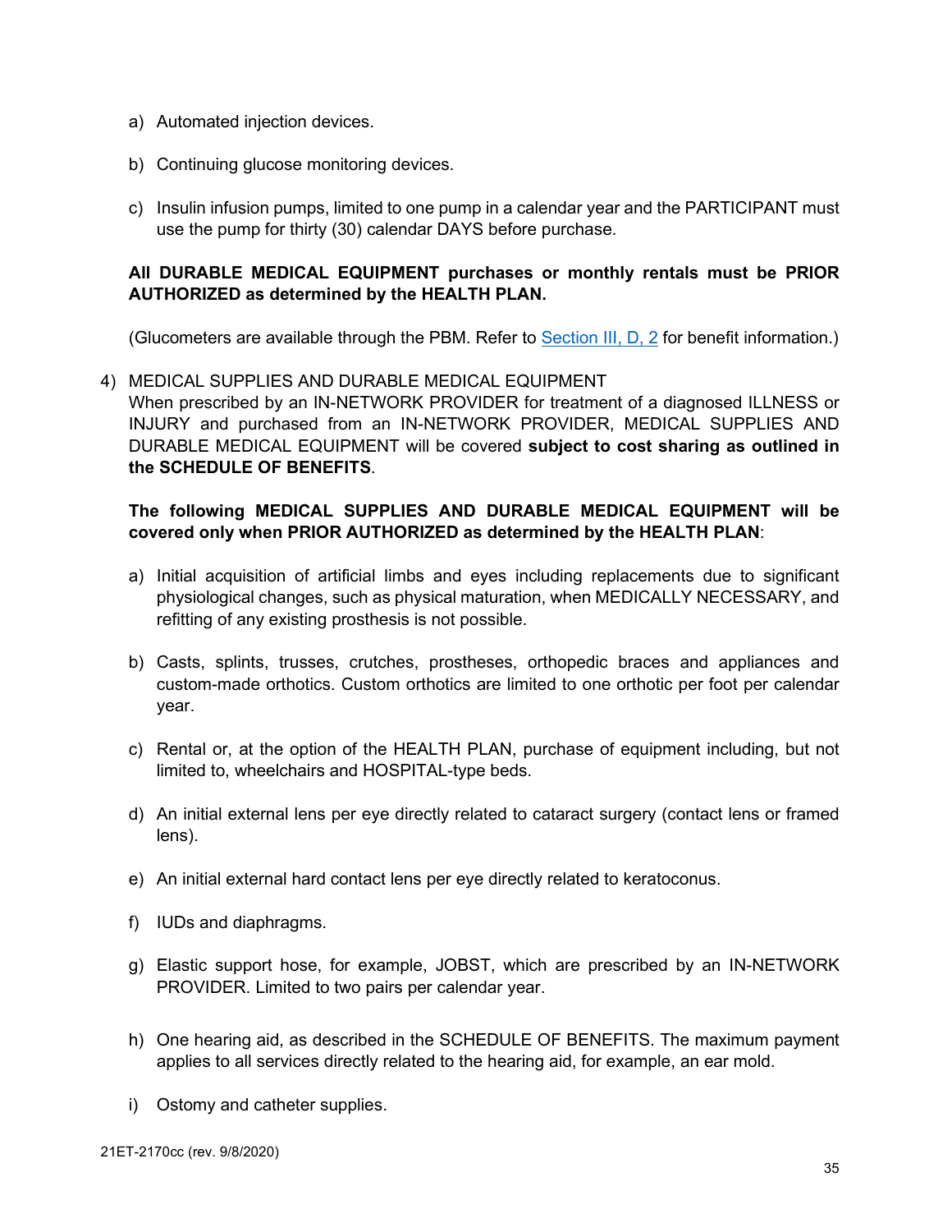a) Automated injection devices.

b) Continuing glucose monitoring devices.

c) Insulin infusion pumps, limited to one pump in a calendar year and the PARTICIPANT must use the pump for thirty (30) calendar DAYS before purchase.

**All DURABLE MEDICAL EQUIPMENT purchases or monthly rentals must be PRIOR AUTHORIZED as determined by the HEALTH PLAN.**

(Glucometers are available through the PBM. Refer to Section III, D, 2 for benefit information.)

4) MEDICAL SUPPLIES AND DURABLE MEDICAL EQUIPMENT
When prescribed by an IN-NETWORK PROVIDER for treatment of a diagnosed ILLNESS or INJURY and purchased from an IN-NETWORK PROVIDER, MEDICAL SUPPLIES AND DURABLE MEDICAL EQUIPMENT will be covered **subject to cost sharing as outlined in the SCHEDULE OF BENEFITS**.

**The following MEDICAL SUPPLIES AND DURABLE MEDICAL EQUIPMENT will be covered only when PRIOR AUTHORIZED as determined by the HEALTH PLAN**:

a) Initial acquisition of artificial limbs and eyes including replacements due to significant physiological changes, such as physical maturation, when MEDICALLY NECESSARY, and refitting of any existing prosthesis is not possible.

b) Casts, splints, trusses, crutches, prostheses, orthopedic braces and appliances and custom-made orthotics. Custom orthotics are limited to one orthotic per foot per calendar year.

c) Rental or, at the option of the HEALTH PLAN, purchase of equipment including, but not limited to, wheelchairs and HOSPITAL-type beds.

d) An initial external lens per eye directly related to cataract surgery (contact lens or framed lens).

e) An initial external hard contact lens per eye directly related to keratoconus.

f) IUDs and diaphragms.

g) Elastic support hose, for example, JOBST, which are prescribed by an IN-NETWORK PROVIDER. Limited to two pairs per calendar year.

h) One hearing aid, as described in the SCHEDULE OF BENEFITS. The maximum payment applies to all services directly related to the hearing aid, for example, an ear mold.

i) Ostomy and catheter supplies.

21ET-2170cc (rev. 9/8/2020)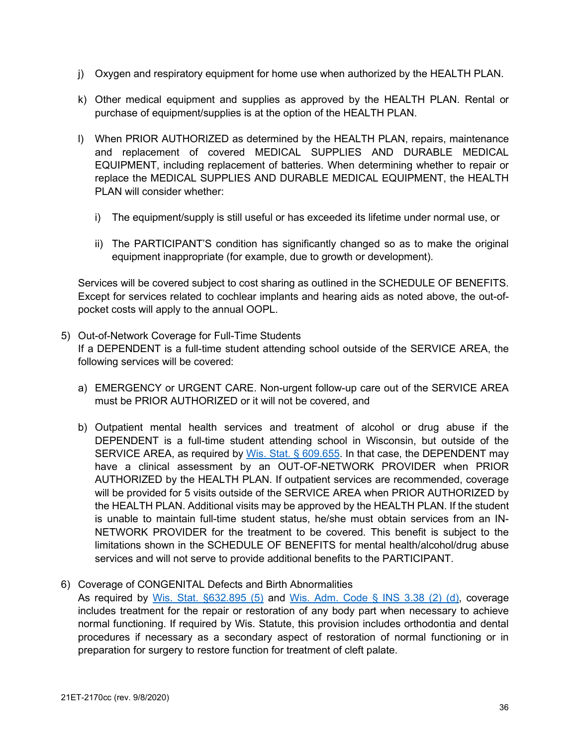j) Oxygen and respiratory equipment for home use when authorized by the HEALTH PLAN.

k) Other medical equipment and supplies as approved by the HEALTH PLAN. Rental or purchase of equipment/supplies is at the option of the HEALTH PLAN.

l) When PRIOR AUTHORIZED as determined by the HEALTH PLAN, repairs, maintenance and replacement of covered MEDICAL SUPPLIES AND DURABLE MEDICAL EQUIPMENT, including replacement of batteries. When determining whether to repair or replace the MEDICAL SUPPLIES AND DURABLE MEDICAL EQUIPMENT, the HEALTH PLAN will consider whether:

   i) The equipment/supply is still useful or has exceeded its lifetime under normal use, or

   ii) The PARTICIPANT'S condition has significantly changed so as to make the original equipment inappropriate (for example, due to growth or development).

Services will be covered subject to cost sharing as outlined in the SCHEDULE OF BENEFITS. Except for services related to cochlear implants and hearing aids as noted above, the out-of-pocket costs will apply to the annual OOPL.

5) Out-of-Network Coverage for Full-Time Students
   If a DEPENDENT is a full-time student attending school outside of the SERVICE AREA, the following services will be covered:

   a) EMERGENCY or URGENT CARE. Non-urgent follow-up care out of the SERVICE AREA must be PRIOR AUTHORIZED or it will not be covered, and

   b) Outpatient mental health services and treatment of alcohol or drug abuse if the DEPENDENT is a full-time student attending school in Wisconsin, but outside of the SERVICE AREA, as required by [Wis. Stat. § 609.655](). In that case, the DEPENDENT may have a clinical assessment by an OUT-OF-NETWORK PROVIDER when PRIOR AUTHORIZED by the HEALTH PLAN. If outpatient services are recommended, coverage will be provided for 5 visits outside of the SERVICE AREA when PRIOR AUTHORIZED by the HEALTH PLAN. Additional visits may be approved by the HEALTH PLAN. If the student is unable to maintain full-time student status, he/she must obtain services from an IN-NETWORK PROVIDER for the treatment to be covered. This benefit is subject to the limitations shown in the SCHEDULE OF BENEFITS for mental health/alcohol/drug abuse services and will not serve to provide additional benefits to the PARTICIPANT.

6) Coverage of CONGENITAL Defects and Birth Abnormalities
   As required by [Wis. Stat. §632.895 (5)]() and [Wis. Adm. Code § INS 3.38 (2) (d)](), coverage includes treatment for the repair or restoration of any body part when necessary to achieve normal functioning. If required by Wis. Statute, this provision includes orthodontia and dental procedures if necessary as a secondary aspect of restoration of normal functioning or in preparation for surgery to restore function for treatment of cleft palate.

21ET-2170cc (rev. 9/8/2020)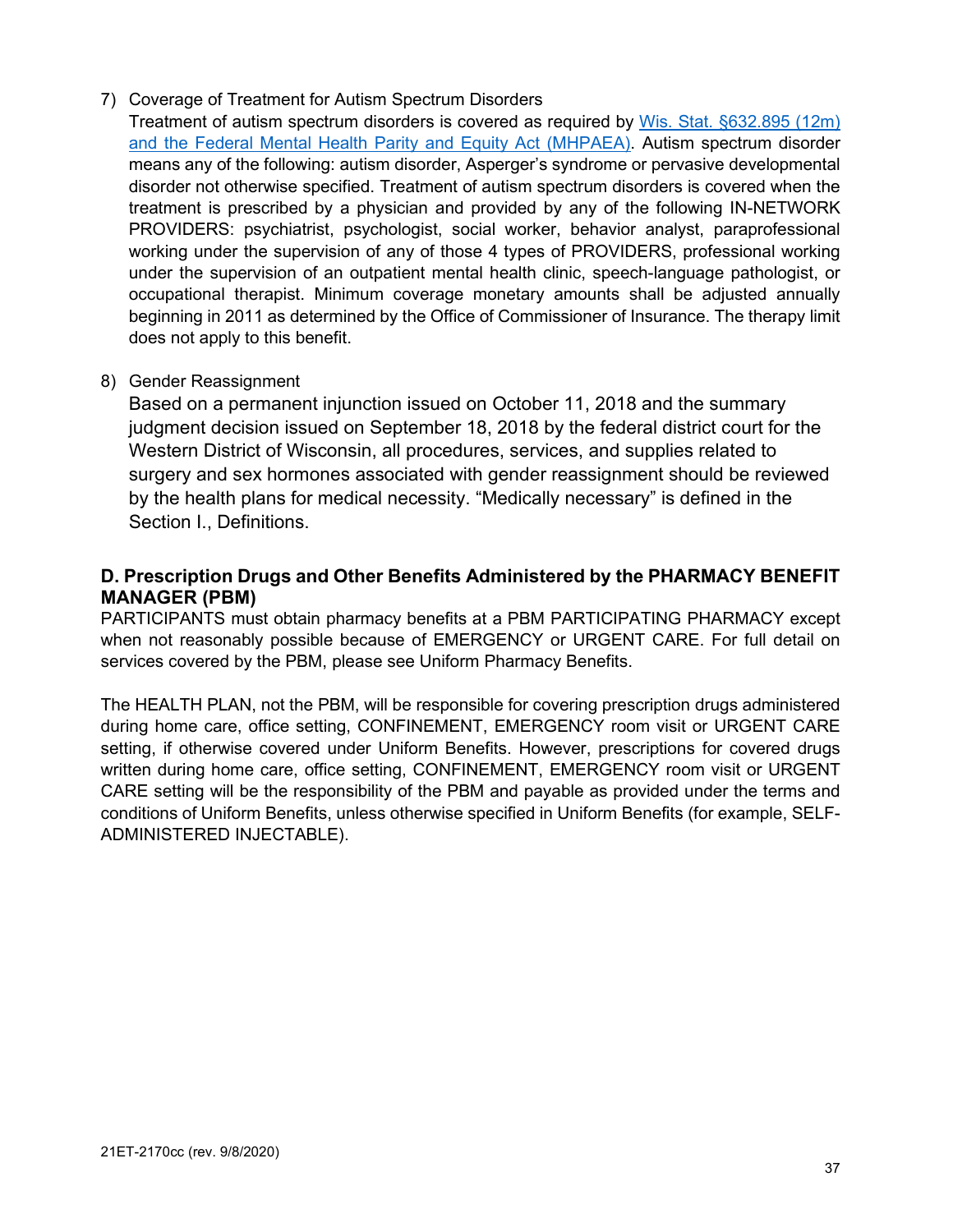7) Coverage of Treatment for Autism Spectrum Disorders

   Treatment of autism spectrum disorders is covered as required by [Wis. Stat. §632.895 (12m) and the Federal Mental Health Parity and Equity Act (MHPAEA)](). Autism spectrum disorder means any of the following: autism disorder, Asperger's syndrome or pervasive developmental disorder not otherwise specified. Treatment of autism spectrum disorders is covered when the treatment is prescribed by a physician and provided by any of the following IN-NETWORK PROVIDERS: psychiatrist, psychologist, social worker, behavior analyst, paraprofessional working under the supervision of any of those 4 types of PROVIDERS, professional working under the supervision of an outpatient mental health clinic, speech-language pathologist, or occupational therapist. Minimum coverage monetary amounts shall be adjusted annually beginning in 2011 as determined by the Office of Commissioner of Insurance. The therapy limit does not apply to this benefit.

8) Gender Reassignment

   Based on a permanent injunction issued on October 11, 2018 and the summary judgment decision issued on September 18, 2018 by the federal district court for the Western District of Wisconsin, all procedures, services, and supplies related to surgery and sex hormones associated with gender reassignment should be reviewed by the health plans for medical necessity. "Medically necessary" is defined in the Section I., Definitions.

## D. Prescription Drugs and Other Benefits Administered by the PHARMACY BENEFIT MANAGER (PBM)

PARTICIPANTS must obtain pharmacy benefits at a PBM PARTICIPATING PHARMACY except when not reasonably possible because of EMERGENCY or URGENT CARE. For full detail on services covered by the PBM, please see Uniform Pharmacy Benefits.

The HEALTH PLAN, not the PBM, will be responsible for covering prescription drugs administered during home care, office setting, CONFINEMENT, EMERGENCY room visit or URGENT CARE setting, if otherwise covered under Uniform Benefits. However, prescriptions for covered drugs written during home care, office setting, CONFINEMENT, EMERGENCY room visit or URGENT CARE setting will be the responsibility of the PBM and payable as provided under the terms and conditions of Uniform Benefits, unless otherwise specified in Uniform Benefits (for example, SELF-ADMINISTERED INJECTABLE).

21ET-2170cc (rev. 9/8/2020)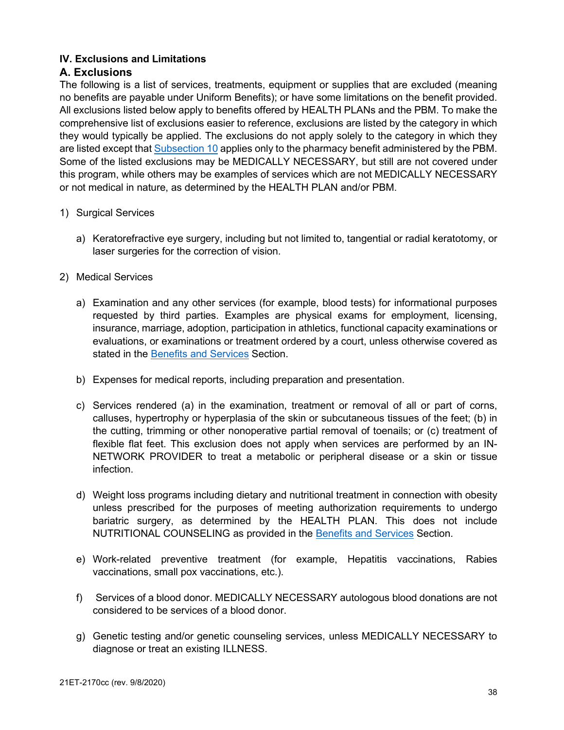### IV. Exclusions and Limitations

## A. Exclusions

The following is a list of services, treatments, equipment or supplies that are excluded (meaning no benefits are payable under Uniform Benefits); or have some limitations on the benefit provided. All exclusions listed below apply to benefits offered by HEALTH PLANs and the PBM. To make the comprehensive list of exclusions easier to reference, exclusions are listed by the category in which they would typically be applied. The exclusions do not apply solely to the category in which they are listed except that Subsection 10 applies only to the pharmacy benefit administered by the PBM. Some of the listed exclusions may be MEDICALLY NECESSARY, but still are not covered under this program, while others may be examples of services which are not MEDICALLY NECESSARY or not medical in nature, as determined by the HEALTH PLAN and/or PBM.

1) Surgical Services

   a) Keratorefractive eye surgery, including but not limited to, tangential or radial keratotomy, or laser surgeries for the correction of vision.

2) Medical Services

   a) Examination and any other services (for example, blood tests) for informational purposes requested by third parties. Examples are physical exams for employment, licensing, insurance, marriage, adoption, participation in athletics, functional capacity examinations or evaluations, or examinations or treatment ordered by a court, unless otherwise covered as stated in the Benefits and Services Section.

   b) Expenses for medical reports, including preparation and presentation.

   c) Services rendered (a) in the examination, treatment or removal of all or part of corns, calluses, hypertrophy or hyperplasia of the skin or subcutaneous tissues of the feet; (b) in the cutting, trimming or other nonoperative partial removal of toenails; or (c) treatment of flexible flat feet. This exclusion does not apply when services are performed by an IN-NETWORK PROVIDER to treat a metabolic or peripheral disease or a skin or tissue infection.

   d) Weight loss programs including dietary and nutritional treatment in connection with obesity unless prescribed for the purposes of meeting authorization requirements to undergo bariatric surgery, as determined by the HEALTH PLAN. This does not include NUTRITIONAL COUNSELING as provided in the Benefits and Services Section.

   e) Work-related preventive treatment (for example, Hepatitis vaccinations, Rabies vaccinations, small pox vaccinations, etc.).

   f) Services of a blood donor. MEDICALLY NECESSARY autologous blood donations are not considered to be services of a blood donor.

   g) Genetic testing and/or genetic counseling services, unless MEDICALLY NECESSARY to diagnose or treat an existing ILLNESS.

21ET-2170cc (rev. 9/8/2020)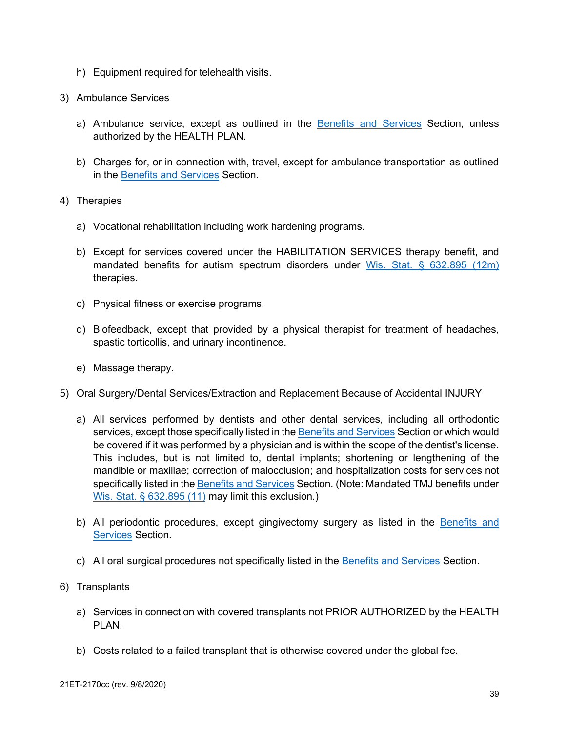h) Equipment required for telehealth visits.

3) Ambulance Services

a) Ambulance service, except as outlined in the Benefits and Services Section, unless authorized by the HEALTH PLAN.

b) Charges for, or in connection with, travel, except for ambulance transportation as outlined in the Benefits and Services Section.

4) Therapies

a) Vocational rehabilitation including work hardening programs.

b) Except for services covered under the HABILITATION SERVICES therapy benefit, and mandated benefits for autism spectrum disorders under Wis. Stat. § 632.895 (12m) therapies.

c) Physical fitness or exercise programs.

d) Biofeedback, except that provided by a physical therapist for treatment of headaches, spastic torticollis, and urinary incontinence.

e) Massage therapy.

5) Oral Surgery/Dental Services/Extraction and Replacement Because of Accidental INJURY

a) All services performed by dentists and other dental services, including all orthodontic services, except those specifically listed in the Benefits and Services Section or which would be covered if it was performed by a physician and is within the scope of the dentist's license. This includes, but is not limited to, dental implants; shortening or lengthening of the mandible or maxillae; correction of malocclusion; and hospitalization costs for services not specifically listed in the Benefits and Services Section. (Note: Mandated TMJ benefits under Wis. Stat. § 632.895 (11) may limit this exclusion.)

b) All periodontic procedures, except gingivectomy surgery as listed in the Benefits and Services Section.

c) All oral surgical procedures not specifically listed in the Benefits and Services Section.

6) Transplants

a) Services in connection with covered transplants not PRIOR AUTHORIZED by the HEALTH PLAN.

b) Costs related to a failed transplant that is otherwise covered under the global fee.

21ET-2170cc (rev. 9/8/2020)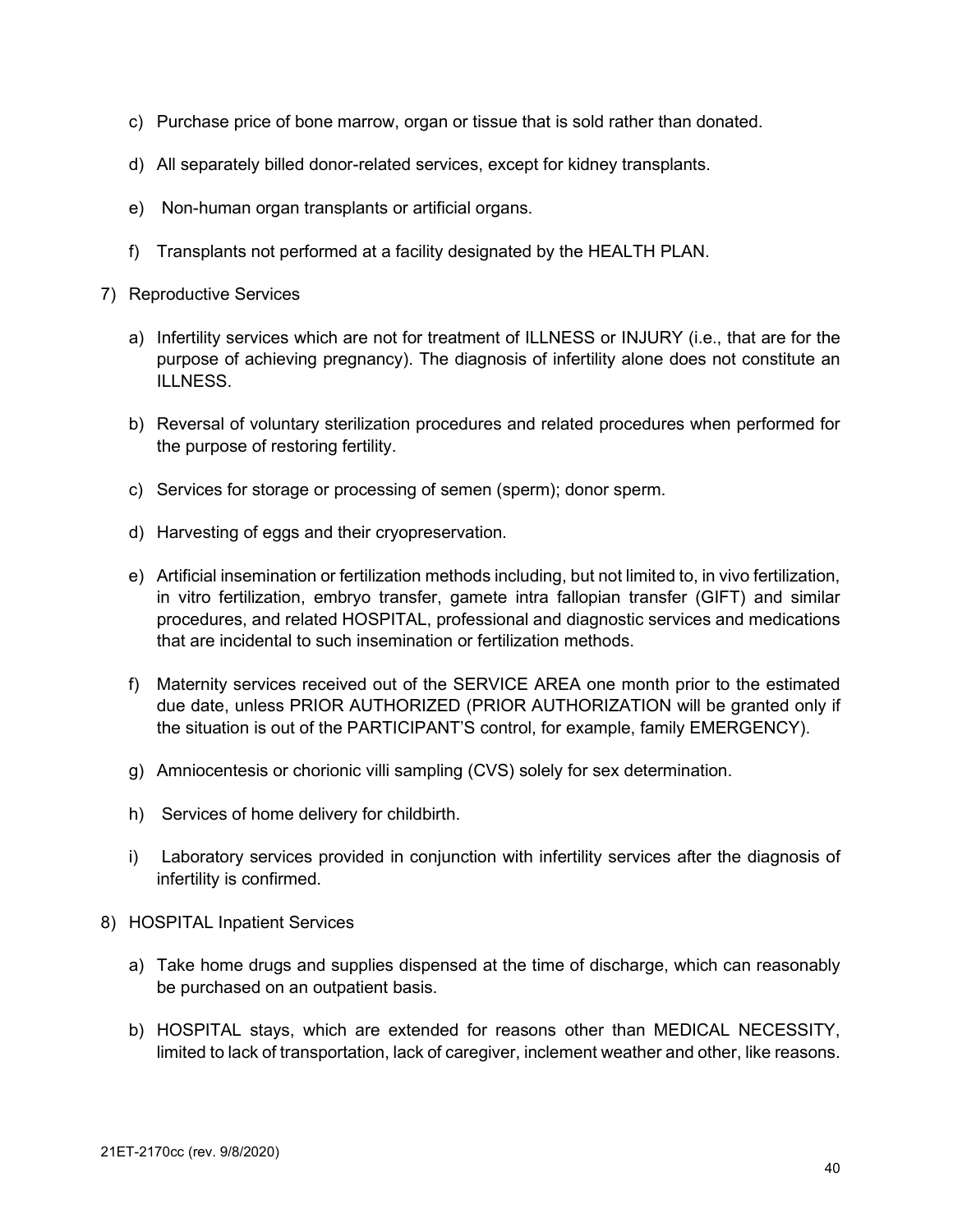c) Purchase price of bone marrow, organ or tissue that is sold rather than donated.

d) All separately billed donor-related services, except for kidney transplants.

e) Non-human organ transplants or artificial organs.

f) Transplants not performed at a facility designated by the HEALTH PLAN.

7) Reproductive Services

   a) Infertility services which are not for treatment of ILLNESS or INJURY (i.e., that are for the purpose of achieving pregnancy). The diagnosis of infertility alone does not constitute an ILLNESS.

   b) Reversal of voluntary sterilization procedures and related procedures when performed for the purpose of restoring fertility.

   c) Services for storage or processing of semen (sperm); donor sperm.

   d) Harvesting of eggs and their cryopreservation.

   e) Artificial insemination or fertilization methods including, but not limited to, in vivo fertilization, in vitro fertilization, embryo transfer, gamete intra fallopian transfer (GIFT) and similar procedures, and related HOSPITAL, professional and diagnostic services and medications that are incidental to such insemination or fertilization methods.

   f) Maternity services received out of the SERVICE AREA one month prior to the estimated due date, unless PRIOR AUTHORIZED (PRIOR AUTHORIZATION will be granted only if the situation is out of the PARTICIPANT'S control, for example, family EMERGENCY).

   g) Amniocentesis or chorionic villi sampling (CVS) solely for sex determination.

   h) Services of home delivery for childbirth.

   i) Laboratory services provided in conjunction with infertility services after the diagnosis of infertility is confirmed.

8) HOSPITAL Inpatient Services

   a) Take home drugs and supplies dispensed at the time of discharge, which can reasonably be purchased on an outpatient basis.

   b) HOSPITAL stays, which are extended for reasons other than MEDICAL NECESSITY, limited to lack of transportation, lack of caregiver, inclement weather and other, like reasons.

21ET-2170cc (rev. 9/8/2020)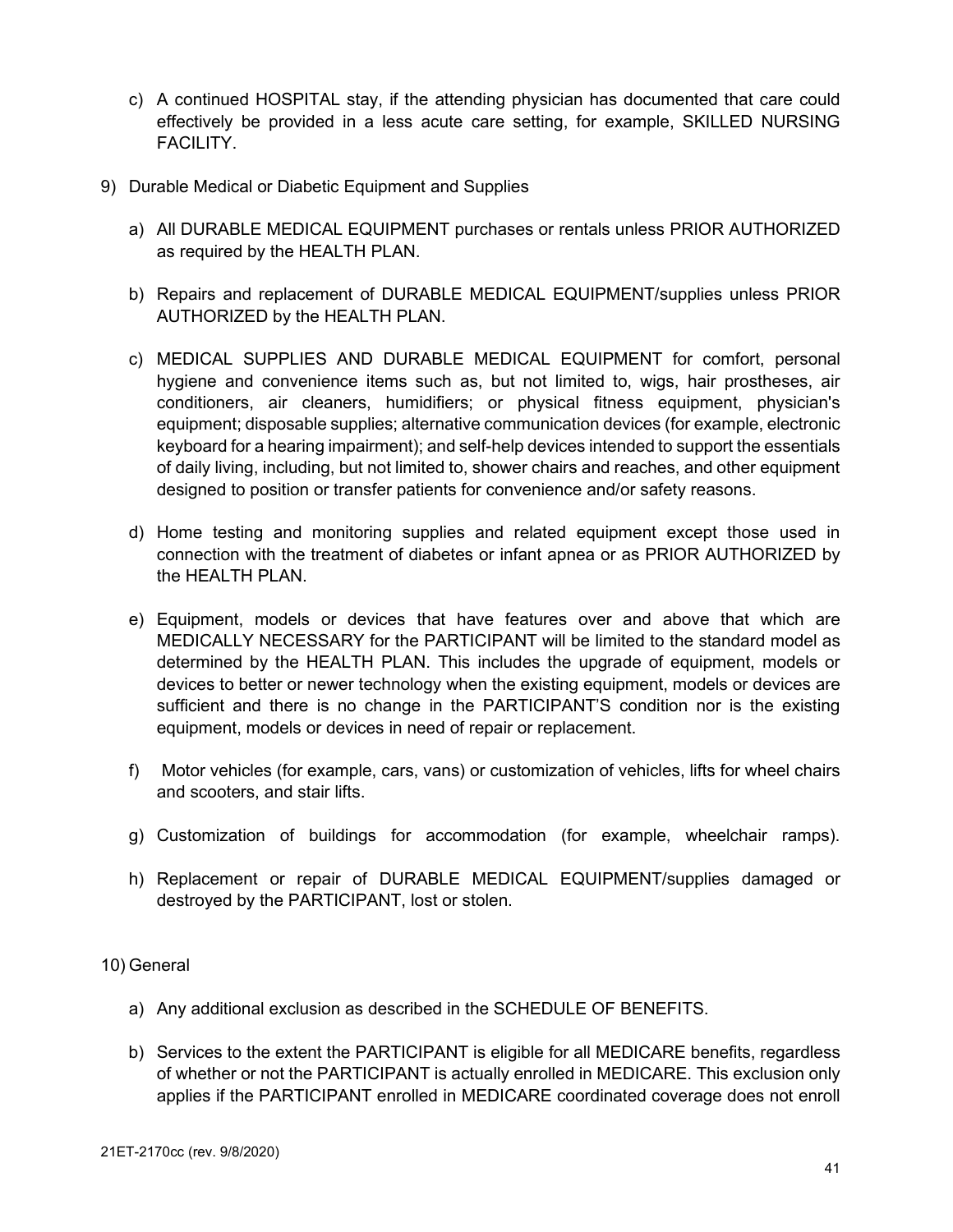c) A continued HOSPITAL stay, if the attending physician has documented that care could effectively be provided in a less acute care setting, for example, SKILLED NURSING FACILITY.

9) Durable Medical or Diabetic Equipment and Supplies

   a) All DURABLE MEDICAL EQUIPMENT purchases or rentals unless PRIOR AUTHORIZED as required by the HEALTH PLAN.

   b) Repairs and replacement of DURABLE MEDICAL EQUIPMENT/supplies unless PRIOR AUTHORIZED by the HEALTH PLAN.

   c) MEDICAL SUPPLIES AND DURABLE MEDICAL EQUIPMENT for comfort, personal hygiene and convenience items such as, but not limited to, wigs, hair prostheses, air conditioners, air cleaners, humidifiers; or physical fitness equipment, physician's equipment; disposable supplies; alternative communication devices (for example, electronic keyboard for a hearing impairment); and self-help devices intended to support the essentials of daily living, including, but not limited to, shower chairs and reaches, and other equipment designed to position or transfer patients for convenience and/or safety reasons.

   d) Home testing and monitoring supplies and related equipment except those used in connection with the treatment of diabetes or infant apnea or as PRIOR AUTHORIZED by the HEALTH PLAN.

   e) Equipment, models or devices that have features over and above that which are MEDICALLY NECESSARY for the PARTICIPANT will be limited to the standard model as determined by the HEALTH PLAN. This includes the upgrade of equipment, models or devices to better or newer technology when the existing equipment, models or devices are sufficient and there is no change in the PARTICIPANT'S condition nor is the existing equipment, models or devices in need of repair or replacement.

   f) Motor vehicles (for example, cars, vans) or customization of vehicles, lifts for wheel chairs and scooters, and stair lifts.

   g) Customization of buildings for accommodation (for example, wheelchair ramps).

   h) Replacement or repair of DURABLE MEDICAL EQUIPMENT/supplies damaged or destroyed by the PARTICIPANT, lost or stolen.

10) General

   a) Any additional exclusion as described in the SCHEDULE OF BENEFITS.

   b) Services to the extent the PARTICIPANT is eligible for all MEDICARE benefits, regardless of whether or not the PARTICIPANT is actually enrolled in MEDICARE. This exclusion only applies if the PARTICIPANT enrolled in MEDICARE coordinated coverage does not enroll

21ET-2170cc (rev. 9/8/2020)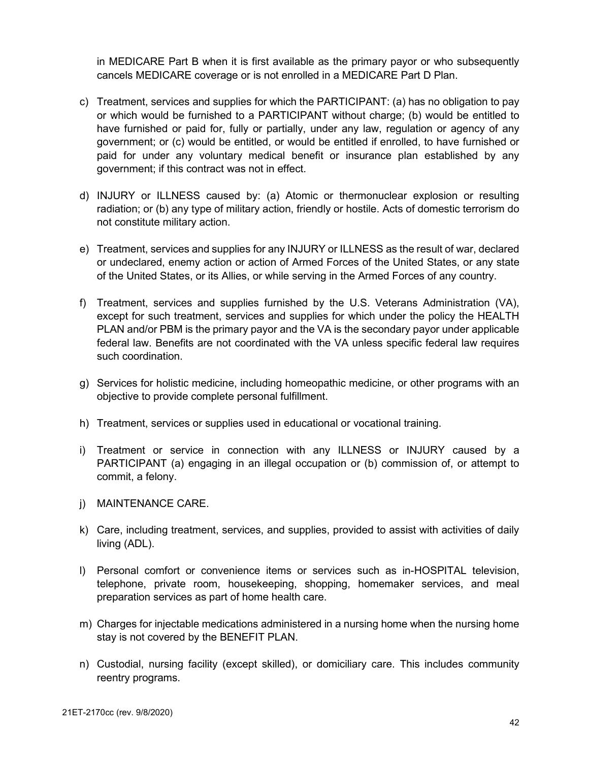in MEDICARE Part B when it is first available as the primary payor or who subsequently cancels MEDICARE coverage or is not enrolled in a MEDICARE Part D Plan.

c) Treatment, services and supplies for which the PARTICIPANT: (a) has no obligation to pay or which would be furnished to a PARTICIPANT without charge; (b) would be entitled to have furnished or paid for, fully or partially, under any law, regulation or agency of any government; or (c) would be entitled, or would be entitled if enrolled, to have furnished or paid for under any voluntary medical benefit or insurance plan established by any government; if this contract was not in effect.

d) INJURY or ILLNESS caused by: (a) Atomic or thermonuclear explosion or resulting radiation; or (b) any type of military action, friendly or hostile. Acts of domestic terrorism do not constitute military action.

e) Treatment, services and supplies for any INJURY or ILLNESS as the result of war, declared or undeclared, enemy action or action of Armed Forces of the United States, or any state of the United States, or its Allies, or while serving in the Armed Forces of any country.

f) Treatment, services and supplies furnished by the U.S. Veterans Administration (VA), except for such treatment, services and supplies for which under the policy the HEALTH PLAN and/or PBM is the primary payor and the VA is the secondary payor under applicable federal law. Benefits are not coordinated with the VA unless specific federal law requires such coordination.

g) Services for holistic medicine, including homeopathic medicine, or other programs with an objective to provide complete personal fulfillment.

h) Treatment, services or supplies used in educational or vocational training.

i) Treatment or service in connection with any ILLNESS or INJURY caused by a PARTICIPANT (a) engaging in an illegal occupation or (b) commission of, or attempt to commit, a felony.

j) MAINTENANCE CARE.

k) Care, including treatment, services, and supplies, provided to assist with activities of daily living (ADL).

l) Personal comfort or convenience items or services such as in-HOSPITAL television, telephone, private room, housekeeping, shopping, homemaker services, and meal preparation services as part of home health care.

m) Charges for injectable medications administered in a nursing home when the nursing home stay is not covered by the BENEFIT PLAN.

n) Custodial, nursing facility (except skilled), or domiciliary care. This includes community reentry programs.

21ET-2170cc (rev. 9/8/2020)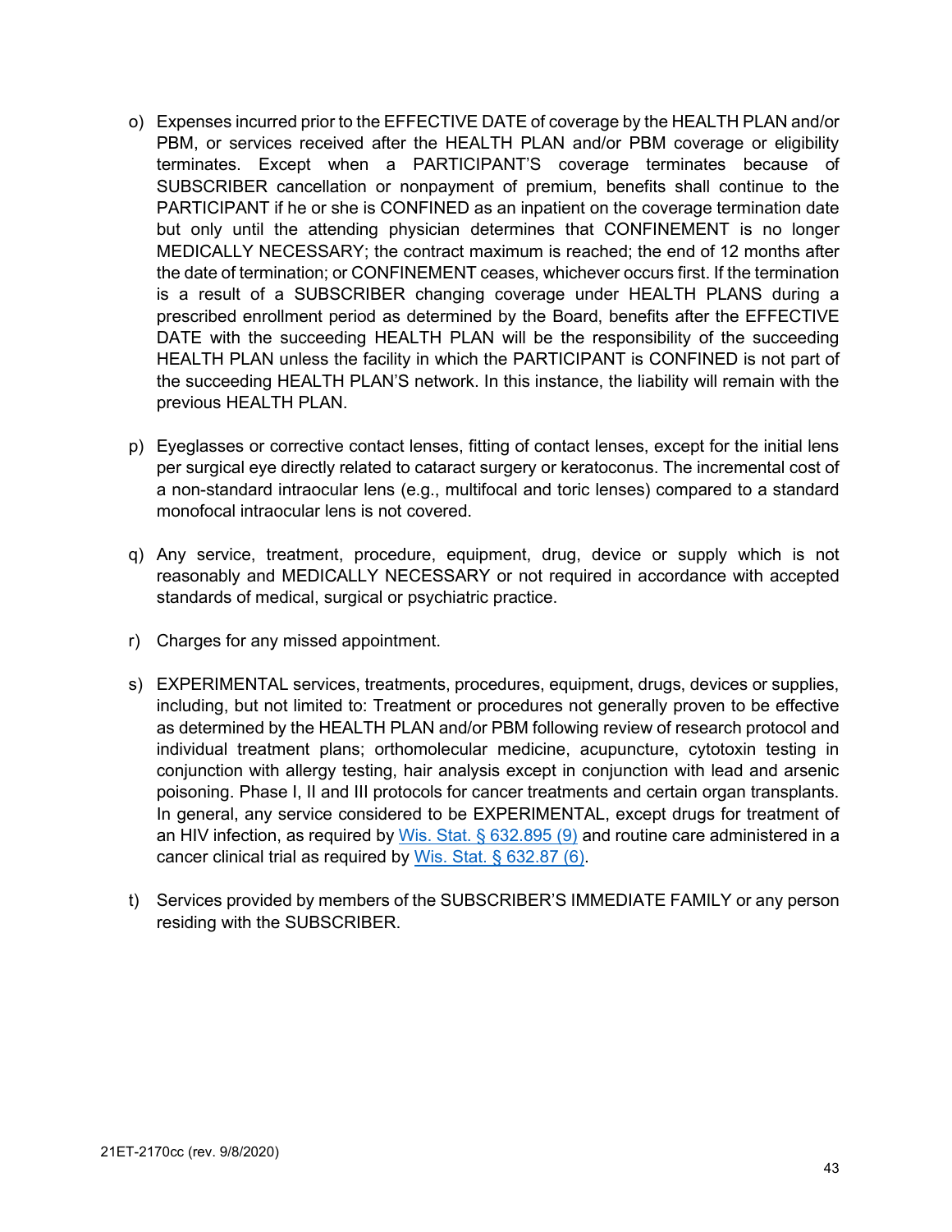o) Expenses incurred prior to the EFFECTIVE DATE of coverage by the HEALTH PLAN and/or PBM, or services received after the HEALTH PLAN and/or PBM coverage or eligibility terminates. Except when a PARTICIPANT'S coverage terminates because of SUBSCRIBER cancellation or nonpayment of premium, benefits shall continue to the PARTICIPANT if he or she is CONFINED as an inpatient on the coverage termination date but only until the attending physician determines that CONFINEMENT is no longer MEDICALLY NECESSARY; the contract maximum is reached; the end of 12 months after the date of termination; or CONFINEMENT ceases, whichever occurs first. If the termination is a result of a SUBSCRIBER changing coverage under HEALTH PLANS during a prescribed enrollment period as determined by the Board, benefits after the EFFECTIVE DATE with the succeeding HEALTH PLAN will be the responsibility of the succeeding HEALTH PLAN unless the facility in which the PARTICIPANT is CONFINED is not part of the succeeding HEALTH PLAN'S network. In this instance, the liability will remain with the previous HEALTH PLAN.

p) Eyeglasses or corrective contact lenses, fitting of contact lenses, except for the initial lens per surgical eye directly related to cataract surgery or keratoconus. The incremental cost of a non-standard intraocular lens (e.g., multifocal and toric lenses) compared to a standard monofocal intraocular lens is not covered.

q) Any service, treatment, procedure, equipment, drug, device or supply which is not reasonably and MEDICALLY NECESSARY or not required in accordance with accepted standards of medical, surgical or psychiatric practice.

r) Charges for any missed appointment.

s) EXPERIMENTAL services, treatments, procedures, equipment, drugs, devices or supplies, including, but not limited to: Treatment or procedures not generally proven to be effective as determined by the HEALTH PLAN and/or PBM following review of research protocol and individual treatment plans; orthomolecular medicine, acupuncture, cytotoxin testing in conjunction with allergy testing, hair analysis except in conjunction with lead and arsenic poisoning. Phase I, II and III protocols for cancer treatments and certain organ transplants. In general, any service considered to be EXPERIMENTAL, except drugs for treatment of an HIV infection, as required by Wis. Stat. § 632.895 (9) and routine care administered in a cancer clinical trial as required by Wis. Stat. § 632.87 (6).

t) Services provided by members of the SUBSCRIBER'S IMMEDIATE FAMILY or any person residing with the SUBSCRIBER.

21ET-2170cc (rev. 9/8/2020)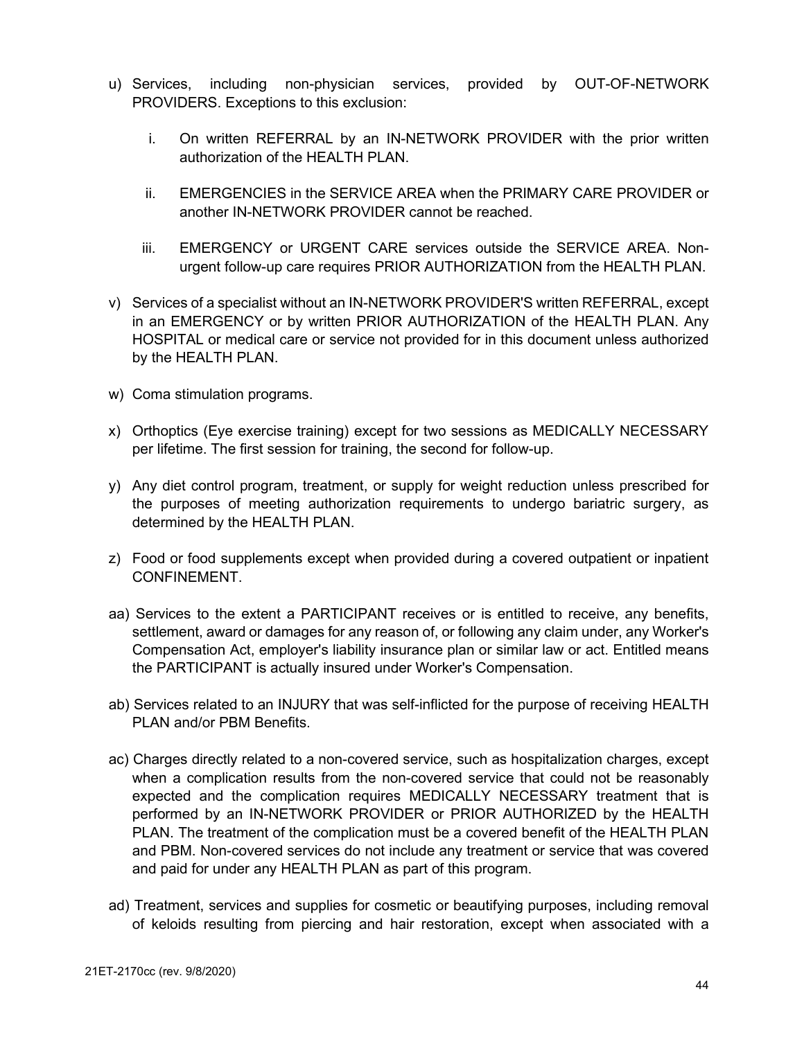u) Services, including non-physician services, provided by OUT-OF-NETWORK PROVIDERS. Exceptions to this exclusion:

   i. On written REFERRAL by an IN-NETWORK PROVIDER with the prior written authorization of the HEALTH PLAN.

   ii. EMERGENCIES in the SERVICE AREA when the PRIMARY CARE PROVIDER or another IN-NETWORK PROVIDER cannot be reached.

   iii. EMERGENCY or URGENT CARE services outside the SERVICE AREA. Non-urgent follow-up care requires PRIOR AUTHORIZATION from the HEALTH PLAN.

v) Services of a specialist without an IN-NETWORK PROVIDER'S written REFERRAL, except in an EMERGENCY or by written PRIOR AUTHORIZATION of the HEALTH PLAN. Any HOSPITAL or medical care or service not provided for in this document unless authorized by the HEALTH PLAN.

w) Coma stimulation programs.

x) Orthoptics (Eye exercise training) except for two sessions as MEDICALLY NECESSARY per lifetime. The first session for training, the second for follow-up.

y) Any diet control program, treatment, or supply for weight reduction unless prescribed for the purposes of meeting authorization requirements to undergo bariatric surgery, as determined by the HEALTH PLAN.

z) Food or food supplements except when provided during a covered outpatient or inpatient CONFINEMENT.

aa) Services to the extent a PARTICIPANT receives or is entitled to receive, any benefits, settlement, award or damages for any reason of, or following any claim under, any Worker's Compensation Act, employer's liability insurance plan or similar law or act. Entitled means the PARTICIPANT is actually insured under Worker's Compensation.

ab) Services related to an INJURY that was self-inflicted for the purpose of receiving HEALTH PLAN and/or PBM Benefits.

ac) Charges directly related to a non-covered service, such as hospitalization charges, except when a complication results from the non-covered service that could not be reasonably expected and the complication requires MEDICALLY NECESSARY treatment that is performed by an IN-NETWORK PROVIDER or PRIOR AUTHORIZED by the HEALTH PLAN. The treatment of the complication must be a covered benefit of the HEALTH PLAN and PBM. Non-covered services do not include any treatment or service that was covered and paid for under any HEALTH PLAN as part of this program.

ad) Treatment, services and supplies for cosmetic or beautifying purposes, including removal of keloids resulting from piercing and hair restoration, except when associated with a

21ET-2170cc (rev. 9/8/2020)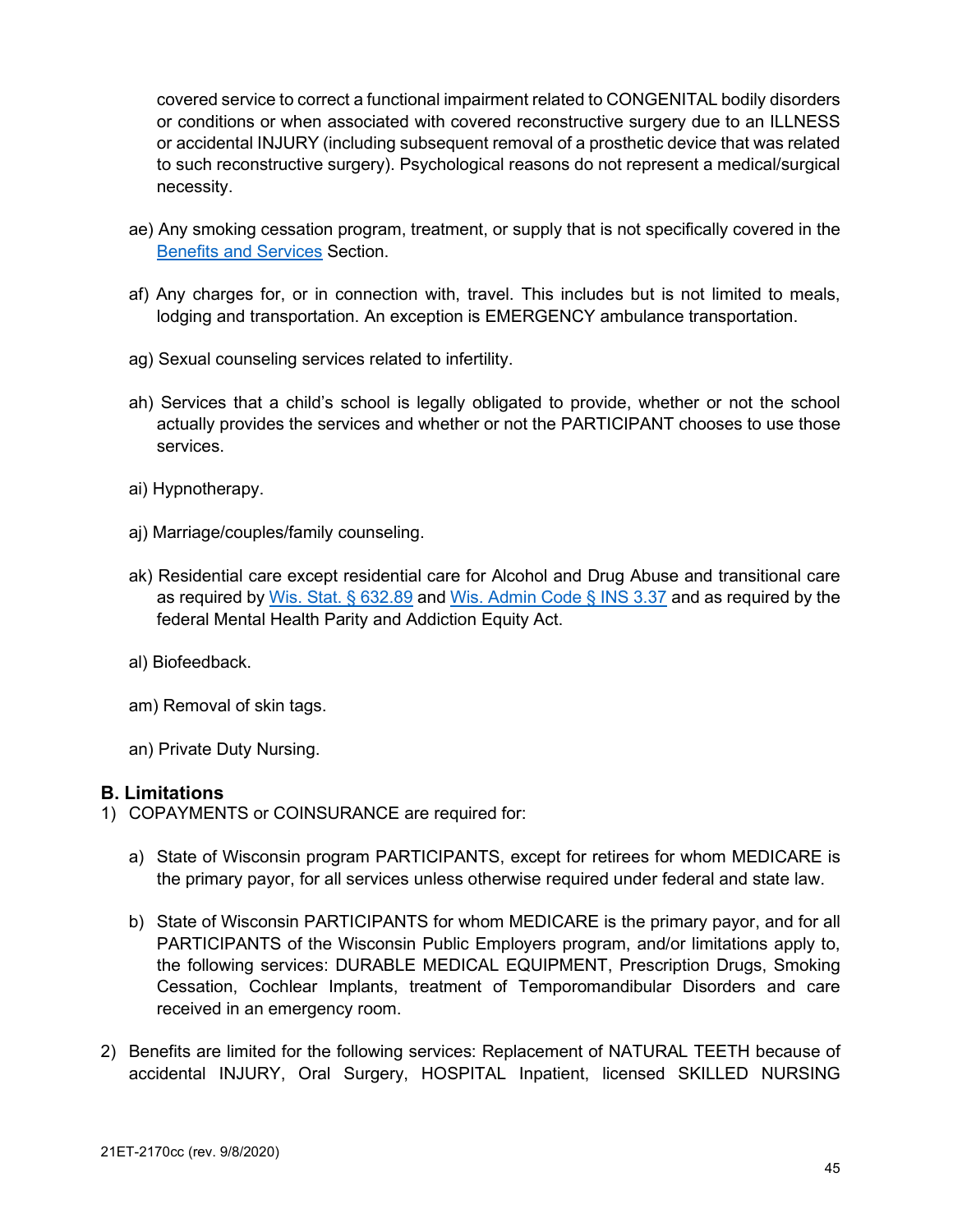covered service to correct a functional impairment related to CONGENITAL bodily disorders or conditions or when associated with covered reconstructive surgery due to an ILLNESS or accidental INJURY (including subsequent removal of a prosthetic device that was related to such reconstructive surgery). Psychological reasons do not represent a medical/surgical necessity.

ae) Any smoking cessation program, treatment, or supply that is not specifically covered in the [Benefits and Services](#) Section.

af) Any charges for, or in connection with, travel. This includes but is not limited to meals, lodging and transportation. An exception is EMERGENCY ambulance transportation.

ag) Sexual counseling services related to infertility.

ah) Services that a child's school is legally obligated to provide, whether or not the school actually provides the services and whether or not the PARTICIPANT chooses to use those services.

ai) Hypnotherapy.

aj) Marriage/couples/family counseling.

ak) Residential care except residential care for Alcohol and Drug Abuse and transitional care as required by [Wis. Stat. § 632.89](#) and [Wis. Admin Code § INS 3.37](#) and as required by the federal Mental Health Parity and Addiction Equity Act.

al) Biofeedback.

am) Removal of skin tags.

an) Private Duty Nursing.

## B. Limitations

1) COPAYMENTS or COINSURANCE are required for:

   a) State of Wisconsin program PARTICIPANTS, except for retirees for whom MEDICARE is the primary payor, for all services unless otherwise required under federal and state law.

   b) State of Wisconsin PARTICIPANTS for whom MEDICARE is the primary payor, and for all PARTICIPANTS of the Wisconsin Public Employers program, and/or limitations apply to, the following services: DURABLE MEDICAL EQUIPMENT, Prescription Drugs, Smoking Cessation, Cochlear Implants, treatment of Temporomandibular Disorders and care received in an emergency room.

2) Benefits are limited for the following services: Replacement of NATURAL TEETH because of accidental INJURY, Oral Surgery, HOSPITAL Inpatient, licensed SKILLED NURSING

21ET-2170cc (rev. 9/8/2020)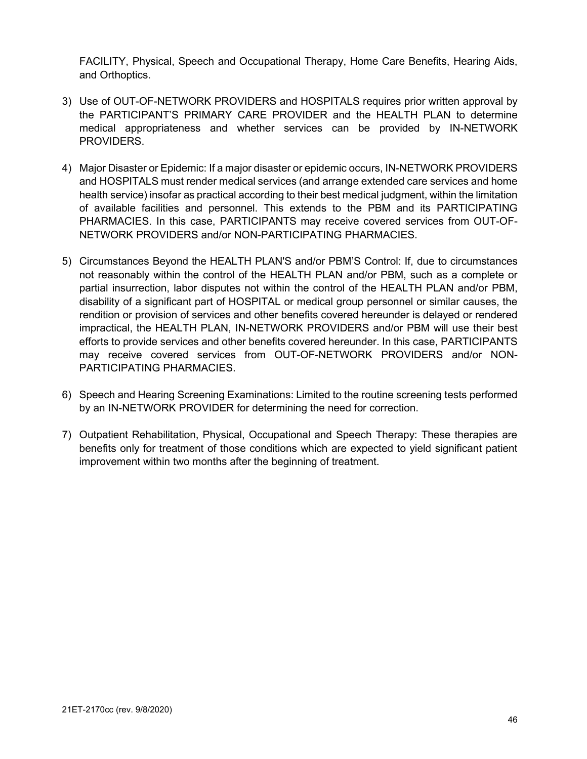FACILITY, Physical, Speech and Occupational Therapy, Home Care Benefits, Hearing Aids, and Orthoptics.

3) Use of OUT-OF-NETWORK PROVIDERS and HOSPITALS requires prior written approval by the PARTICIPANT'S PRIMARY CARE PROVIDER and the HEALTH PLAN to determine medical appropriateness and whether services can be provided by IN-NETWORK PROVIDERS.

4) Major Disaster or Epidemic: If a major disaster or epidemic occurs, IN-NETWORK PROVIDERS and HOSPITALS must render medical services (and arrange extended care services and home health service) insofar as practical according to their best medical judgment, within the limitation of available facilities and personnel. This extends to the PBM and its PARTICIPATING PHARMACIES. In this case, PARTICIPANTS may receive covered services from OUT-OF-NETWORK PROVIDERS and/or NON-PARTICIPATING PHARMACIES.

5) Circumstances Beyond the HEALTH PLAN'S and/or PBM'S Control: If, due to circumstances not reasonably within the control of the HEALTH PLAN and/or PBM, such as a complete or partial insurrection, labor disputes not within the control of the HEALTH PLAN and/or PBM, disability of a significant part of HOSPITAL or medical group personnel or similar causes, the rendition or provision of services and other benefits covered hereunder is delayed or rendered impractical, the HEALTH PLAN, IN-NETWORK PROVIDERS and/or PBM will use their best efforts to provide services and other benefits covered hereunder. In this case, PARTICIPANTS may receive covered services from OUT-OF-NETWORK PROVIDERS and/or NON-PARTICIPATING PHARMACIES.

6) Speech and Hearing Screening Examinations: Limited to the routine screening tests performed by an IN-NETWORK PROVIDER for determining the need for correction.

7) Outpatient Rehabilitation, Physical, Occupational and Speech Therapy: These therapies are benefits only for treatment of those conditions which are expected to yield significant patient improvement within two months after the beginning of treatment.

21ET-2170cc (rev. 9/8/2020)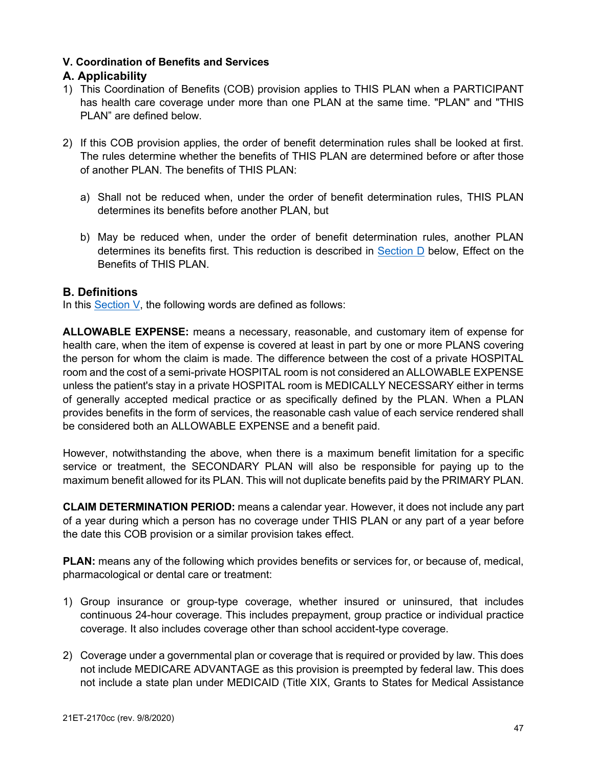### V. Coordination of Benefits and Services

## A. Applicability

1) This Coordination of Benefits (COB) provision applies to THIS PLAN when a PARTICIPANT has health care coverage under more than one PLAN at the same time. "PLAN" and "THIS PLAN" are defined below.

2) If this COB provision applies, the order of benefit determination rules shall be looked at first. The rules determine whether the benefits of THIS PLAN are determined before or after those of another PLAN. The benefits of THIS PLAN:

   a) Shall not be reduced when, under the order of benefit determination rules, THIS PLAN determines its benefits before another PLAN, but

   b) May be reduced when, under the order of benefit determination rules, another PLAN determines its benefits first. This reduction is described in Section D below, Effect on the Benefits of THIS PLAN.

## B. Definitions

In this Section V, the following words are defined as follows:

**ALLOWABLE EXPENSE:** means a necessary, reasonable, and customary item of expense for health care, when the item of expense is covered at least in part by one or more PLANS covering the person for whom the claim is made. The difference between the cost of a private HOSPITAL room and the cost of a semi-private HOSPITAL room is not considered an ALLOWABLE EXPENSE unless the patient's stay in a private HOSPITAL room is MEDICALLY NECESSARY either in terms of generally accepted medical practice or as specifically defined by the PLAN. When a PLAN provides benefits in the form of services, the reasonable cash value of each service rendered shall be considered both an ALLOWABLE EXPENSE and a benefit paid.

However, notwithstanding the above, when there is a maximum benefit limitation for a specific service or treatment, the SECONDARY PLAN will also be responsible for paying up to the maximum benefit allowed for its PLAN. This will not duplicate benefits paid by the PRIMARY PLAN.

**CLAIM DETERMINATION PERIOD:** means a calendar year. However, it does not include any part of a year during which a person has no coverage under THIS PLAN or any part of a year before the date this COB provision or a similar provision takes effect.

**PLAN:** means any of the following which provides benefits or services for, or because of, medical, pharmacological or dental care or treatment:

1) Group insurance or group-type coverage, whether insured or uninsured, that includes continuous 24-hour coverage. This includes prepayment, group practice or individual practice coverage. It also includes coverage other than school accident-type coverage.

2) Coverage under a governmental plan or coverage that is required or provided by law. This does not include MEDICARE ADVANTAGE as this provision is preempted by federal law. This does not include a state plan under MEDICAID (Title XIX, Grants to States for Medical Assistance

21ET-2170cc (rev. 9/8/2020)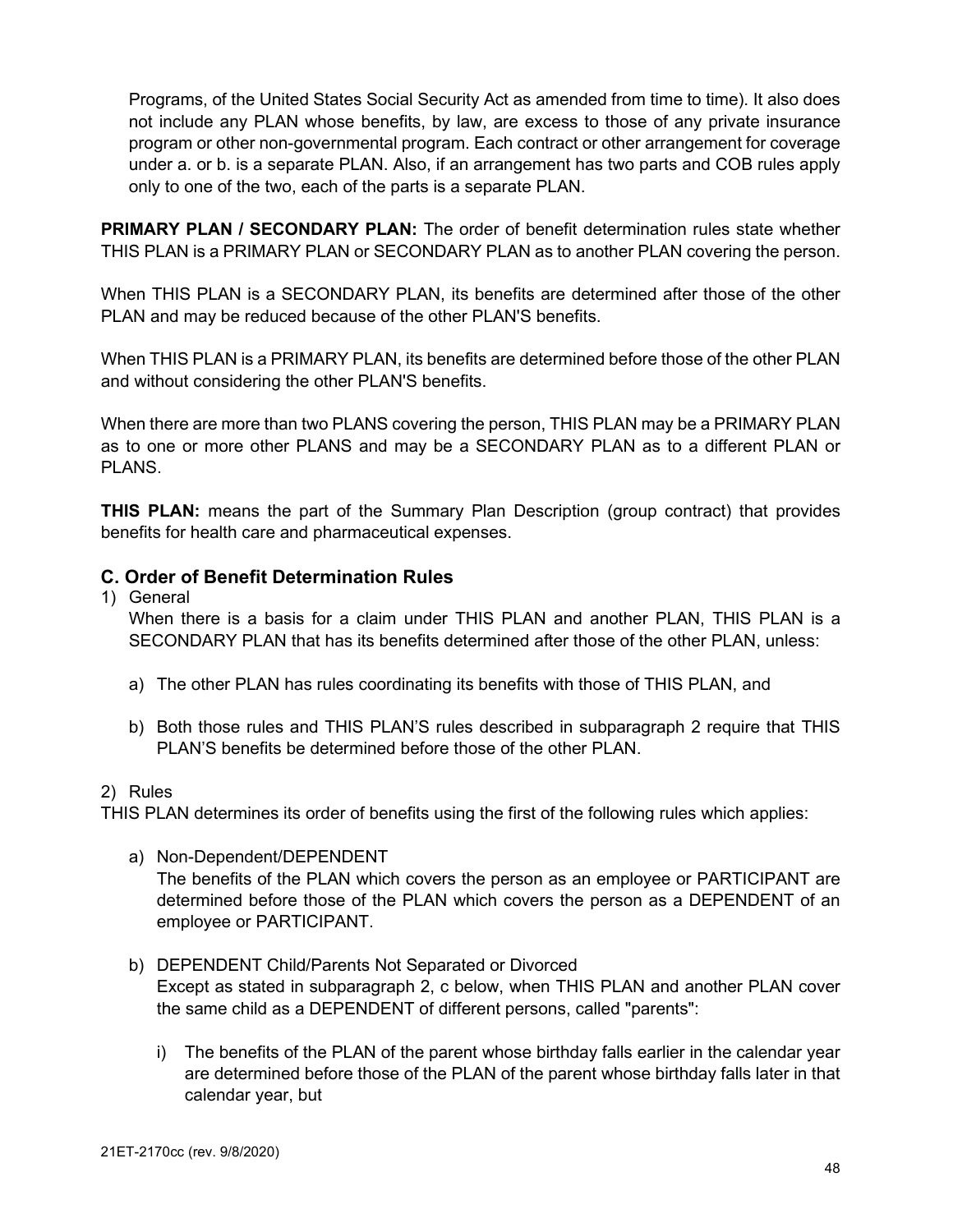Programs, of the United States Social Security Act as amended from time to time). It also does not include any PLAN whose benefits, by law, are excess to those of any private insurance program or other non-governmental program. Each contract or other arrangement for coverage under a. or b. is a separate PLAN. Also, if an arrangement has two parts and COB rules apply only to one of the two, each of the parts is a separate PLAN.

**PRIMARY PLAN / SECONDARY PLAN:** The order of benefit determination rules state whether THIS PLAN is a PRIMARY PLAN or SECONDARY PLAN as to another PLAN covering the person.

When THIS PLAN is a SECONDARY PLAN, its benefits are determined after those of the other PLAN and may be reduced because of the other PLAN'S benefits.

When THIS PLAN is a PRIMARY PLAN, its benefits are determined before those of the other PLAN and without considering the other PLAN'S benefits.

When there are more than two PLANS covering the person, THIS PLAN may be a PRIMARY PLAN as to one or more other PLANS and may be a SECONDARY PLAN as to a different PLAN or PLANS.

**THIS PLAN:** means the part of the Summary Plan Description (group contract) that provides benefits for health care and pharmaceutical expenses.

## C. Order of Benefit Determination Rules

1) General

   When there is a basis for a claim under THIS PLAN and another PLAN, THIS PLAN is a SECONDARY PLAN that has its benefits determined after those of the other PLAN, unless:

   a) The other PLAN has rules coordinating its benefits with those of THIS PLAN, and

   b) Both those rules and THIS PLAN'S rules described in subparagraph 2 require that THIS PLAN'S benefits be determined before those of the other PLAN.

2) Rules

THIS PLAN determines its order of benefits using the first of the following rules which applies:

   a) Non-Dependent/DEPENDENT

      The benefits of the PLAN which covers the person as an employee or PARTICIPANT are determined before those of the PLAN which covers the person as a DEPENDENT of an employee or PARTICIPANT.

   b) DEPENDENT Child/Parents Not Separated or Divorced

      Except as stated in subparagraph 2, c below, when THIS PLAN and another PLAN cover the same child as a DEPENDENT of different persons, called "parents":

      i) The benefits of the PLAN of the parent whose birthday falls earlier in the calendar year are determined before those of the PLAN of the parent whose birthday falls later in that calendar year, but

21ET-2170cc (rev. 9/8/2020)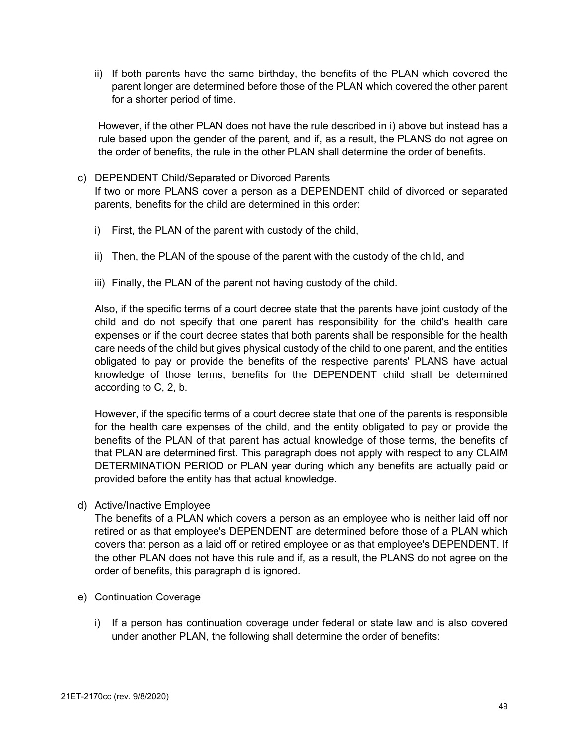ii) If both parents have the same birthday, the benefits of the PLAN which covered the parent longer are determined before those of the PLAN which covered the other parent for a shorter period of time.

However, if the other PLAN does not have the rule described in i) above but instead has a rule based upon the gender of the parent, and if, as a result, the PLANS do not agree on the order of benefits, the rule in the other PLAN shall determine the order of benefits.

c) DEPENDENT Child/Separated or Divorced Parents
If two or more PLANS cover a person as a DEPENDENT child of divorced or separated parents, benefits for the child are determined in this order:

i) First, the PLAN of the parent with custody of the child,

ii) Then, the PLAN of the spouse of the parent with the custody of the child, and

iii) Finally, the PLAN of the parent not having custody of the child.

Also, if the specific terms of a court decree state that the parents have joint custody of the child and do not specify that one parent has responsibility for the child's health care expenses or if the court decree states that both parents shall be responsible for the health care needs of the child but gives physical custody of the child to one parent, and the entities obligated to pay or provide the benefits of the respective parents' PLANS have actual knowledge of those terms, benefits for the DEPENDENT child shall be determined according to C, 2, b.

However, if the specific terms of a court decree state that one of the parents is responsible for the health care expenses of the child, and the entity obligated to pay or provide the benefits of the PLAN of that parent has actual knowledge of those terms, the benefits of that PLAN are determined first. This paragraph does not apply with respect to any CLAIM DETERMINATION PERIOD or PLAN year during which any benefits are actually paid or provided before the entity has that actual knowledge.

d) Active/Inactive Employee
The benefits of a PLAN which covers a person as an employee who is neither laid off nor retired or as that employee's DEPENDENT are determined before those of a PLAN which covers that person as a laid off or retired employee or as that employee's DEPENDENT. If the other PLAN does not have this rule and if, as a result, the PLANS do not agree on the order of benefits, this paragraph d is ignored.

e) Continuation Coverage

i) If a person has continuation coverage under federal or state law and is also covered under another PLAN, the following shall determine the order of benefits:

21ET-2170cc (rev. 9/8/2020)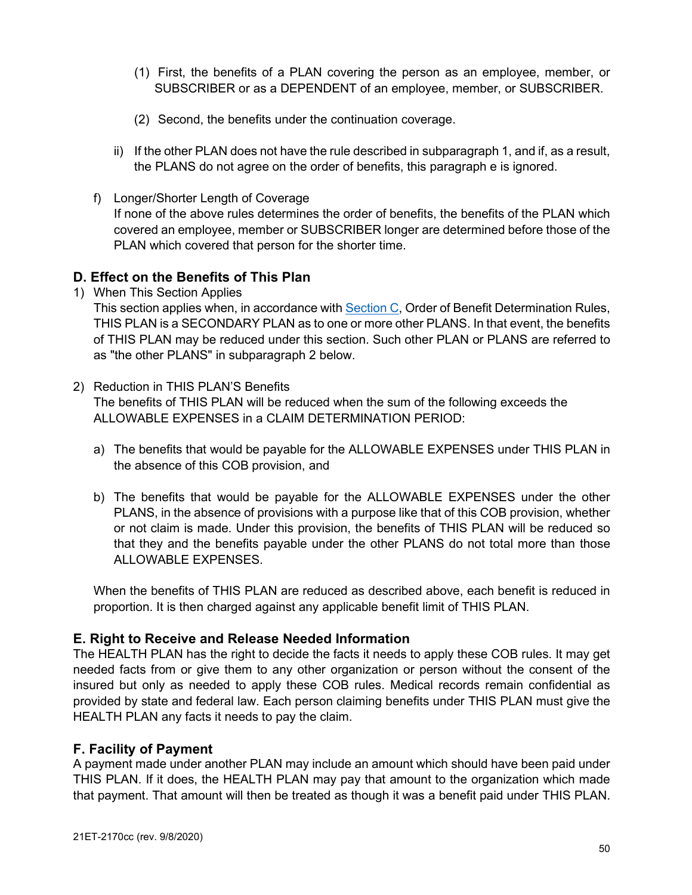(1) First, the benefits of a PLAN covering the person as an employee, member, or SUBSCRIBER or as a DEPENDENT of an employee, member, or SUBSCRIBER.

(2) Second, the benefits under the continuation coverage.

ii) If the other PLAN does not have the rule described in subparagraph 1, and if, as a result, the PLANS do not agree on the order of benefits, this paragraph e is ignored.

f) Longer/Shorter Length of Coverage
If none of the above rules determines the order of benefits, the benefits of the PLAN which covered an employee, member or SUBSCRIBER longer are determined before those of the PLAN which covered that person for the shorter time.

### D. Effect on the Benefits of This Plan

1) When This Section Applies
This section applies when, in accordance with Section C, Order of Benefit Determination Rules, THIS PLAN is a SECONDARY PLAN as to one or more other PLANS. In that event, the benefits of THIS PLAN may be reduced under this section. Such other PLAN or PLANS are referred to as "the other PLANS" in subparagraph 2 below.

2) Reduction in THIS PLAN'S Benefits
The benefits of THIS PLAN will be reduced when the sum of the following exceeds the ALLOWABLE EXPENSES in a CLAIM DETERMINATION PERIOD:

   a) The benefits that would be payable for the ALLOWABLE EXPENSES under THIS PLAN in the absence of this COB provision, and

   b) The benefits that would be payable for the ALLOWABLE EXPENSES under the other PLANS, in the absence of provisions with a purpose like that of this COB provision, whether or not claim is made. Under this provision, the benefits of THIS PLAN will be reduced so that they and the benefits payable under the other PLANS do not total more than those ALLOWABLE EXPENSES.

When the benefits of THIS PLAN are reduced as described above, each benefit is reduced in proportion. It is then charged against any applicable benefit limit of THIS PLAN.

### E. Right to Receive and Release Needed Information

The HEALTH PLAN has the right to decide the facts it needs to apply these COB rules. It may get needed facts from or give them to any other organization or person without the consent of the insured but only as needed to apply these COB rules. Medical records remain confidential as provided by state and federal law. Each person claiming benefits under THIS PLAN must give the HEALTH PLAN any facts it needs to pay the claim.

### F. Facility of Payment

A payment made under another PLAN may include an amount which should have been paid under THIS PLAN. If it does, the HEALTH PLAN may pay that amount to the organization which made that payment. That amount will then be treated as though it was a benefit paid under THIS PLAN.

21ET-2170cc (rev. 9/8/2020)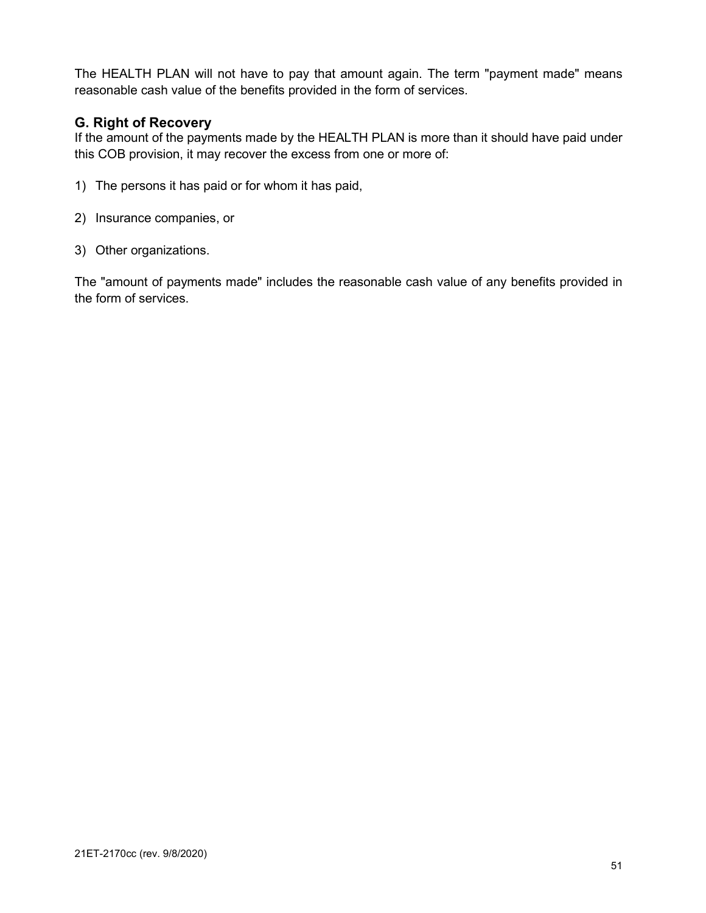The HEALTH PLAN will not have to pay that amount again. The term "payment made" means reasonable cash value of the benefits provided in the form of services.

### G. Right of Recovery

If the amount of the payments made by the HEALTH PLAN is more than it should have paid under this COB provision, it may recover the excess from one or more of:

1) The persons it has paid or for whom it has paid,

2) Insurance companies, or

3) Other organizations.

The "amount of payments made" includes the reasonable cash value of any benefits provided in the form of services.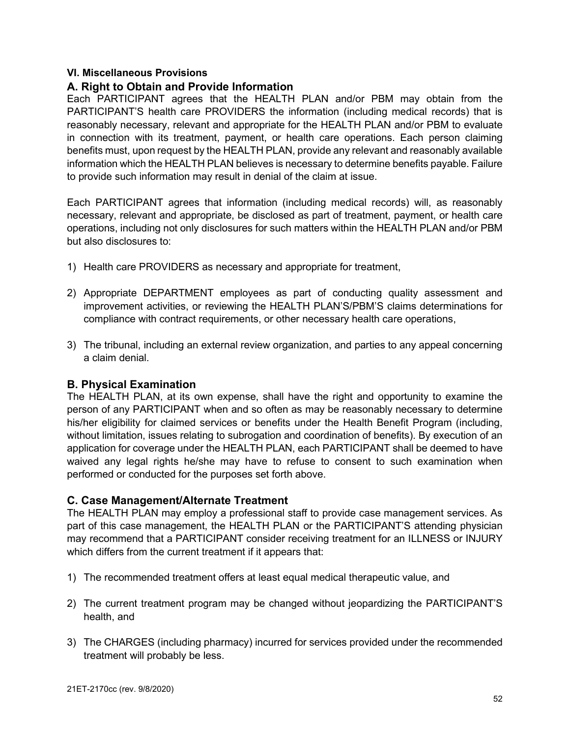### VI. Miscellaneous Provisions

## A. Right to Obtain and Provide Information

Each PARTICIPANT agrees that the HEALTH PLAN and/or PBM may obtain from the PARTICIPANT'S health care PROVIDERS the information (including medical records) that is reasonably necessary, relevant and appropriate for the HEALTH PLAN and/or PBM to evaluate in connection with its treatment, payment, or health care operations. Each person claiming benefits must, upon request by the HEALTH PLAN, provide any relevant and reasonably available information which the HEALTH PLAN believes is necessary to determine benefits payable. Failure to provide such information may result in denial of the claim at issue.

Each PARTICIPANT agrees that information (including medical records) will, as reasonably necessary, relevant and appropriate, be disclosed as part of treatment, payment, or health care operations, including not only disclosures for such matters within the HEALTH PLAN and/or PBM but also disclosures to:

1) Health care PROVIDERS as necessary and appropriate for treatment,

2) Appropriate DEPARTMENT employees as part of conducting quality assessment and improvement activities, or reviewing the HEALTH PLAN'S/PBM'S claims determinations for compliance with contract requirements, or other necessary health care operations,

3) The tribunal, including an external review organization, and parties to any appeal concerning a claim denial.

## B. Physical Examination

The HEALTH PLAN, at its own expense, shall have the right and opportunity to examine the person of any PARTICIPANT when and so often as may be reasonably necessary to determine his/her eligibility for claimed services or benefits under the Health Benefit Program (including, without limitation, issues relating to subrogation and coordination of benefits). By execution of an application for coverage under the HEALTH PLAN, each PARTICIPANT shall be deemed to have waived any legal rights he/she may have to refuse to consent to such examination when performed or conducted for the purposes set forth above.

## C. Case Management/Alternate Treatment

The HEALTH PLAN may employ a professional staff to provide case management services. As part of this case management, the HEALTH PLAN or the PARTICIPANT'S attending physician may recommend that a PARTICIPANT consider receiving treatment for an ILLNESS or INJURY which differs from the current treatment if it appears that:

1) The recommended treatment offers at least equal medical therapeutic value, and

2) The current treatment program may be changed without jeopardizing the PARTICIPANT'S health, and

3) The CHARGES (including pharmacy) incurred for services provided under the recommended treatment will probably be less.

21ET-2170cc (rev. 9/8/2020)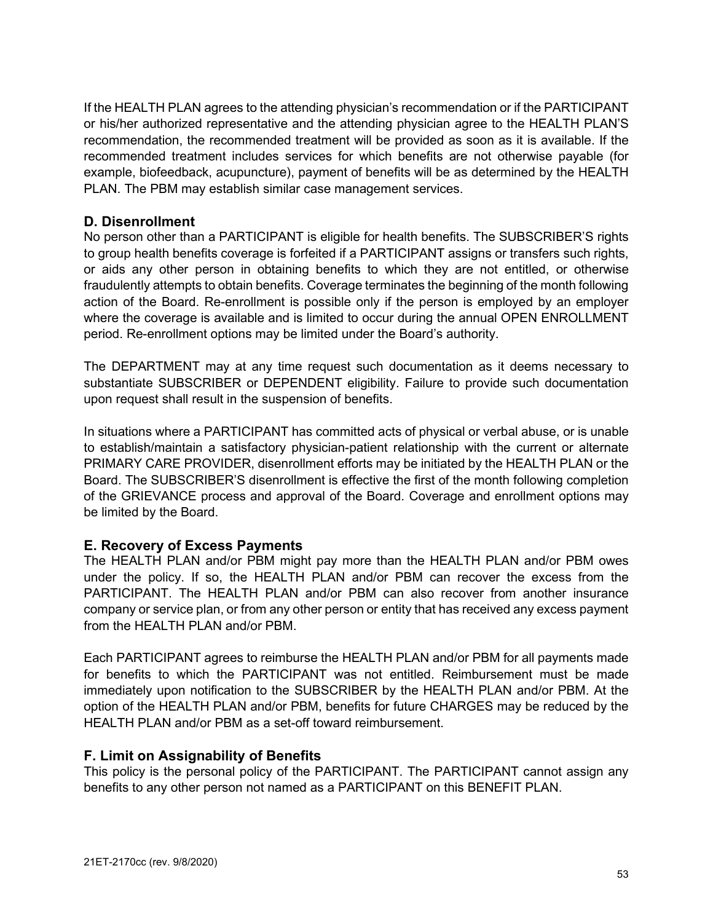If the HEALTH PLAN agrees to the attending physician's recommendation or if the PARTICIPANT or his/her authorized representative and the attending physician agree to the HEALTH PLAN'S recommendation, the recommended treatment will be provided as soon as it is available. If the recommended treatment includes services for which benefits are not otherwise payable (for example, biofeedback, acupuncture), payment of benefits will be as determined by the HEALTH PLAN. The PBM may establish similar case management services.

### D. Disenrollment

No person other than a PARTICIPANT is eligible for health benefits. The SUBSCRIBER'S rights to group health benefits coverage is forfeited if a PARTICIPANT assigns or transfers such rights, or aids any other person in obtaining benefits to which they are not entitled, or otherwise fraudulently attempts to obtain benefits. Coverage terminates the beginning of the month following action of the Board. Re-enrollment is possible only if the person is employed by an employer where the coverage is available and is limited to occur during the annual OPEN ENROLLMENT period. Re-enrollment options may be limited under the Board's authority.

The DEPARTMENT may at any time request such documentation as it deems necessary to substantiate SUBSCRIBER or DEPENDENT eligibility. Failure to provide such documentation upon request shall result in the suspension of benefits.

In situations where a PARTICIPANT has committed acts of physical or verbal abuse, or is unable to establish/maintain a satisfactory physician-patient relationship with the current or alternate PRIMARY CARE PROVIDER, disenrollment efforts may be initiated by the HEALTH PLAN or the Board. The SUBSCRIBER'S disenrollment is effective the first of the month following completion of the GRIEVANCE process and approval of the Board. Coverage and enrollment options may be limited by the Board.

### E. Recovery of Excess Payments

The HEALTH PLAN and/or PBM might pay more than the HEALTH PLAN and/or PBM owes under the policy. If so, the HEALTH PLAN and/or PBM can recover the excess from the PARTICIPANT. The HEALTH PLAN and/or PBM can also recover from another insurance company or service plan, or from any other person or entity that has received any excess payment from the HEALTH PLAN and/or PBM.

Each PARTICIPANT agrees to reimburse the HEALTH PLAN and/or PBM for all payments made for benefits to which the PARTICIPANT was not entitled. Reimbursement must be made immediately upon notification to the SUBSCRIBER by the HEALTH PLAN and/or PBM. At the option of the HEALTH PLAN and/or PBM, benefits for future CHARGES may be reduced by the HEALTH PLAN and/or PBM as a set-off toward reimbursement.

### F. Limit on Assignability of Benefits

This policy is the personal policy of the PARTICIPANT. The PARTICIPANT cannot assign any benefits to any other person not named as a PARTICIPANT on this BENEFIT PLAN.

21ET-2170cc (rev. 9/8/2020)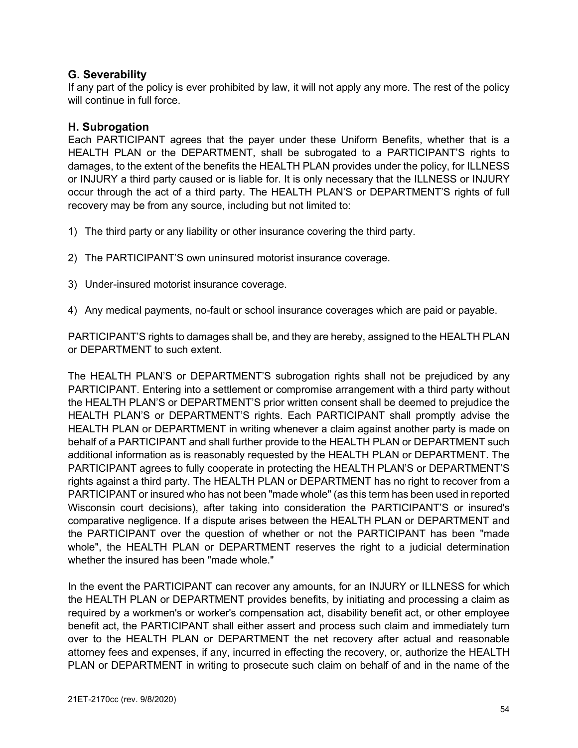## G. Severability

If any part of the policy is ever prohibited by law, it will not apply any more. The rest of the policy will continue in full force.

## H. Subrogation

Each PARTICIPANT agrees that the payer under these Uniform Benefits, whether that is a HEALTH PLAN or the DEPARTMENT, shall be subrogated to a PARTICIPANT'S rights to damages, to the extent of the benefits the HEALTH PLAN provides under the policy, for ILLNESS or INJURY a third party caused or is liable for. It is only necessary that the ILLNESS or INJURY occur through the act of a third party. The HEALTH PLAN'S or DEPARTMENT'S rights of full recovery may be from any source, including but not limited to:

1) The third party or any liability or other insurance covering the third party.

2) The PARTICIPANT'S own uninsured motorist insurance coverage.

3) Under-insured motorist insurance coverage.

4) Any medical payments, no-fault or school insurance coverages which are paid or payable.

PARTICIPANT'S rights to damages shall be, and they are hereby, assigned to the HEALTH PLAN or DEPARTMENT to such extent.

The HEALTH PLAN'S or DEPARTMENT'S subrogation rights shall not be prejudiced by any PARTICIPANT. Entering into a settlement or compromise arrangement with a third party without the HEALTH PLAN'S or DEPARTMENT'S prior written consent shall be deemed to prejudice the HEALTH PLAN'S or DEPARTMENT'S rights. Each PARTICIPANT shall promptly advise the HEALTH PLAN or DEPARTMENT in writing whenever a claim against another party is made on behalf of a PARTICIPANT and shall further provide to the HEALTH PLAN or DEPARTMENT such additional information as is reasonably requested by the HEALTH PLAN or DEPARTMENT. The PARTICIPANT agrees to fully cooperate in protecting the HEALTH PLAN'S or DEPARTMENT'S rights against a third party. The HEALTH PLAN or DEPARTMENT has no right to recover from a PARTICIPANT or insured who has not been "made whole" (as this term has been used in reported Wisconsin court decisions), after taking into consideration the PARTICIPANT'S or insured's comparative negligence. If a dispute arises between the HEALTH PLAN or DEPARTMENT and the PARTICIPANT over the question of whether or not the PARTICIPANT has been "made whole", the HEALTH PLAN or DEPARTMENT reserves the right to a judicial determination whether the insured has been "made whole."

In the event the PARTICIPANT can recover any amounts, for an INJURY or ILLNESS for which the HEALTH PLAN or DEPARTMENT provides benefits, by initiating and processing a claim as required by a workmen's or worker's compensation act, disability benefit act, or other employee benefit act, the PARTICIPANT shall either assert and process such claim and immediately turn over to the HEALTH PLAN or DEPARTMENT the net recovery after actual and reasonable attorney fees and expenses, if any, incurred in effecting the recovery, or, authorize the HEALTH PLAN or DEPARTMENT in writing to prosecute such claim on behalf of and in the name of the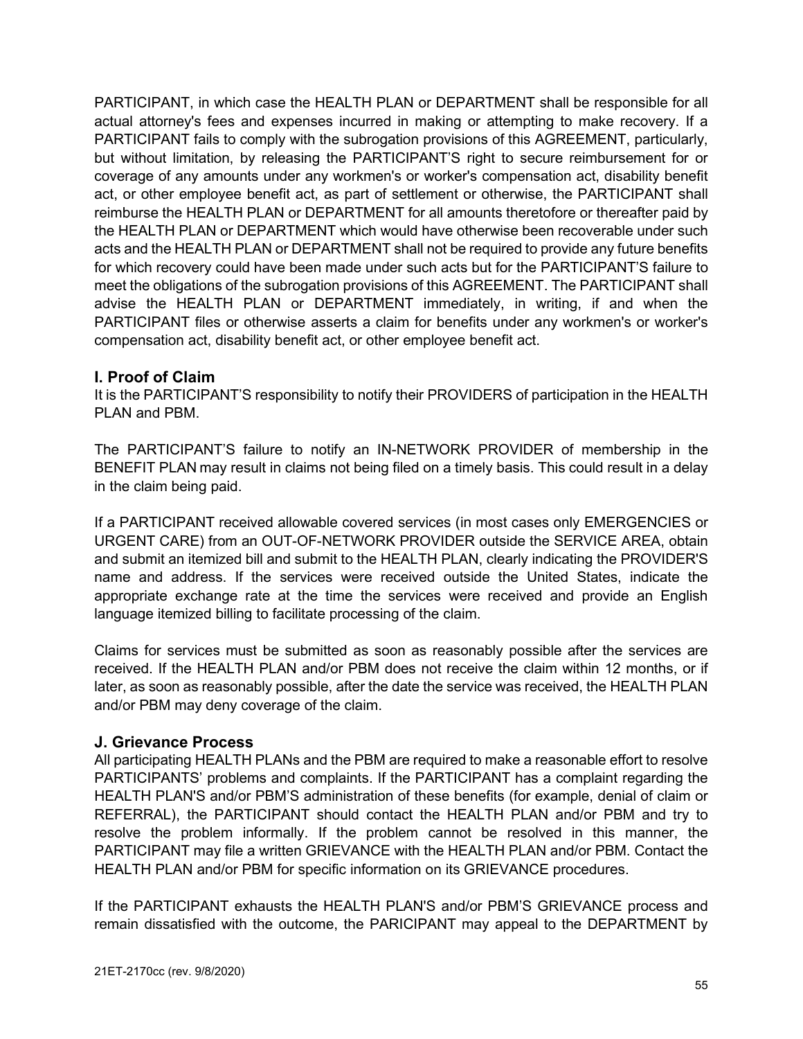PARTICIPANT, in which case the HEALTH PLAN or DEPARTMENT shall be responsible for all actual attorney's fees and expenses incurred in making or attempting to make recovery. If a PARTICIPANT fails to comply with the subrogation provisions of this AGREEMENT, particularly, but without limitation, by releasing the PARTICIPANT'S right to secure reimbursement for or coverage of any amounts under any workmen's or worker's compensation act, disability benefit act, or other employee benefit act, as part of settlement or otherwise, the PARTICIPANT shall reimburse the HEALTH PLAN or DEPARTMENT for all amounts theretofore or thereafter paid by the HEALTH PLAN or DEPARTMENT which would have otherwise been recoverable under such acts and the HEALTH PLAN or DEPARTMENT shall not be required to provide any future benefits for which recovery could have been made under such acts but for the PARTICIPANT'S failure to meet the obligations of the subrogation provisions of this AGREEMENT. The PARTICIPANT shall advise the HEALTH PLAN or DEPARTMENT immediately, in writing, if and when the PARTICIPANT files or otherwise asserts a claim for benefits under any workmen's or worker's compensation act, disability benefit act, or other employee benefit act.

### I. Proof of Claim

It is the PARTICIPANT'S responsibility to notify their PROVIDERS of participation in the HEALTH PLAN and PBM.

The PARTICIPANT'S failure to notify an IN-NETWORK PROVIDER of membership in the BENEFIT PLAN may result in claims not being filed on a timely basis. This could result in a delay in the claim being paid.

If a PARTICIPANT received allowable covered services (in most cases only EMERGENCIES or URGENT CARE) from an OUT-OF-NETWORK PROVIDER outside the SERVICE AREA, obtain and submit an itemized bill and submit to the HEALTH PLAN, clearly indicating the PROVIDER'S name and address. If the services were received outside the United States, indicate the appropriate exchange rate at the time the services were received and provide an English language itemized billing to facilitate processing of the claim.

Claims for services must be submitted as soon as reasonably possible after the services are received. If the HEALTH PLAN and/or PBM does not receive the claim within 12 months, or if later, as soon as reasonably possible, after the date the service was received, the HEALTH PLAN and/or PBM may deny coverage of the claim.

### J. Grievance Process

All participating HEALTH PLANs and the PBM are required to make a reasonable effort to resolve PARTICIPANTS' problems and complaints. If the PARTICIPANT has a complaint regarding the HEALTH PLAN'S and/or PBM'S administration of these benefits (for example, denial of claim or REFERRAL), the PARTICIPANT should contact the HEALTH PLAN and/or PBM and try to resolve the problem informally. If the problem cannot be resolved in this manner, the PARTICIPANT may file a written GRIEVANCE with the HEALTH PLAN and/or PBM. Contact the HEALTH PLAN and/or PBM for specific information on its GRIEVANCE procedures.

If the PARTICIPANT exhausts the HEALTH PLAN'S and/or PBM'S GRIEVANCE process and remain dissatisfied with the outcome, the PARICIPANT may appeal to the DEPARTMENT by

21ET-2170cc (rev. 9/8/2020)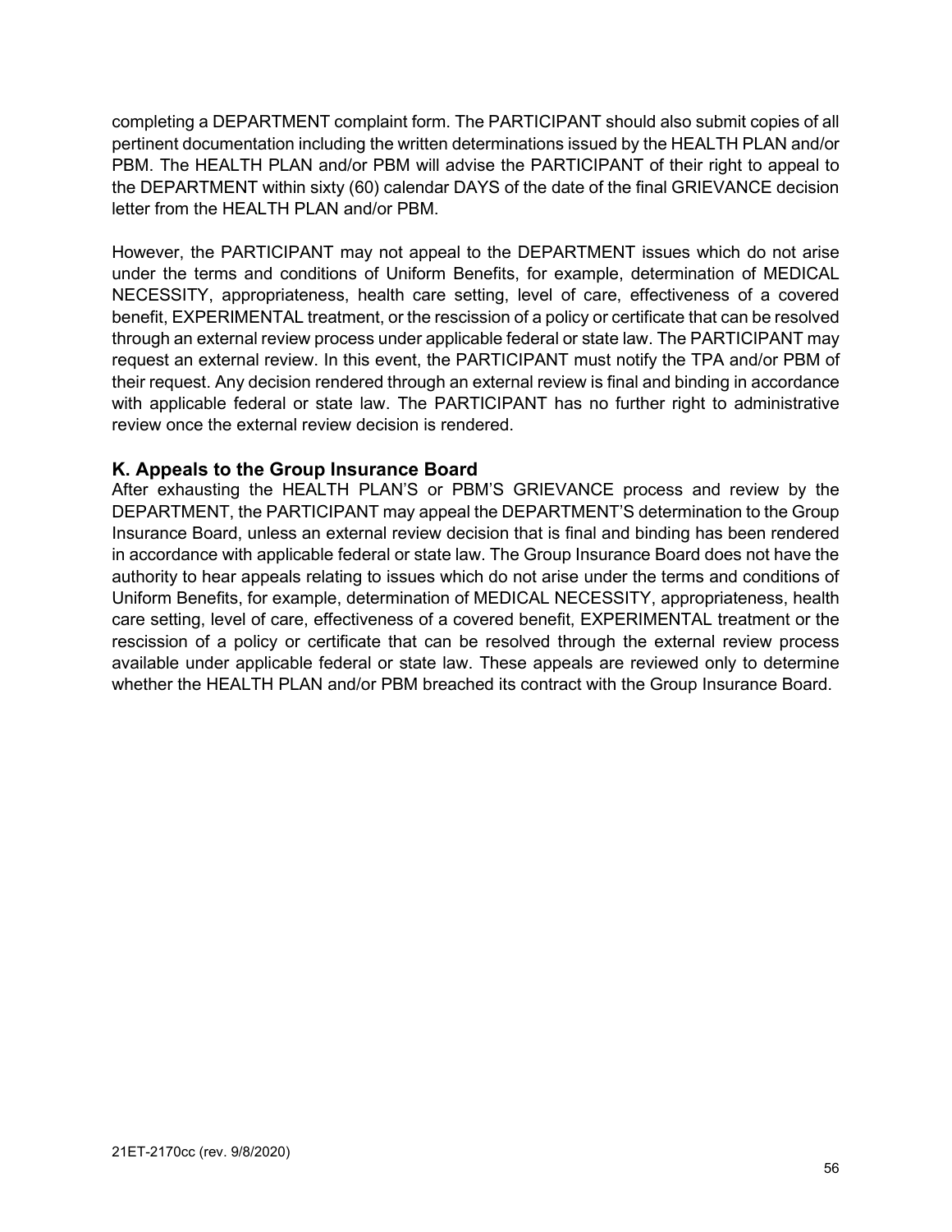completing a DEPARTMENT complaint form. The PARTICIPANT should also submit copies of all pertinent documentation including the written determinations issued by the HEALTH PLAN and/or PBM. The HEALTH PLAN and/or PBM will advise the PARTICIPANT of their right to appeal to the DEPARTMENT within sixty (60) calendar DAYS of the date of the final GRIEVANCE decision letter from the HEALTH PLAN and/or PBM.

However, the PARTICIPANT may not appeal to the DEPARTMENT issues which do not arise under the terms and conditions of Uniform Benefits, for example, determination of MEDICAL NECESSITY, appropriateness, health care setting, level of care, effectiveness of a covered benefit, EXPERIMENTAL treatment, or the rescission of a policy or certificate that can be resolved through an external review process under applicable federal or state law. The PARTICIPANT may request an external review. In this event, the PARTICIPANT must notify the TPA and/or PBM of their request. Any decision rendered through an external review is final and binding in accordance with applicable federal or state law. The PARTICIPANT has no further right to administrative review once the external review decision is rendered.

### K. Appeals to the Group Insurance Board

After exhausting the HEALTH PLAN'S or PBM'S GRIEVANCE process and review by the DEPARTMENT, the PARTICIPANT may appeal the DEPARTMENT'S determination to the Group Insurance Board, unless an external review decision that is final and binding has been rendered in accordance with applicable federal or state law. The Group Insurance Board does not have the authority to hear appeals relating to issues which do not arise under the terms and conditions of Uniform Benefits, for example, determination of MEDICAL NECESSITY, appropriateness, health care setting, level of care, effectiveness of a covered benefit, EXPERIMENTAL treatment or the rescission of a policy or certificate that can be resolved through the external review process available under applicable federal or state law. These appeals are reviewed only to determine whether the HEALTH PLAN and/or PBM breached its contract with the Group Insurance Board.